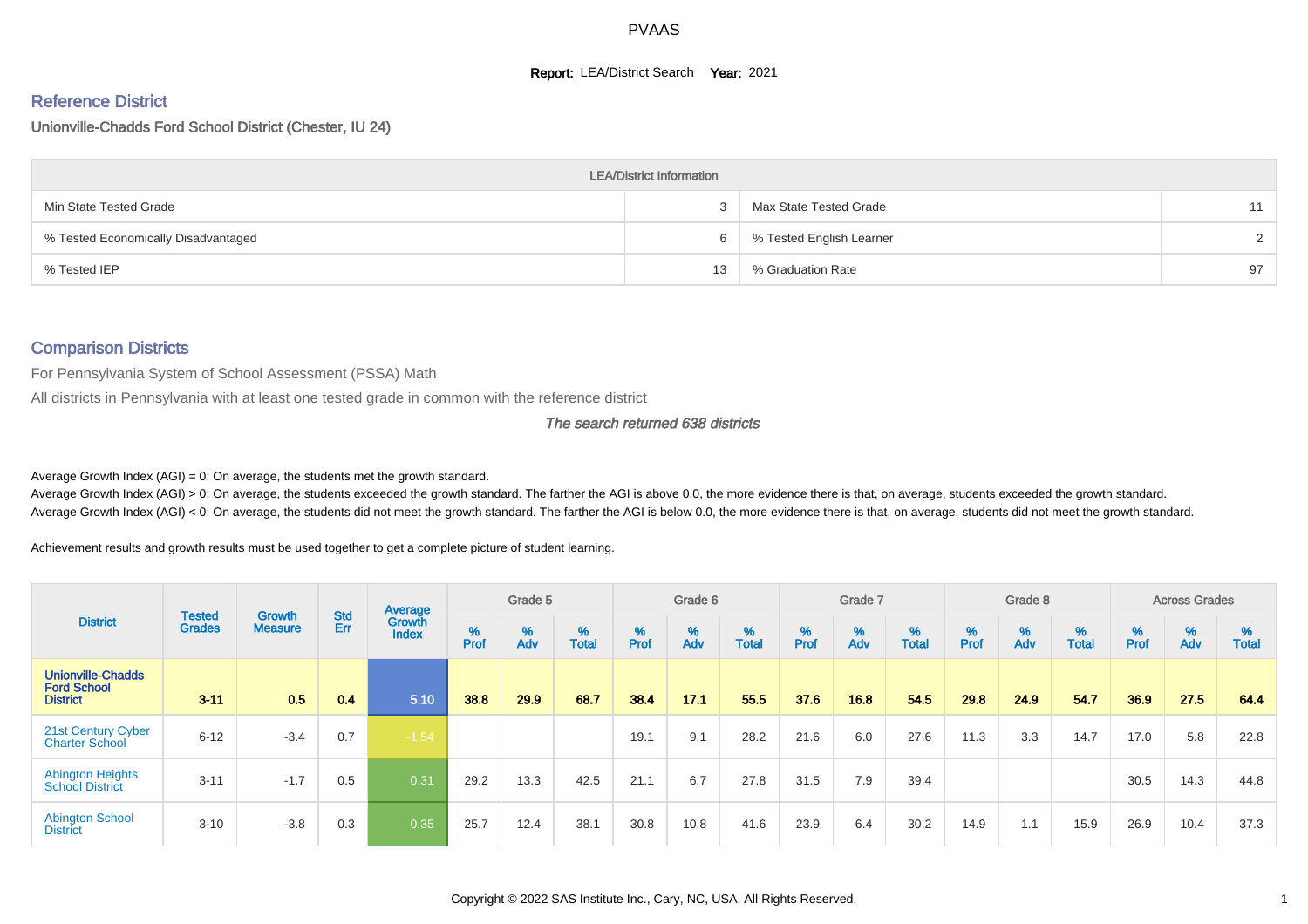# PVAAS

**Report:** LEA/District Search **Year:** 2021

## Reference District

Unionville-Chadds Ford School District (Chester, IU 24)

| LEA/District Information | | | |
|---|---|---|---|
| Min State Tested Grade | 3 | Max State Tested Grade | 11 |
| % Tested Economically Disadvantaged | 6 | % Tested English Learner | 2 |
| % Tested IEP | 13 | % Graduation Rate | 97 |

## Comparison Districts

For Pennsylvania System of School Assessment (PSSA) Math

All districts in Pennsylvania with at least one tested grade in common with the reference district

*The search returned 638 districts*

Average Growth Index (AGI) = 0: On average, the students met the growth standard.

Average Growth Index (AGI) > 0: On average, the students exceeded the growth standard. The farther the AGI is above 0.0, the more evidence there is that, on average, students exceeded the growth standard.

Average Growth Index (AGI) < 0: On average, the students did not meet the growth standard. The farther the AGI is below 0.0, the more evidence there is that, on average, students did not meet the growth standard.

Achievement results and growth results must be used together to get a complete picture of student learning.

| District | Tested Grades | Growth Measure | Std Err | Average Growth Index | Grade 5 | | | Grade 6 | | | Grade 7 | | | Grade 8 | | | Across Grades | | |
|---|---|---|---|---|---|---|---|---|---|---|---|---|---|---|---|---|---|---|---|
| | | | | | % Prof | % Adv | % Total | % Prof | % Adv | % Total | % Prof | % Adv | % Total | % Prof | % Adv | % Total | % Prof | % Adv | % Total |
| **Unionville-Chadds Ford School District** | **3-11** | **0.5** | **0.4** | **5.10** | **38.8** | **29.9** | **68.7** | **38.4** | **17.1** | **55.5** | **37.6** | **16.8** | **54.5** | **29.8** | **24.9** | **54.7** | **36.9** | **27.5** | **64.4** |
| 21st Century Cyber Charter School | 6-12 | -3.4 | 0.7 | -1.54 | | | | 19.1 | 9.1 | 28.2 | 21.6 | 6.0 | 27.6 | 11.3 | 3.3 | 14.7 | 17.0 | 5.8 | 22.8 |
| Abington Heights School District | 3-11 | -1.7 | 0.5 | 0.31 | 29.2 | 13.3 | 42.5 | 21.1 | 6.7 | 27.8 | 31.5 | 7.9 | 39.4 | | | | 30.5 | 14.3 | 44.8 |
| Abington School District | 3-10 | -3.8 | 0.3 | 0.35 | 25.7 | 12.4 | 38.1 | 30.8 | 10.8 | 41.6 | 23.9 | 6.4 | 30.2 | 14.9 | 1.1 | 15.9 | 26.9 | 10.4 | 37.3 |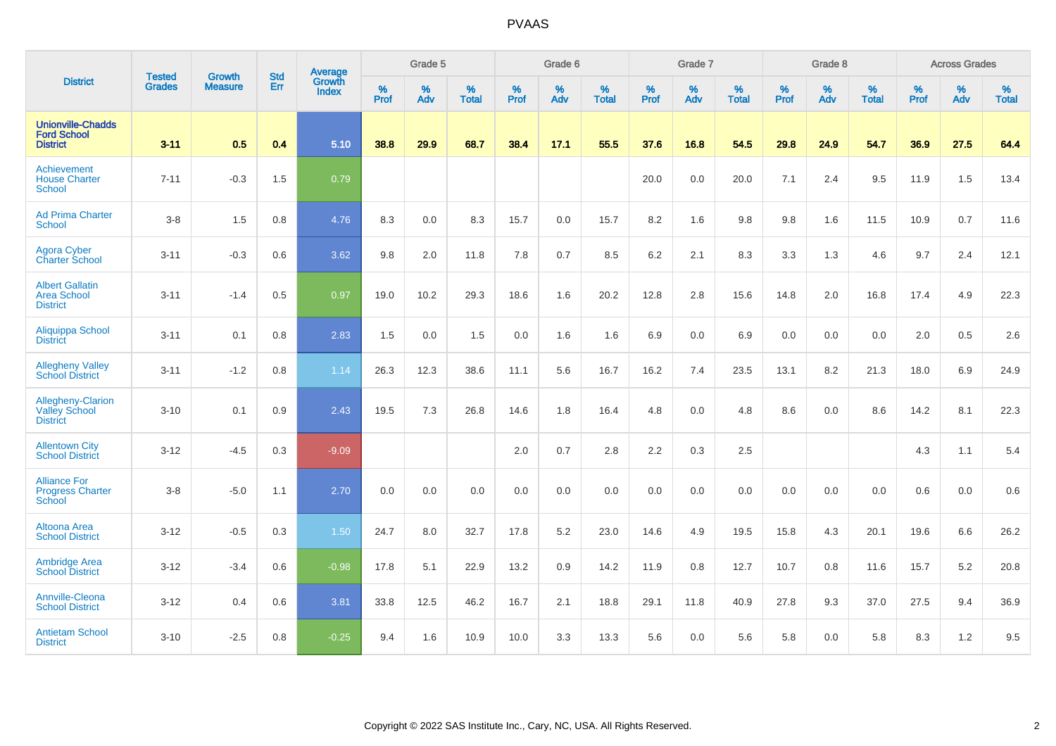# PVAAS

| District | Tested Grades | Growth Measure | Std Err | Average Growth Index | Grade 5 | | | Grade 6 | | | Grade 7 | | | Grade 8 | | | Across Grades | | |
|---|---|---|---|---|---|---|---|---|---|---|---|---|---|---|---|---|---|---|---|
| | | | | | % Prof | % Adv | % Total | % Prof | % Adv | % Total | % Prof | % Adv | % Total | % Prof | % Adv | % Total | % Prof | % Adv | % Total |
| **Unionville-Chadds Ford School District** | **3-11** | **0.5** | **0.4** | **5.10** | **38.8** | **29.9** | **68.7** | **38.4** | **17.1** | **55.5** | **37.6** | **16.8** | **54.5** | **29.8** | **24.9** | **54.7** | **36.9** | **27.5** | **64.4** |
| Achievement House Charter School | 7-11 | -0.3 | 1.5 | 0.79 | | | | | | | 20.0 | 0.0 | 20.0 | 7.1 | 2.4 | 9.5 | 11.9 | 1.5 | 13.4 |
| Ad Prima Charter School | 3-8 | 1.5 | 0.8 | 4.76 | 8.3 | 0.0 | 8.3 | 15.7 | 0.0 | 15.7 | 8.2 | 1.6 | 9.8 | 9.8 | 1.6 | 11.5 | 10.9 | 0.7 | 11.6 |
| Agora Cyber Charter School | 3-11 | -0.3 | 0.6 | 3.62 | 9.8 | 2.0 | 11.8 | 7.8 | 0.7 | 8.5 | 6.2 | 2.1 | 8.3 | 3.3 | 1.3 | 4.6 | 9.7 | 2.4 | 12.1 |
| Albert Gallatin Area School District | 3-11 | -1.4 | 0.5 | 0.97 | 19.0 | 10.2 | 29.3 | 18.6 | 1.6 | 20.2 | 12.8 | 2.8 | 15.6 | 14.8 | 2.0 | 16.8 | 17.4 | 4.9 | 22.3 |
| Aliquippa School District | 3-11 | 0.1 | 0.8 | 2.83 | 1.5 | 0.0 | 1.5 | 0.0 | 1.6 | 1.6 | 6.9 | 0.0 | 6.9 | 0.0 | 0.0 | 0.0 | 2.0 | 0.5 | 2.6 |
| Allegheny Valley School District | 3-11 | -1.2 | 0.8 | 1.14 | 26.3 | 12.3 | 38.6 | 11.1 | 5.6 | 16.7 | 16.2 | 7.4 | 23.5 | 13.1 | 8.2 | 21.3 | 18.0 | 6.9 | 24.9 |
| Allegheny-Clarion Valley School District | 3-10 | 0.1 | 0.9 | 2.43 | 19.5 | 7.3 | 26.8 | 14.6 | 1.8 | 16.4 | 4.8 | 0.0 | 4.8 | 8.6 | 0.0 | 8.6 | 14.2 | 8.1 | 22.3 |
| Allentown City School District | 3-12 | -4.5 | 0.3 | -9.09 | | | | 2.0 | 0.7 | 2.8 | 2.2 | 0.3 | 2.5 | | | | 4.3 | 1.1 | 5.4 |
| Alliance For Progress Charter School | 3-8 | -5.0 | 1.1 | 2.70 | 0.0 | 0.0 | 0.0 | 0.0 | 0.0 | 0.0 | 0.0 | 0.0 | 0.0 | 0.0 | 0.0 | 0.0 | 0.6 | 0.0 | 0.6 |
| Altoona Area School District | 3-12 | -0.5 | 0.3 | 1.50 | 24.7 | 8.0 | 32.7 | 17.8 | 5.2 | 23.0 | 14.6 | 4.9 | 19.5 | 15.8 | 4.3 | 20.1 | 19.6 | 6.6 | 26.2 |
| Ambridge Area School District | 3-12 | -3.4 | 0.6 | -0.98 | 17.8 | 5.1 | 22.9 | 13.2 | 0.9 | 14.2 | 11.9 | 0.8 | 12.7 | 10.7 | 0.8 | 11.6 | 15.7 | 5.2 | 20.8 |
| Annville-Cleona School District | 3-12 | 0.4 | 0.6 | 3.81 | 33.8 | 12.5 | 46.2 | 16.7 | 2.1 | 18.8 | 29.1 | 11.8 | 40.9 | 27.8 | 9.3 | 37.0 | 27.5 | 9.4 | 36.9 |
| Antietam School District | 3-10 | -2.5 | 0.8 | -0.25 | 9.4 | 1.6 | 10.9 | 10.0 | 3.3 | 13.3 | 5.6 | 0.0 | 5.6 | 5.8 | 0.0 | 5.8 | 8.3 | 1.2 | 9.5 |

Copyright © 2022 SAS Institute Inc., Cary, NC, USA. All Rights Reserved.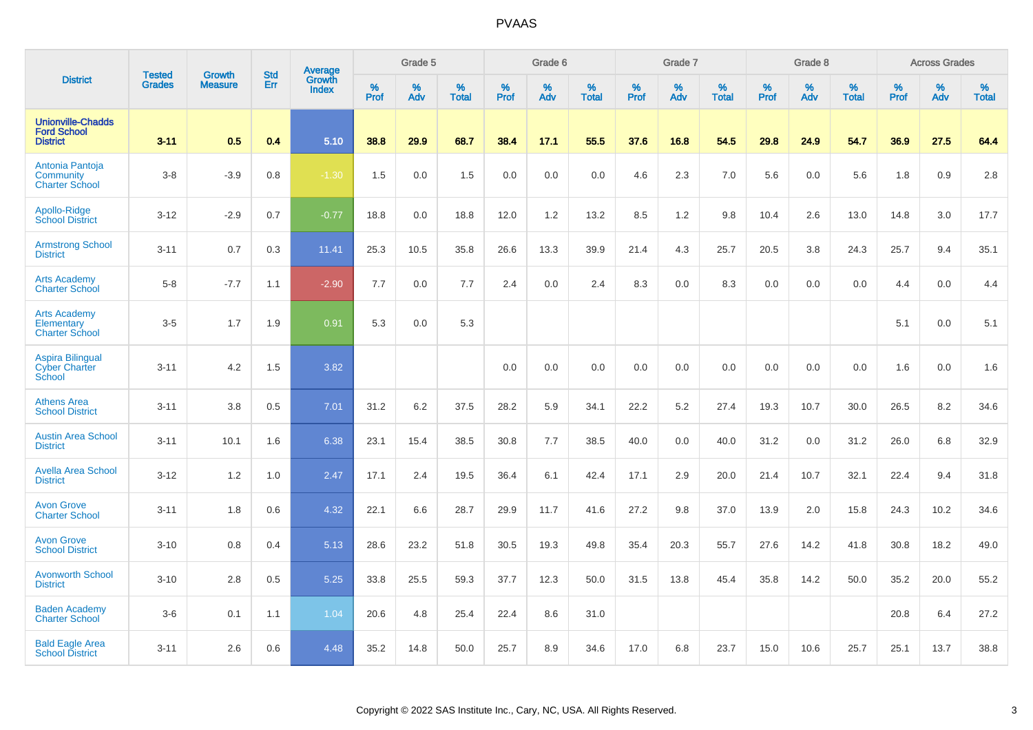| District | Tested Grades | Growth Measure | Std Err | Average Growth Index | Grade 5 | | | Grade 6 | | | Grade 7 | | | Grade 8 | | | Across Grades | | |
|---|---|---|---|---|---|---|---|---|---|---|---|---|---|---|---|---|---|---|---|
| | | | | | % Prof | % Adv | % Total | % Prof | % Adv | % Total | % Prof | % Adv | % Total | % Prof | % Adv | % Total | % Prof | % Adv | % Total |
| **Unionville-Chadds Ford School District** | **3-11** | **0.5** | **0.4** | **5.10** | **38.8** | **29.9** | **68.7** | **38.4** | **17.1** | **55.5** | **37.6** | **16.8** | **54.5** | **29.8** | **24.9** | **54.7** | **36.9** | **27.5** | **64.4** |
| Antonia Pantoja Community Charter School | 3-8 | -3.9 | 0.8 | -1.30 | 1.5 | 0.0 | 1.5 | 0.0 | 0.0 | 0.0 | 4.6 | 2.3 | 7.0 | 5.6 | 0.0 | 5.6 | 1.8 | 0.9 | 2.8 |
| Apollo-Ridge School District | 3-12 | -2.9 | 0.7 | -0.77 | 18.8 | 0.0 | 18.8 | 12.0 | 1.2 | 13.2 | 8.5 | 1.2 | 9.8 | 10.4 | 2.6 | 13.0 | 14.8 | 3.0 | 17.7 |
| Armstrong School District | 3-11 | 0.7 | 0.3 | 11.41 | 25.3 | 10.5 | 35.8 | 26.6 | 13.3 | 39.9 | 21.4 | 4.3 | 25.7 | 20.5 | 3.8 | 24.3 | 25.7 | 9.4 | 35.1 |
| Arts Academy Charter School | 5-8 | -7.7 | 1.1 | -2.90 | 7.7 | 0.0 | 7.7 | 2.4 | 0.0 | 2.4 | 8.3 | 0.0 | 8.3 | 0.0 | 0.0 | 0.0 | 4.4 | 0.0 | 4.4 |
| Arts Academy Elementary Charter School | 3-5 | 1.7 | 1.9 | 0.91 | 5.3 | 0.0 | 5.3 | | | | | | | | | | 5.1 | 0.0 | 5.1 |
| Aspira Bilingual Cyber Charter School | 3-11 | 4.2 | 1.5 | 3.82 | | | | 0.0 | 0.0 | 0.0 | 0.0 | 0.0 | 0.0 | 0.0 | 0.0 | 0.0 | 1.6 | 0.0 | 1.6 |
| Athens Area School District | 3-11 | 3.8 | 0.5 | 7.01 | 31.2 | 6.2 | 37.5 | 28.2 | 5.9 | 34.1 | 22.2 | 5.2 | 27.4 | 19.3 | 10.7 | 30.0 | 26.5 | 8.2 | 34.6 |
| Austin Area School District | 3-11 | 10.1 | 1.6 | 6.38 | 23.1 | 15.4 | 38.5 | 30.8 | 7.7 | 38.5 | 40.0 | 0.0 | 40.0 | 31.2 | 0.0 | 31.2 | 26.0 | 6.8 | 32.9 |
| Avella Area School District | 3-12 | 1.2 | 1.0 | 2.47 | 17.1 | 2.4 | 19.5 | 36.4 | 6.1 | 42.4 | 17.1 | 2.9 | 20.0 | 21.4 | 10.7 | 32.1 | 22.4 | 9.4 | 31.8 |
| Avon Grove Charter School | 3-11 | 1.8 | 0.6 | 4.32 | 22.1 | 6.6 | 28.7 | 29.9 | 11.7 | 41.6 | 27.2 | 9.8 | 37.0 | 13.9 | 2.0 | 15.8 | 24.3 | 10.2 | 34.6 |
| Avon Grove School District | 3-10 | 0.8 | 0.4 | 5.13 | 28.6 | 23.2 | 51.8 | 30.5 | 19.3 | 49.8 | 35.4 | 20.3 | 55.7 | 27.6 | 14.2 | 41.8 | 30.8 | 18.2 | 49.0 |
| Avonworth School District | 3-10 | 2.8 | 0.5 | 5.25 | 33.8 | 25.5 | 59.3 | 37.7 | 12.3 | 50.0 | 31.5 | 13.8 | 45.4 | 35.8 | 14.2 | 50.0 | 35.2 | 20.0 | 55.2 |
| Baden Academy Charter School | 3-6 | 0.1 | 1.1 | 1.04 | 20.6 | 4.8 | 25.4 | 22.4 | 8.6 | 31.0 | | | | | | | 20.8 | 6.4 | 27.2 |
| Bald Eagle Area School District | 3-11 | 2.6 | 0.6 | 4.48 | 35.2 | 14.8 | 50.0 | 25.7 | 8.9 | 34.6 | 17.0 | 6.8 | 23.7 | 15.0 | 10.6 | 25.7 | 25.1 | 13.7 | 38.8 |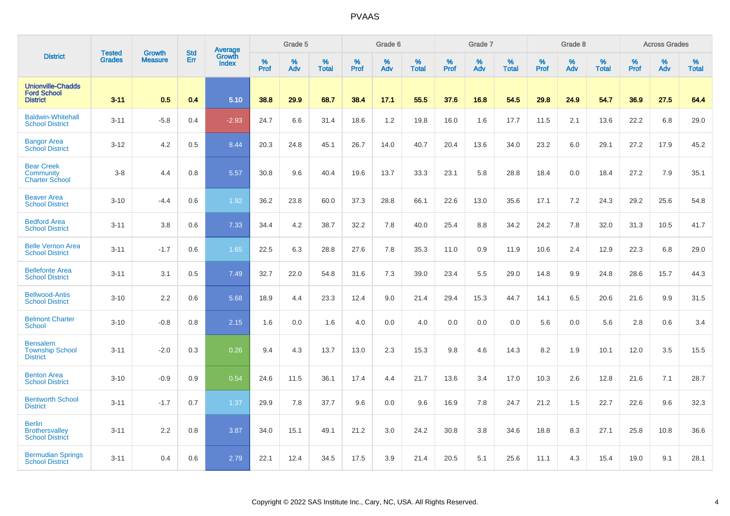# PVAAS

| District | Tested Grades | Growth Measure | Std Err | Average Growth Index | Grade 5 | | | Grade 6 | | | Grade 7 | | | Grade 8 | | | Across Grades | | |
|---|---|---|---|---|---|---|---|---|---|---|---|---|---|---|---|---|---|---|---|
| | | | | | % Prof | % Adv | % Total | % Prof | % Adv | % Total | % Prof | % Adv | % Total | % Prof | % Adv | % Total | % Prof | % Adv | % Total |
| **Unionville-Chadds Ford School District** | **3-11** | **0.5** | **0.4** | **5.10** | **38.8** | **29.9** | **68.7** | **38.4** | **17.1** | **55.5** | **37.6** | **16.8** | **54.5** | **29.8** | **24.9** | **54.7** | **36.9** | **27.5** | **64.4** |
| Baldwin-Whitehall School District | 3-11 | -5.8 | 0.4 | -2.93 | 24.7 | 6.6 | 31.4 | 18.6 | 1.2 | 19.8 | 16.0 | 1.6 | 17.7 | 11.5 | 2.1 | 13.6 | 22.2 | 6.8 | 29.0 |
| Bangor Area School District | 3-12 | 4.2 | 0.5 | 8.44 | 20.3 | 24.8 | 45.1 | 26.7 | 14.0 | 40.7 | 20.4 | 13.6 | 34.0 | 23.2 | 6.0 | 29.1 | 27.2 | 17.9 | 45.2 |
| Bear Creek Community Charter School | 3-8 | 4.4 | 0.8 | 5.57 | 30.8 | 9.6 | 40.4 | 19.6 | 13.7 | 33.3 | 23.1 | 5.8 | 28.8 | 18.4 | 0.0 | 18.4 | 27.2 | 7.9 | 35.1 |
| Beaver Area School District | 3-10 | -4.4 | 0.6 | 1.92 | 36.2 | 23.8 | 60.0 | 37.3 | 28.8 | 66.1 | 22.6 | 13.0 | 35.6 | 17.1 | 7.2 | 24.3 | 29.2 | 25.6 | 54.8 |
| Bedford Area School District | 3-11 | 3.8 | 0.6 | 7.33 | 34.4 | 4.2 | 38.7 | 32.2 | 7.8 | 40.0 | 25.4 | 8.8 | 34.2 | 24.2 | 7.8 | 32.0 | 31.3 | 10.5 | 41.7 |
| Belle Vernon Area School District | 3-11 | -1.7 | 0.6 | 1.65 | 22.5 | 6.3 | 28.8 | 27.6 | 7.8 | 35.3 | 11.0 | 0.9 | 11.9 | 10.6 | 2.4 | 12.9 | 22.3 | 6.8 | 29.0 |
| Bellefonte Area School District | 3-11 | 3.1 | 0.5 | 7.49 | 32.7 | 22.0 | 54.8 | 31.6 | 7.3 | 39.0 | 23.4 | 5.5 | 29.0 | 14.8 | 9.9 | 24.8 | 28.6 | 15.7 | 44.3 |
| Bellwood-Antis School District | 3-10 | 2.2 | 0.6 | 5.68 | 18.9 | 4.4 | 23.3 | 12.4 | 9.0 | 21.4 | 29.4 | 15.3 | 44.7 | 14.1 | 6.5 | 20.6 | 21.6 | 9.9 | 31.5 |
| Belmont Charter School | 3-10 | -0.8 | 0.8 | 2.15 | 1.6 | 0.0 | 1.6 | 4.0 | 0.0 | 4.0 | 0.0 | 0.0 | 0.0 | 5.6 | 0.0 | 5.6 | 2.8 | 0.6 | 3.4 |
| Bensalem Township School District | 3-11 | -2.0 | 0.3 | 0.26 | 9.4 | 4.3 | 13.7 | 13.0 | 2.3 | 15.3 | 9.8 | 4.6 | 14.3 | 8.2 | 1.9 | 10.1 | 12.0 | 3.5 | 15.5 |
| Benton Area School District | 3-10 | -0.9 | 0.9 | 0.54 | 24.6 | 11.5 | 36.1 | 17.4 | 4.4 | 21.7 | 13.6 | 3.4 | 17.0 | 10.3 | 2.6 | 12.8 | 21.6 | 7.1 | 28.7 |
| Bentworth School District | 3-11 | -1.7 | 0.7 | 1.37 | 29.9 | 7.8 | 37.7 | 9.6 | 0.0 | 9.6 | 16.9 | 7.8 | 24.7 | 21.2 | 1.5 | 22.7 | 22.6 | 9.6 | 32.3 |
| Berlin Brothersvalley School District | 3-11 | 2.2 | 0.8 | 3.87 | 34.0 | 15.1 | 49.1 | 21.2 | 3.0 | 24.2 | 30.8 | 3.8 | 34.6 | 18.8 | 8.3 | 27.1 | 25.8 | 10.8 | 36.6 |
| Bermudian Springs School District | 3-11 | 0.4 | 0.6 | 2.79 | 22.1 | 12.4 | 34.5 | 17.5 | 3.9 | 21.4 | 20.5 | 5.1 | 25.6 | 11.1 | 4.3 | 15.4 | 19.0 | 9.1 | 28.1 |

Copyright © 2022 SAS Institute Inc., Cary, NC, USA. All Rights Reserved.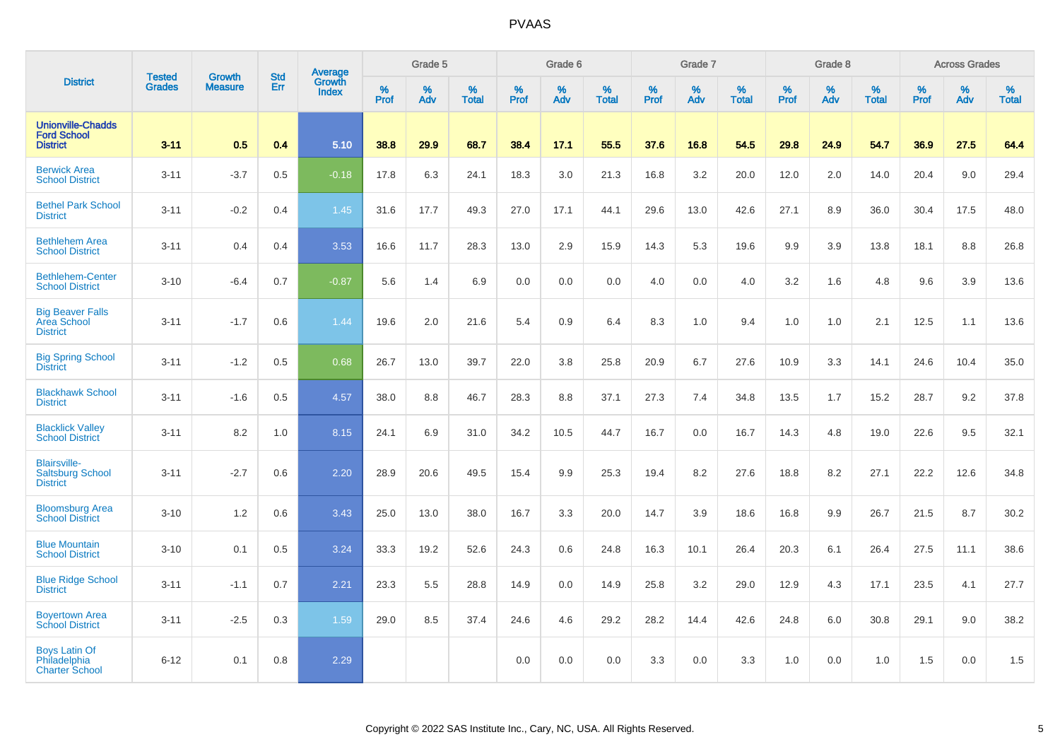| District | Tested Grades | Growth Measure | Std Err | Average Growth Index | Grade 5 | | | Grade 6 | | | Grade 7 | | | Grade 8 | | | Across Grades | | |
|---|---|---|---|---|---|---|---|---|---|---|---|---|---|---|---|---|---|---|---|
| | | | | | % Prof | % Adv | % Total | % Prof | % Adv | % Total | % Prof | % Adv | % Total | % Prof | % Adv | % Total | % Prof | % Adv | % Total |
| **Unionville-Chadds Ford School District** | **3-11** | **0.5** | **0.4** | **5.10** | **38.8** | **29.9** | **68.7** | **38.4** | **17.1** | **55.5** | **37.6** | **16.8** | **54.5** | **29.8** | **24.9** | **54.7** | **36.9** | **27.5** | **64.4** |
| Berwick Area School District | 3-11 | -3.7 | 0.5 | -0.18 | 17.8 | 6.3 | 24.1 | 18.3 | 3.0 | 21.3 | 16.8 | 3.2 | 20.0 | 12.0 | 2.0 | 14.0 | 20.4 | 9.0 | 29.4 |
| Bethel Park School District | 3-11 | -0.2 | 0.4 | 1.45 | 31.6 | 17.7 | 49.3 | 27.0 | 17.1 | 44.1 | 29.6 | 13.0 | 42.6 | 27.1 | 8.9 | 36.0 | 30.4 | 17.5 | 48.0 |
| Bethlehem Area School District | 3-11 | 0.4 | 0.4 | 3.53 | 16.6 | 11.7 | 28.3 | 13.0 | 2.9 | 15.9 | 14.3 | 5.3 | 19.6 | 9.9 | 3.9 | 13.8 | 18.1 | 8.8 | 26.8 |
| Bethlehem-Center School District | 3-10 | -6.4 | 0.7 | -0.87 | 5.6 | 1.4 | 6.9 | 0.0 | 0.0 | 0.0 | 4.0 | 0.0 | 4.0 | 3.2 | 1.6 | 4.8 | 9.6 | 3.9 | 13.6 |
| Big Beaver Falls Area School District | 3-11 | -1.7 | 0.6 | 1.44 | 19.6 | 2.0 | 21.6 | 5.4 | 0.9 | 6.4 | 8.3 | 1.0 | 9.4 | 1.0 | 1.0 | 2.1 | 12.5 | 1.1 | 13.6 |
| Big Spring School District | 3-11 | -1.2 | 0.5 | 0.68 | 26.7 | 13.0 | 39.7 | 22.0 | 3.8 | 25.8 | 20.9 | 6.7 | 27.6 | 10.9 | 3.3 | 14.1 | 24.6 | 10.4 | 35.0 |
| Blackhawk School District | 3-11 | -1.6 | 0.5 | 4.57 | 38.0 | 8.8 | 46.7 | 28.3 | 8.8 | 37.1 | 27.3 | 7.4 | 34.8 | 13.5 | 1.7 | 15.2 | 28.7 | 9.2 | 37.8 |
| Blacklick Valley School District | 3-11 | 8.2 | 1.0 | 8.15 | 24.1 | 6.9 | 31.0 | 34.2 | 10.5 | 44.7 | 16.7 | 0.0 | 16.7 | 14.3 | 4.8 | 19.0 | 22.6 | 9.5 | 32.1 |
| Blairsville-Saltsburg School District | 3-11 | -2.7 | 0.6 | 2.20 | 28.9 | 20.6 | 49.5 | 15.4 | 9.9 | 25.3 | 19.4 | 8.2 | 27.6 | 18.8 | 8.2 | 27.1 | 22.2 | 12.6 | 34.8 |
| Bloomsburg Area School District | 3-10 | 1.2 | 0.6 | 3.43 | 25.0 | 13.0 | 38.0 | 16.7 | 3.3 | 20.0 | 14.7 | 3.9 | 18.6 | 16.8 | 9.9 | 26.7 | 21.5 | 8.7 | 30.2 |
| Blue Mountain School District | 3-10 | 0.1 | 0.5 | 3.24 | 33.3 | 19.2 | 52.6 | 24.3 | 0.6 | 24.8 | 16.3 | 10.1 | 26.4 | 20.3 | 6.1 | 26.4 | 27.5 | 11.1 | 38.6 |
| Blue Ridge School District | 3-11 | -1.1 | 0.7 | 2.21 | 23.3 | 5.5 | 28.8 | 14.9 | 0.0 | 14.9 | 25.8 | 3.2 | 29.0 | 12.9 | 4.3 | 17.1 | 23.5 | 4.1 | 27.7 |
| Boyertown Area School District | 3-11 | -2.5 | 0.3 | 1.59 | 29.0 | 8.5 | 37.4 | 24.6 | 4.6 | 29.2 | 28.2 | 14.4 | 42.6 | 24.8 | 6.0 | 30.8 | 29.1 | 9.0 | 38.2 |
| Boys Latin Of Philadelphia Charter School | 6-12 | 0.1 | 0.8 | 2.29 | | | | 0.0 | 0.0 | 0.0 | 3.3 | 0.0 | 3.3 | 1.0 | 0.0 | 1.0 | 1.5 | 0.0 | 1.5 |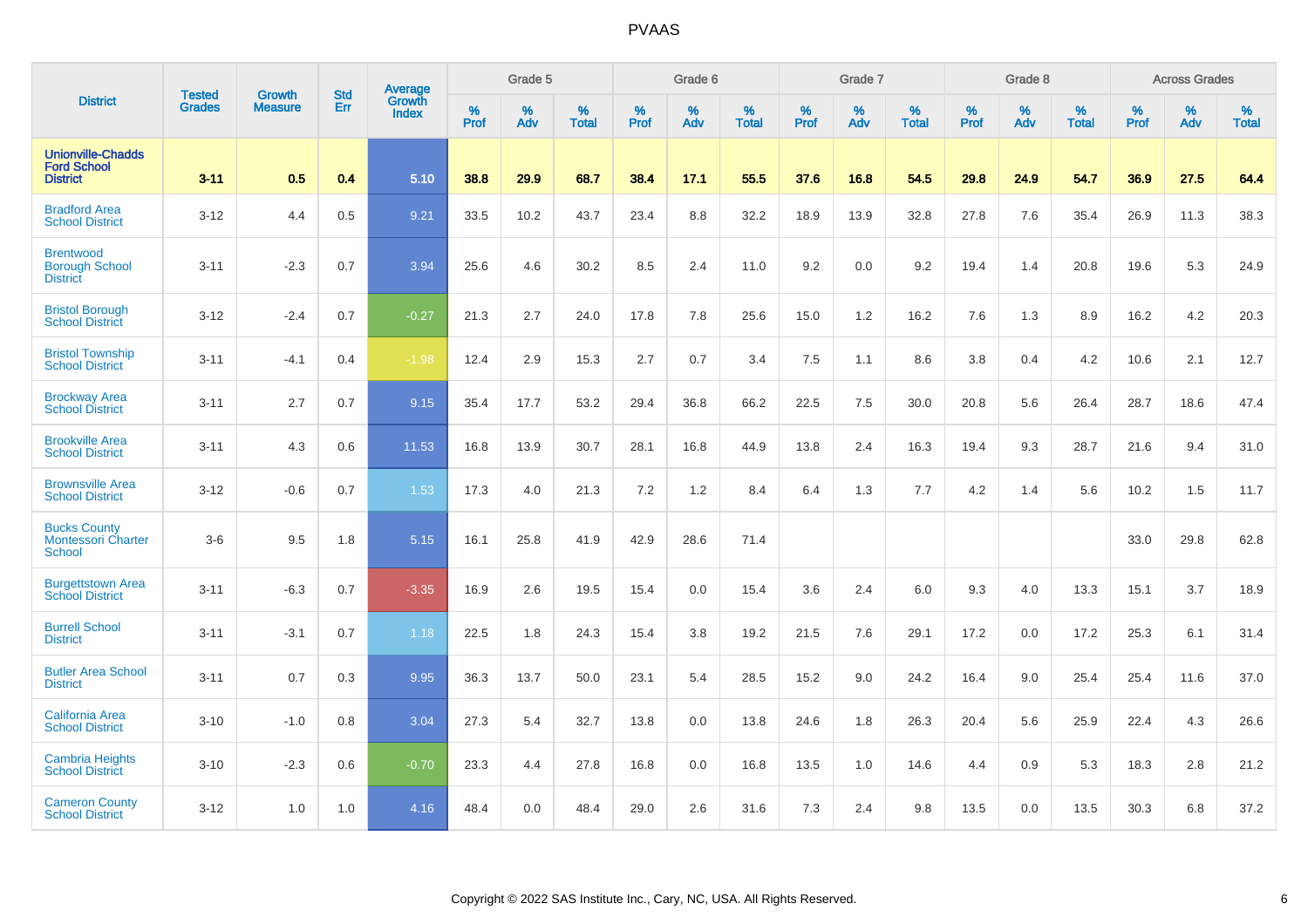# PVAAS

| District | Tested Grades | Growth Measure | Std Err | Average Growth Index | Grade 5 | | | Grade 6 | | | Grade 7 | | | Grade 8 | | | Across Grades | | |
|---|---|---|---|---|---|---|---|---|---|---|---|---|---|---|---|---|---|---|---|
| | | | | | % Prof | % Adv | % Total | % Prof | % Adv | % Total | % Prof | % Adv | % Total | % Prof | % Adv | % Total | % Prof | % Adv | % Total |
| **Unionville-Chadds Ford School District** | **3-11** | **0.5** | **0.4** | **5.10** | **38.8** | **29.9** | **68.7** | **38.4** | **17.1** | **55.5** | **37.6** | **16.8** | **54.5** | **29.8** | **24.9** | **54.7** | **36.9** | **27.5** | **64.4** |
| Bradford Area School District | 3-12 | 4.4 | 0.5 | 9.21 | 33.5 | 10.2 | 43.7 | 23.4 | 8.8 | 32.2 | 18.9 | 13.9 | 32.8 | 27.8 | 7.6 | 35.4 | 26.9 | 11.3 | 38.3 |
| Brentwood Borough School District | 3-11 | -2.3 | 0.7 | 3.94 | 25.6 | 4.6 | 30.2 | 8.5 | 2.4 | 11.0 | 9.2 | 0.0 | 9.2 | 19.4 | 1.4 | 20.8 | 19.6 | 5.3 | 24.9 |
| Bristol Borough School District | 3-12 | -2.4 | 0.7 | -0.27 | 21.3 | 2.7 | 24.0 | 17.8 | 7.8 | 25.6 | 15.0 | 1.2 | 16.2 | 7.6 | 1.3 | 8.9 | 16.2 | 4.2 | 20.3 |
| Bristol Township School District | 3-11 | -4.1 | 0.4 | -1.98 | 12.4 | 2.9 | 15.3 | 2.7 | 0.7 | 3.4 | 7.5 | 1.1 | 8.6 | 3.8 | 0.4 | 4.2 | 10.6 | 2.1 | 12.7 |
| Brockway Area School District | 3-11 | 2.7 | 0.7 | 9.15 | 35.4 | 17.7 | 53.2 | 29.4 | 36.8 | 66.2 | 22.5 | 7.5 | 30.0 | 20.8 | 5.6 | 26.4 | 28.7 | 18.6 | 47.4 |
| Brookville Area School District | 3-11 | 4.3 | 0.6 | 11.53 | 16.8 | 13.9 | 30.7 | 28.1 | 16.8 | 44.9 | 13.8 | 2.4 | 16.3 | 19.4 | 9.3 | 28.7 | 21.6 | 9.4 | 31.0 |
| Brownsville Area School District | 3-12 | -0.6 | 0.7 | 1.53 | 17.3 | 4.0 | 21.3 | 7.2 | 1.2 | 8.4 | 6.4 | 1.3 | 7.7 | 4.2 | 1.4 | 5.6 | 10.2 | 1.5 | 11.7 |
| Bucks County Montessori Charter School | 3-6 | 9.5 | 1.8 | 5.15 | 16.1 | 25.8 | 41.9 | 42.9 | 28.6 | 71.4 | | | | | | | 33.0 | 29.8 | 62.8 |
| Burgettstown Area School District | 3-11 | -6.3 | 0.7 | -3.35 | 16.9 | 2.6 | 19.5 | 15.4 | 0.0 | 15.4 | 3.6 | 2.4 | 6.0 | 9.3 | 4.0 | 13.3 | 15.1 | 3.7 | 18.9 |
| Burrell School District | 3-11 | -3.1 | 0.7 | 1.18 | 22.5 | 1.8 | 24.3 | 15.4 | 3.8 | 19.2 | 21.5 | 7.6 | 29.1 | 17.2 | 0.0 | 17.2 | 25.3 | 6.1 | 31.4 |
| Butler Area School District | 3-11 | 0.7 | 0.3 | 9.95 | 36.3 | 13.7 | 50.0 | 23.1 | 5.4 | 28.5 | 15.2 | 9.0 | 24.2 | 16.4 | 9.0 | 25.4 | 25.4 | 11.6 | 37.0 |
| California Area School District | 3-10 | -1.0 | 0.8 | 3.04 | 27.3 | 5.4 | 32.7 | 13.8 | 0.0 | 13.8 | 24.6 | 1.8 | 26.3 | 20.4 | 5.6 | 25.9 | 22.4 | 4.3 | 26.6 |
| Cambria Heights School District | 3-10 | -2.3 | 0.6 | -0.70 | 23.3 | 4.4 | 27.8 | 16.8 | 0.0 | 16.8 | 13.5 | 1.0 | 14.6 | 4.4 | 0.9 | 5.3 | 18.3 | 2.8 | 21.2 |
| Cameron County School District | 3-12 | 1.0 | 1.0 | 4.16 | 48.4 | 0.0 | 48.4 | 29.0 | 2.6 | 31.6 | 7.3 | 2.4 | 9.8 | 13.5 | 0.0 | 13.5 | 30.3 | 6.8 | 37.2 |

Copyright © 2022 SAS Institute Inc., Cary, NC, USA. All Rights Reserved.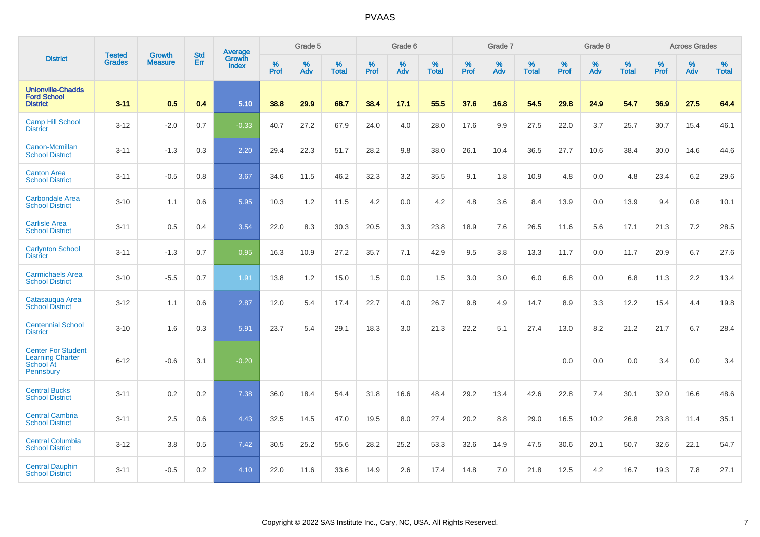# PVAAS

| District | Tested Grades | Growth Measure | Std Err | Average Growth Index | Grade 5 | | | Grade 6 | | | Grade 7 | | | Grade 8 | | | Across Grades | | |
|---|---|---|---|---|---|---|---|---|---|---|---|---|---|---|---|---|---|---|---|
| | | | | | % Prof | % Adv | % Total | % Prof | % Adv | % Total | % Prof | % Adv | % Total | % Prof | % Adv | % Total | % Prof | % Adv | % Total |
| **Unionville-Chadds Ford School District** | **3-11** | **0.5** | **0.4** | **5.10** | **38.8** | **29.9** | **68.7** | **38.4** | **17.1** | **55.5** | **37.6** | **16.8** | **54.5** | **29.8** | **24.9** | **54.7** | **36.9** | **27.5** | **64.4** |
| Camp Hill School District | 3-12 | -2.0 | 0.7 | -0.33 | 40.7 | 27.2 | 67.9 | 24.0 | 4.0 | 28.0 | 17.6 | 9.9 | 27.5 | 22.0 | 3.7 | 25.7 | 30.7 | 15.4 | 46.1 |
| Canon-Mcmillan School District | 3-11 | -1.3 | 0.3 | 2.20 | 29.4 | 22.3 | 51.7 | 28.2 | 9.8 | 38.0 | 26.1 | 10.4 | 36.5 | 27.7 | 10.6 | 38.4 | 30.0 | 14.6 | 44.6 |
| Canton Area School District | 3-11 | -0.5 | 0.8 | 3.67 | 34.6 | 11.5 | 46.2 | 32.3 | 3.2 | 35.5 | 9.1 | 1.8 | 10.9 | 4.8 | 0.0 | 4.8 | 23.4 | 6.2 | 29.6 |
| Carbondale Area School District | 3-10 | 1.1 | 0.6 | 5.95 | 10.3 | 1.2 | 11.5 | 4.2 | 0.0 | 4.2 | 4.8 | 3.6 | 8.4 | 13.9 | 0.0 | 13.9 | 9.4 | 0.8 | 10.1 |
| Carlisle Area School District | 3-11 | 0.5 | 0.4 | 3.54 | 22.0 | 8.3 | 30.3 | 20.5 | 3.3 | 23.8 | 18.9 | 7.6 | 26.5 | 11.6 | 5.6 | 17.1 | 21.3 | 7.2 | 28.5 |
| Carlynton School District | 3-11 | -1.3 | 0.7 | 0.95 | 16.3 | 10.9 | 27.2 | 35.7 | 7.1 | 42.9 | 9.5 | 3.8 | 13.3 | 11.7 | 0.0 | 11.7 | 20.9 | 6.7 | 27.6 |
| Carmichaels Area School District | 3-10 | -5.5 | 0.7 | 1.91 | 13.8 | 1.2 | 15.0 | 1.5 | 0.0 | 1.5 | 3.0 | 3.0 | 6.0 | 6.8 | 0.0 | 6.8 | 11.3 | 2.2 | 13.4 |
| Catasauqua Area School District | 3-12 | 1.1 | 0.6 | 2.87 | 12.0 | 5.4 | 17.4 | 22.7 | 4.0 | 26.7 | 9.8 | 4.9 | 14.7 | 8.9 | 3.3 | 12.2 | 15.4 | 4.4 | 19.8 |
| Centennial School District | 3-10 | 1.6 | 0.3 | 5.91 | 23.7 | 5.4 | 29.1 | 18.3 | 3.0 | 21.3 | 22.2 | 5.1 | 27.4 | 13.0 | 8.2 | 21.2 | 21.7 | 6.7 | 28.4 |
| Center For Student Learning Charter School At Pennsbury | 6-12 | -0.6 | 3.1 | -0.20 | | | | | | | | | | 0.0 | 0.0 | 0.0 | 3.4 | 0.0 | 3.4 |
| Central Bucks School District | 3-11 | 0.2 | 0.2 | 7.38 | 36.0 | 18.4 | 54.4 | 31.8 | 16.6 | 48.4 | 29.2 | 13.4 | 42.6 | 22.8 | 7.4 | 30.1 | 32.0 | 16.6 | 48.6 |
| Central Cambria School District | 3-11 | 2.5 | 0.6 | 4.43 | 32.5 | 14.5 | 47.0 | 19.5 | 8.0 | 27.4 | 20.2 | 8.8 | 29.0 | 16.5 | 10.2 | 26.8 | 23.8 | 11.4 | 35.1 |
| Central Columbia School District | 3-12 | 3.8 | 0.5 | 7.42 | 30.5 | 25.2 | 55.6 | 28.2 | 25.2 | 53.3 | 32.6 | 14.9 | 47.5 | 30.6 | 20.1 | 50.7 | 32.6 | 22.1 | 54.7 |
| Central Dauphin School District | 3-11 | -0.5 | 0.2 | 4.10 | 22.0 | 11.6 | 33.6 | 14.9 | 2.6 | 17.4 | 14.8 | 7.0 | 21.8 | 12.5 | 4.2 | 16.7 | 19.3 | 7.8 | 27.1 |

Copyright © 2022 SAS Institute Inc., Cary, NC, USA. All Rights Reserved.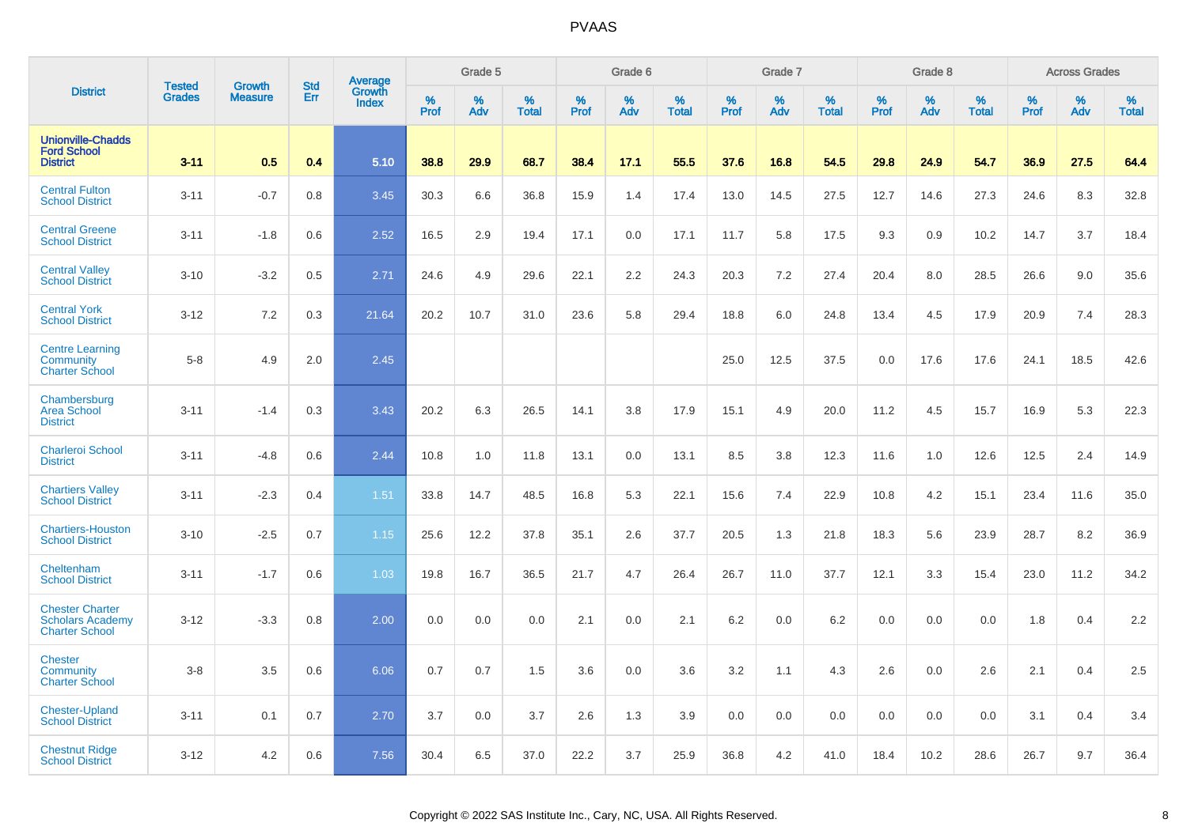| District | Tested Grades | Growth Measure | Std Err | Average Growth Index | Grade 5 | | | Grade 6 | | | Grade 7 | | | Grade 8 | | | Across Grades | | |
|---|---|---|---|---|---|---|---|---|---|---|---|---|---|---|---|---|---|---|---|
| | | | | | % Prof | % Adv | % Total | % Prof | % Adv | % Total | % Prof | % Adv | % Total | % Prof | % Adv | % Total | % Prof | % Adv | % Total |
| **Unionville-Chadds Ford School District** | **3-11** | **0.5** | **0.4** | **5.10** | **38.8** | **29.9** | **68.7** | **38.4** | **17.1** | **55.5** | **37.6** | **16.8** | **54.5** | **29.8** | **24.9** | **54.7** | **36.9** | **27.5** | **64.4** |
| Central Fulton School District | 3-11 | -0.7 | 0.8 | 3.45 | 30.3 | 6.6 | 36.8 | 15.9 | 1.4 | 17.4 | 13.0 | 14.5 | 27.5 | 12.7 | 14.6 | 27.3 | 24.6 | 8.3 | 32.8 |
| Central Greene School District | 3-11 | -1.8 | 0.6 | 2.52 | 16.5 | 2.9 | 19.4 | 17.1 | 0.0 | 17.1 | 11.7 | 5.8 | 17.5 | 9.3 | 0.9 | 10.2 | 14.7 | 3.7 | 18.4 |
| Central Valley School District | 3-10 | -3.2 | 0.5 | 2.71 | 24.6 | 4.9 | 29.6 | 22.1 | 2.2 | 24.3 | 20.3 | 7.2 | 27.4 | 20.4 | 8.0 | 28.5 | 26.6 | 9.0 | 35.6 |
| Central York School District | 3-12 | 7.2 | 0.3 | 21.64 | 20.2 | 10.7 | 31.0 | 23.6 | 5.8 | 29.4 | 18.8 | 6.0 | 24.8 | 13.4 | 4.5 | 17.9 | 20.9 | 7.4 | 28.3 |
| Centre Learning Community Charter School | 5-8 | 4.9 | 2.0 | 2.45 | | | | | | | 25.0 | 12.5 | 37.5 | 0.0 | 17.6 | 17.6 | 24.1 | 18.5 | 42.6 |
| Chambersburg Area School District | 3-11 | -1.4 | 0.3 | 3.43 | 20.2 | 6.3 | 26.5 | 14.1 | 3.8 | 17.9 | 15.1 | 4.9 | 20.0 | 11.2 | 4.5 | 15.7 | 16.9 | 5.3 | 22.3 |
| Charleroi School District | 3-11 | -4.8 | 0.6 | 2.44 | 10.8 | 1.0 | 11.8 | 13.1 | 0.0 | 13.1 | 8.5 | 3.8 | 12.3 | 11.6 | 1.0 | 12.6 | 12.5 | 2.4 | 14.9 |
| Chartiers Valley School District | 3-11 | -2.3 | 0.4 | 1.51 | 33.8 | 14.7 | 48.5 | 16.8 | 5.3 | 22.1 | 15.6 | 7.4 | 22.9 | 10.8 | 4.2 | 15.1 | 23.4 | 11.6 | 35.0 |
| Chartiers-Houston School District | 3-10 | -2.5 | 0.7 | 1.15 | 25.6 | 12.2 | 37.8 | 35.1 | 2.6 | 37.7 | 20.5 | 1.3 | 21.8 | 18.3 | 5.6 | 23.9 | 28.7 | 8.2 | 36.9 |
| Cheltenham School District | 3-11 | -1.7 | 0.6 | 1.03 | 19.8 | 16.7 | 36.5 | 21.7 | 4.7 | 26.4 | 26.7 | 11.0 | 37.7 | 12.1 | 3.3 | 15.4 | 23.0 | 11.2 | 34.2 |
| Chester Charter Scholars Academy Charter School | 3-12 | -3.3 | 0.8 | 2.00 | 0.0 | 0.0 | 0.0 | 2.1 | 0.0 | 2.1 | 6.2 | 0.0 | 6.2 | 0.0 | 0.0 | 0.0 | 1.8 | 0.4 | 2.2 |
| Chester Community Charter School | 3-8 | 3.5 | 0.6 | 6.06 | 0.7 | 0.7 | 1.5 | 3.6 | 0.0 | 3.6 | 3.2 | 1.1 | 4.3 | 2.6 | 0.0 | 2.6 | 2.1 | 0.4 | 2.5 |
| Chester-Upland School District | 3-11 | 0.1 | 0.7 | 2.70 | 3.7 | 0.0 | 3.7 | 2.6 | 1.3 | 3.9 | 0.0 | 0.0 | 0.0 | 0.0 | 0.0 | 0.0 | 3.1 | 0.4 | 3.4 |
| Chestnut Ridge School District | 3-12 | 4.2 | 0.6 | 7.56 | 30.4 | 6.5 | 37.0 | 22.2 | 3.7 | 25.9 | 36.8 | 4.2 | 41.0 | 18.4 | 10.2 | 28.6 | 26.7 | 9.7 | 36.4 |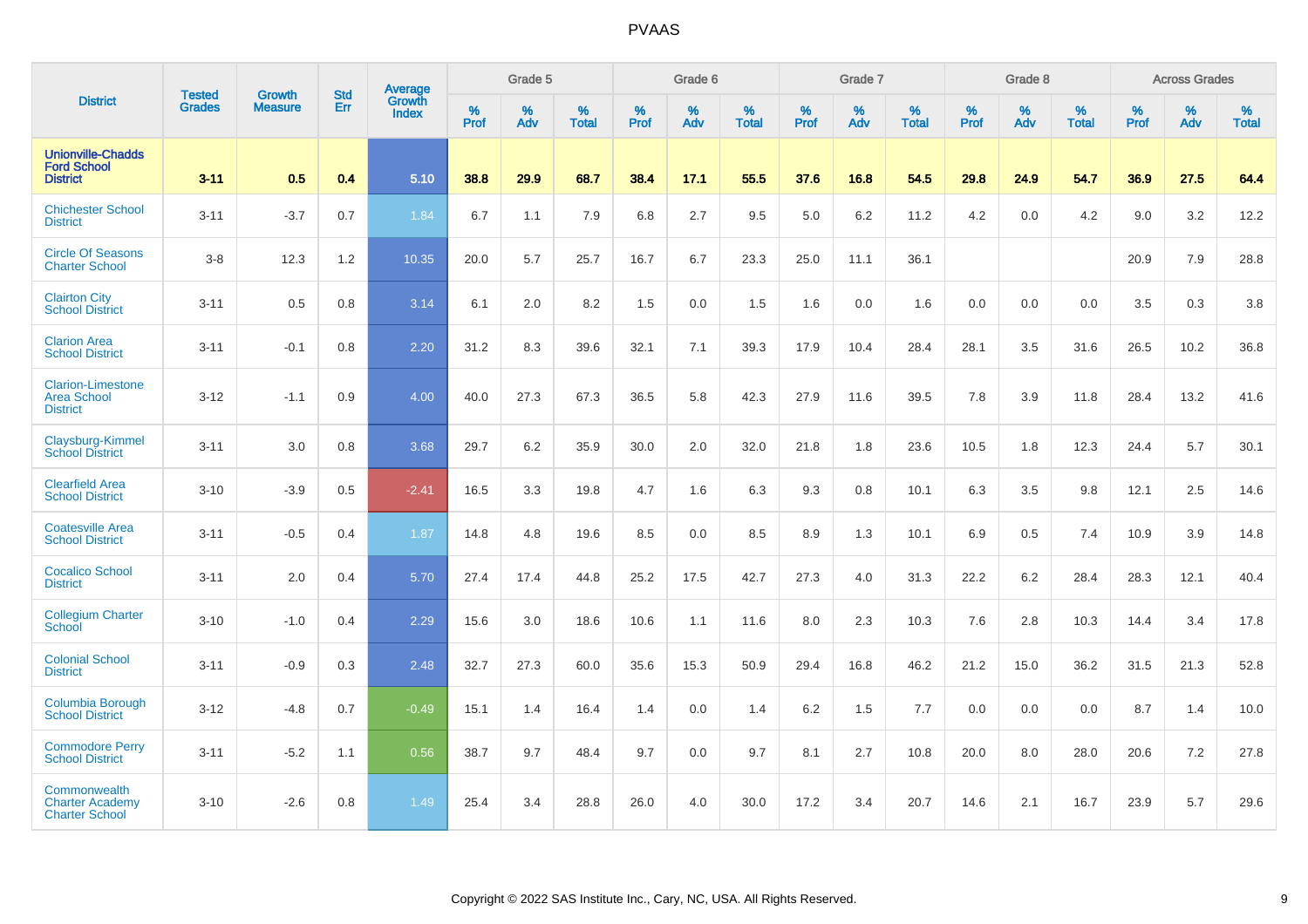# PVAAS

| District | Tested Grades | Growth Measure | Std Err | Average Growth Index | Grade 5 | | | Grade 6 | | | Grade 7 | | | Grade 8 | | | Across Grades | | |
|---|---|---|---|---|---|---|---|---|---|---|---|---|---|---|---|---|---|---|---|
| | | | | | % Prof | % Adv | % Total | % Prof | % Adv | % Total | % Prof | % Adv | % Total | % Prof | % Adv | % Total | % Prof | % Adv | % Total |
| **Unionville-Chadds Ford School District** | **3-11** | **0.5** | **0.4** | **5.10** | **38.8** | **29.9** | **68.7** | **38.4** | **17.1** | **55.5** | **37.6** | **16.8** | **54.5** | **29.8** | **24.9** | **54.7** | **36.9** | **27.5** | **64.4** |
| Chichester School District | 3-11 | -3.7 | 0.7 | 1.84 | 6.7 | 1.1 | 7.9 | 6.8 | 2.7 | 9.5 | 5.0 | 6.2 | 11.2 | 4.2 | 0.0 | 4.2 | 9.0 | 3.2 | 12.2 |
| Circle Of Seasons Charter School | 3-8 | 12.3 | 1.2 | 10.35 | 20.0 | 5.7 | 25.7 | 16.7 | 6.7 | 23.3 | 25.0 | 11.1 | 36.1 | | | | 20.9 | 7.9 | 28.8 |
| Clairton City School District | 3-11 | 0.5 | 0.8 | 3.14 | 6.1 | 2.0 | 8.2 | 1.5 | 0.0 | 1.5 | 1.6 | 0.0 | 1.6 | 0.0 | 0.0 | 0.0 | 3.5 | 0.3 | 3.8 |
| Clarion Area School District | 3-11 | -0.1 | 0.8 | 2.20 | 31.2 | 8.3 | 39.6 | 32.1 | 7.1 | 39.3 | 17.9 | 10.4 | 28.4 | 28.1 | 3.5 | 31.6 | 26.5 | 10.2 | 36.8 |
| Clarion-Limestone Area School District | 3-12 | -1.1 | 0.9 | 4.00 | 40.0 | 27.3 | 67.3 | 36.5 | 5.8 | 42.3 | 27.9 | 11.6 | 39.5 | 7.8 | 3.9 | 11.8 | 28.4 | 13.2 | 41.6 |
| Claysburg-Kimmel School District | 3-11 | 3.0 | 0.8 | 3.68 | 29.7 | 6.2 | 35.9 | 30.0 | 2.0 | 32.0 | 21.8 | 1.8 | 23.6 | 10.5 | 1.8 | 12.3 | 24.4 | 5.7 | 30.1 |
| Clearfield Area School District | 3-10 | -3.9 | 0.5 | -2.41 | 16.5 | 3.3 | 19.8 | 4.7 | 1.6 | 6.3 | 9.3 | 0.8 | 10.1 | 6.3 | 3.5 | 9.8 | 12.1 | 2.5 | 14.6 |
| Coatesville Area School District | 3-11 | -0.5 | 0.4 | 1.87 | 14.8 | 4.8 | 19.6 | 8.5 | 0.0 | 8.5 | 8.9 | 1.3 | 10.1 | 6.9 | 0.5 | 7.4 | 10.9 | 3.9 | 14.8 |
| Cocalico School District | 3-11 | 2.0 | 0.4 | 5.70 | 27.4 | 17.4 | 44.8 | 25.2 | 17.5 | 42.7 | 27.3 | 4.0 | 31.3 | 22.2 | 6.2 | 28.4 | 28.3 | 12.1 | 40.4 |
| Collegium Charter School | 3-10 | -1.0 | 0.4 | 2.29 | 15.6 | 3.0 | 18.6 | 10.6 | 1.1 | 11.6 | 8.0 | 2.3 | 10.3 | 7.6 | 2.8 | 10.3 | 14.4 | 3.4 | 17.8 |
| Colonial School District | 3-11 | -0.9 | 0.3 | 2.48 | 32.7 | 27.3 | 60.0 | 35.6 | 15.3 | 50.9 | 29.4 | 16.8 | 46.2 | 21.2 | 15.0 | 36.2 | 31.5 | 21.3 | 52.8 |
| Columbia Borough School District | 3-12 | -4.8 | 0.7 | -0.49 | 15.1 | 1.4 | 16.4 | 1.4 | 0.0 | 1.4 | 6.2 | 1.5 | 7.7 | 0.0 | 0.0 | 0.0 | 8.7 | 1.4 | 10.0 |
| Commodore Perry School District | 3-11 | -5.2 | 1.1 | 0.56 | 38.7 | 9.7 | 48.4 | 9.7 | 0.0 | 9.7 | 8.1 | 2.7 | 10.8 | 20.0 | 8.0 | 28.0 | 20.6 | 7.2 | 27.8 |
| Commonwealth Charter Academy Charter School | 3-10 | -2.6 | 0.8 | 1.49 | 25.4 | 3.4 | 28.8 | 26.0 | 4.0 | 30.0 | 17.2 | 3.4 | 20.7 | 14.6 | 2.1 | 16.7 | 23.9 | 5.7 | 29.6 |

Copyright © 2022 SAS Institute Inc., Cary, NC, USA. All Rights Reserved.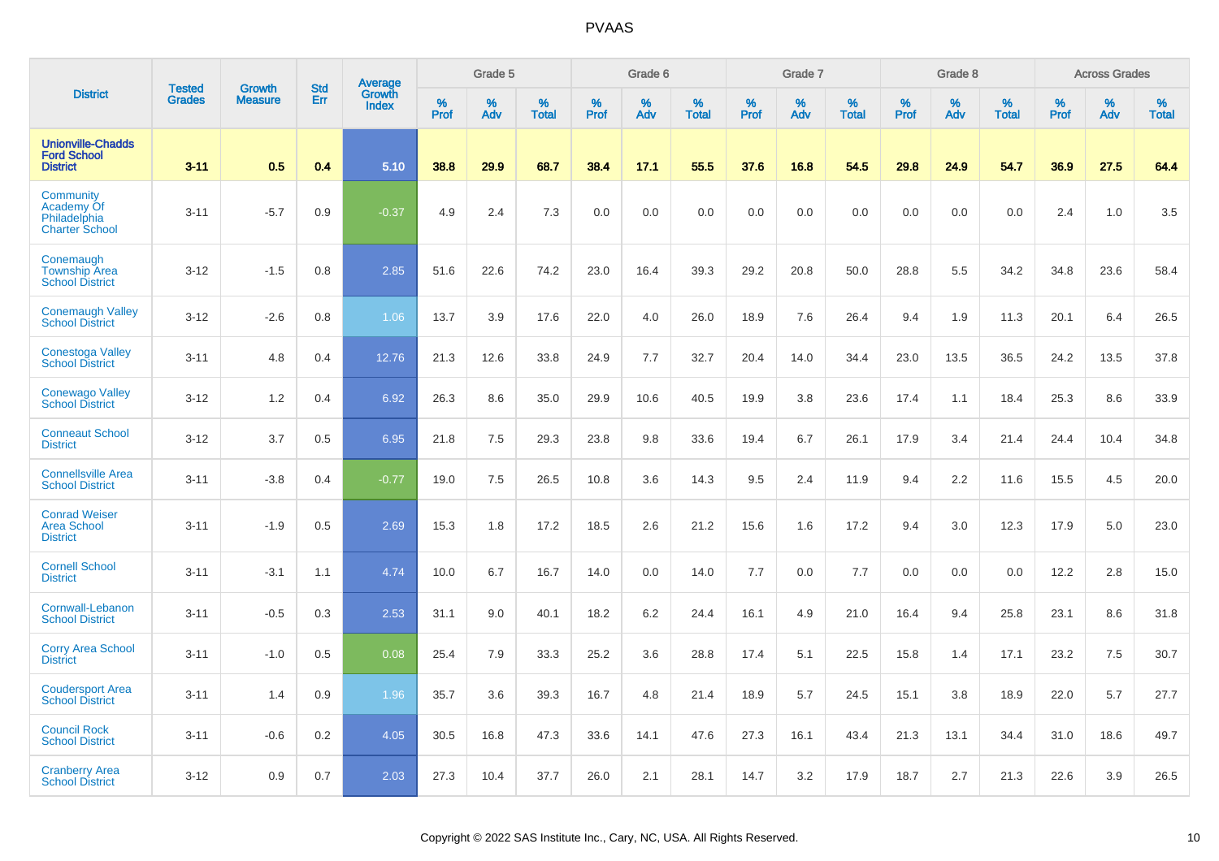| District | Tested Grades | Growth Measure | Std Err | Average Growth Index | Grade 5 | | | Grade 6 | | | Grade 7 | | | Grade 8 | | | Across Grades | | |
|---|---|---|---|---|---|---|---|---|---|---|---|---|---|---|---|---|---|---|---|
| | | | | | % Prof | % Adv | % Total | % Prof | % Adv | % Total | % Prof | % Adv | % Total | % Prof | % Adv | % Total | % Prof | % Adv | % Total |
| **Unionville-Chadds Ford School District** | **3-11** | **0.5** | **0.4** | **5.10** | **38.8** | **29.9** | **68.7** | **38.4** | **17.1** | **55.5** | **37.6** | **16.8** | **54.5** | **29.8** | **24.9** | **54.7** | **36.9** | **27.5** | **64.4** |
| Community Academy Of Philadelphia Charter School | 3-11 | -5.7 | 0.9 | -0.37 | 4.9 | 2.4 | 7.3 | 0.0 | 0.0 | 0.0 | 0.0 | 0.0 | 0.0 | 0.0 | 0.0 | 0.0 | 2.4 | 1.0 | 3.5 |
| Conemaugh Township Area School District | 3-12 | -1.5 | 0.8 | 2.85 | 51.6 | 22.6 | 74.2 | 23.0 | 16.4 | 39.3 | 29.2 | 20.8 | 50.0 | 28.8 | 5.5 | 34.2 | 34.8 | 23.6 | 58.4 |
| Conemaugh Valley School District | 3-12 | -2.6 | 0.8 | 1.06 | 13.7 | 3.9 | 17.6 | 22.0 | 4.0 | 26.0 | 18.9 | 7.6 | 26.4 | 9.4 | 1.9 | 11.3 | 20.1 | 6.4 | 26.5 |
| Conestoga Valley School District | 3-11 | 4.8 | 0.4 | 12.76 | 21.3 | 12.6 | 33.8 | 24.9 | 7.7 | 32.7 | 20.4 | 14.0 | 34.4 | 23.0 | 13.5 | 36.5 | 24.2 | 13.5 | 37.8 |
| Conewago Valley School District | 3-12 | 1.2 | 0.4 | 6.92 | 26.3 | 8.6 | 35.0 | 29.9 | 10.6 | 40.5 | 19.9 | 3.8 | 23.6 | 17.4 | 1.1 | 18.4 | 25.3 | 8.6 | 33.9 |
| Conneaut School District | 3-12 | 3.7 | 0.5 | 6.95 | 21.8 | 7.5 | 29.3 | 23.8 | 9.8 | 33.6 | 19.4 | 6.7 | 26.1 | 17.9 | 3.4 | 21.4 | 24.4 | 10.4 | 34.8 |
| Connellsville Area School District | 3-11 | -3.8 | 0.4 | -0.77 | 19.0 | 7.5 | 26.5 | 10.8 | 3.6 | 14.3 | 9.5 | 2.4 | 11.9 | 9.4 | 2.2 | 11.6 | 15.5 | 4.5 | 20.0 |
| Conrad Weiser Area School District | 3-11 | -1.9 | 0.5 | 2.69 | 15.3 | 1.8 | 17.2 | 18.5 | 2.6 | 21.2 | 15.6 | 1.6 | 17.2 | 9.4 | 3.0 | 12.3 | 17.9 | 5.0 | 23.0 |
| Cornell School District | 3-11 | -3.1 | 1.1 | 4.74 | 10.0 | 6.7 | 16.7 | 14.0 | 0.0 | 14.0 | 7.7 | 0.0 | 7.7 | 0.0 | 0.0 | 0.0 | 12.2 | 2.8 | 15.0 |
| Cornwall-Lebanon School District | 3-11 | -0.5 | 0.3 | 2.53 | 31.1 | 9.0 | 40.1 | 18.2 | 6.2 | 24.4 | 16.1 | 4.9 | 21.0 | 16.4 | 9.4 | 25.8 | 23.1 | 8.6 | 31.8 |
| Corry Area School District | 3-11 | -1.0 | 0.5 | 0.08 | 25.4 | 7.9 | 33.3 | 25.2 | 3.6 | 28.8 | 17.4 | 5.1 | 22.5 | 15.8 | 1.4 | 17.1 | 23.2 | 7.5 | 30.7 |
| Coudersport Area School District | 3-11 | 1.4 | 0.9 | 1.96 | 35.7 | 3.6 | 39.3 | 16.7 | 4.8 | 21.4 | 18.9 | 5.7 | 24.5 | 15.1 | 3.8 | 18.9 | 22.0 | 5.7 | 27.7 |
| Council Rock School District | 3-11 | -0.6 | 0.2 | 4.05 | 30.5 | 16.8 | 47.3 | 33.6 | 14.1 | 47.6 | 27.3 | 16.1 | 43.4 | 21.3 | 13.1 | 34.4 | 31.0 | 18.6 | 49.7 |
| Cranberry Area School District | 3-12 | 0.9 | 0.7 | 2.03 | 27.3 | 10.4 | 37.7 | 26.0 | 2.1 | 28.1 | 14.7 | 3.2 | 17.9 | 18.7 | 2.7 | 21.3 | 22.6 | 3.9 | 26.5 |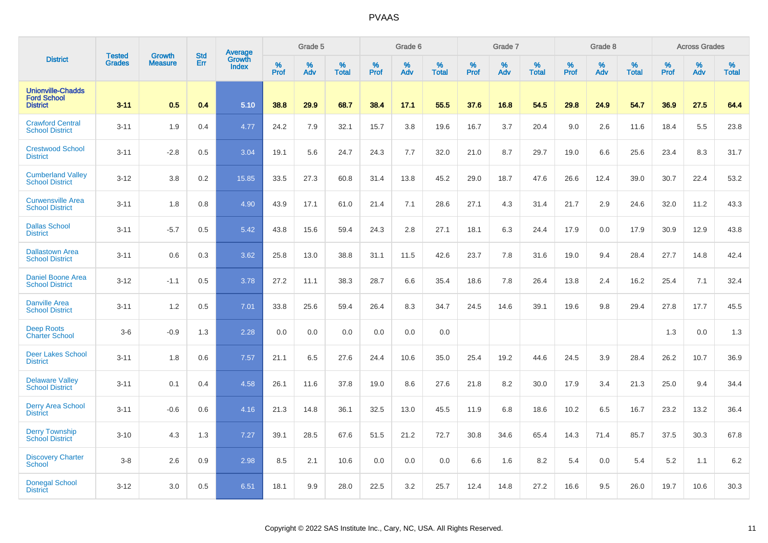# PVAAS

| District | Tested Grades | Growth Measure | Std Err | Average Growth Index | Grade 5 | | | Grade 6 | | | Grade 7 | | | Grade 8 | | | Across Grades | | |
|---|---|---|---|---|---|---|---|---|---|---|---|---|---|---|---|---|---|---|---|
| | | | | | % Prof | % Adv | % Total | % Prof | % Adv | % Total | % Prof | % Adv | % Total | % Prof | % Adv | % Total | % Prof | % Adv | % Total |
| **Unionville-Chadds Ford School District** | **3-11** | **0.5** | **0.4** | **5.10** | **38.8** | **29.9** | **68.7** | **38.4** | **17.1** | **55.5** | **37.6** | **16.8** | **54.5** | **29.8** | **24.9** | **54.7** | **36.9** | **27.5** | **64.4** |
| Crawford Central School District | 3-11 | 1.9 | 0.4 | 4.77 | 24.2 | 7.9 | 32.1 | 15.7 | 3.8 | 19.6 | 16.7 | 3.7 | 20.4 | 9.0 | 2.6 | 11.6 | 18.4 | 5.5 | 23.8 |
| Crestwood School District | 3-11 | -2.8 | 0.5 | 3.04 | 19.1 | 5.6 | 24.7 | 24.3 | 7.7 | 32.0 | 21.0 | 8.7 | 29.7 | 19.0 | 6.6 | 25.6 | 23.4 | 8.3 | 31.7 |
| Cumberland Valley School District | 3-12 | 3.8 | 0.2 | 15.85 | 33.5 | 27.3 | 60.8 | 31.4 | 13.8 | 45.2 | 29.0 | 18.7 | 47.6 | 26.6 | 12.4 | 39.0 | 30.7 | 22.4 | 53.2 |
| Curwensville Area School District | 3-11 | 1.8 | 0.8 | 4.90 | 43.9 | 17.1 | 61.0 | 21.4 | 7.1 | 28.6 | 27.1 | 4.3 | 31.4 | 21.7 | 2.9 | 24.6 | 32.0 | 11.2 | 43.3 |
| Dallas School District | 3-11 | -5.7 | 0.5 | 5.42 | 43.8 | 15.6 | 59.4 | 24.3 | 2.8 | 27.1 | 18.1 | 6.3 | 24.4 | 17.9 | 0.0 | 17.9 | 30.9 | 12.9 | 43.8 |
| Dallastown Area School District | 3-11 | 0.6 | 0.3 | 3.62 | 25.8 | 13.0 | 38.8 | 31.1 | 11.5 | 42.6 | 23.7 | 7.8 | 31.6 | 19.0 | 9.4 | 28.4 | 27.7 | 14.8 | 42.4 |
| Daniel Boone Area School District | 3-12 | -1.1 | 0.5 | 3.78 | 27.2 | 11.1 | 38.3 | 28.7 | 6.6 | 35.4 | 18.6 | 7.8 | 26.4 | 13.8 | 2.4 | 16.2 | 25.4 | 7.1 | 32.4 |
| Danville Area School District | 3-11 | 1.2 | 0.5 | 7.01 | 33.8 | 25.6 | 59.4 | 26.4 | 8.3 | 34.7 | 24.5 | 14.6 | 39.1 | 19.6 | 9.8 | 29.4 | 27.8 | 17.7 | 45.5 |
| Deep Roots Charter School | 3-6 | -0.9 | 1.3 | 2.28 | 0.0 | 0.0 | 0.0 | 0.0 | 0.0 | 0.0 | | | | | | | 1.3 | 0.0 | 1.3 |
| Deer Lakes School District | 3-11 | 1.8 | 0.6 | 7.57 | 21.1 | 6.5 | 27.6 | 24.4 | 10.6 | 35.0 | 25.4 | 19.2 | 44.6 | 24.5 | 3.9 | 28.4 | 26.2 | 10.7 | 36.9 |
| Delaware Valley School District | 3-11 | 0.1 | 0.4 | 4.58 | 26.1 | 11.6 | 37.8 | 19.0 | 8.6 | 27.6 | 21.8 | 8.2 | 30.0 | 17.9 | 3.4 | 21.3 | 25.0 | 9.4 | 34.4 |
| Derry Area School District | 3-11 | -0.6 | 0.6 | 4.16 | 21.3 | 14.8 | 36.1 | 32.5 | 13.0 | 45.5 | 11.9 | 6.8 | 18.6 | 10.2 | 6.5 | 16.7 | 23.2 | 13.2 | 36.4 |
| Derry Township School District | 3-10 | 4.3 | 1.3 | 7.27 | 39.1 | 28.5 | 67.6 | 51.5 | 21.2 | 72.7 | 30.8 | 34.6 | 65.4 | 14.3 | 71.4 | 85.7 | 37.5 | 30.3 | 67.8 |
| Discovery Charter School | 3-8 | 2.6 | 0.9 | 2.98 | 8.5 | 2.1 | 10.6 | 0.0 | 0.0 | 0.0 | 6.6 | 1.6 | 8.2 | 5.4 | 0.0 | 5.4 | 5.2 | 1.1 | 6.2 |
| Donegal School District | 3-12 | 3.0 | 0.5 | 6.51 | 18.1 | 9.9 | 28.0 | 22.5 | 3.2 | 25.7 | 12.4 | 14.8 | 27.2 | 16.6 | 9.5 | 26.0 | 19.7 | 10.6 | 30.3 |

Copyright © 2022 SAS Institute Inc., Cary, NC, USA. All Rights Reserved.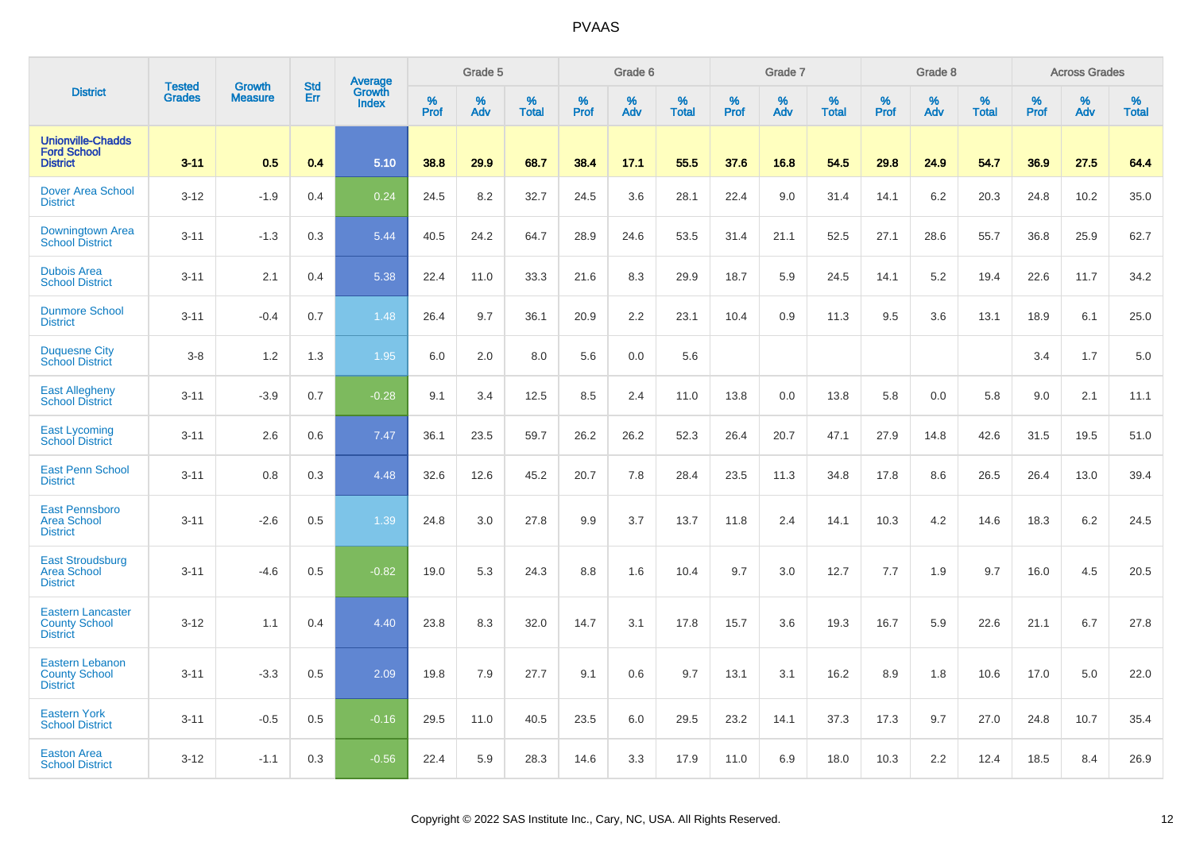| District | Tested Grades | Growth Measure | Std Err | Average Growth Index | Grade 5 | | | Grade 6 | | | Grade 7 | | | Grade 8 | | | Across Grades | | |
|---|---|---|---|---|---|---|---|---|---|---|---|---|---|---|---|---|---|---|---|
| | | | | | % Prof | % Adv | % Total | % Prof | % Adv | % Total | % Prof | % Adv | % Total | % Prof | % Adv | % Total | % Prof | % Adv | % Total |
| **Unionville-Chadds Ford School District** | **3-11** | **0.5** | **0.4** | **5.10** | **38.8** | **29.9** | **68.7** | **38.4** | **17.1** | **55.5** | **37.6** | **16.8** | **54.5** | **29.8** | **24.9** | **54.7** | **36.9** | **27.5** | **64.4** |
| Dover Area School District | 3-12 | -1.9 | 0.4 | 0.24 | 24.5 | 8.2 | 32.7 | 24.5 | 3.6 | 28.1 | 22.4 | 9.0 | 31.4 | 14.1 | 6.2 | 20.3 | 24.8 | 10.2 | 35.0 |
| Downingtown Area School District | 3-11 | -1.3 | 0.3 | 5.44 | 40.5 | 24.2 | 64.7 | 28.9 | 24.6 | 53.5 | 31.4 | 21.1 | 52.5 | 27.1 | 28.6 | 55.7 | 36.8 | 25.9 | 62.7 |
| Dubois Area School District | 3-11 | 2.1 | 0.4 | 5.38 | 22.4 | 11.0 | 33.3 | 21.6 | 8.3 | 29.9 | 18.7 | 5.9 | 24.5 | 14.1 | 5.2 | 19.4 | 22.6 | 11.7 | 34.2 |
| Dunmore School District | 3-11 | -0.4 | 0.7 | 1.48 | 26.4 | 9.7 | 36.1 | 20.9 | 2.2 | 23.1 | 10.4 | 0.9 | 11.3 | 9.5 | 3.6 | 13.1 | 18.9 | 6.1 | 25.0 |
| Duquesne City School District | 3-8 | 1.2 | 1.3 | 1.95 | 6.0 | 2.0 | 8.0 | 5.6 | 0.0 | 5.6 | | | | | | | 3.4 | 1.7 | 5.0 |
| East Allegheny School District | 3-11 | -3.9 | 0.7 | -0.28 | 9.1 | 3.4 | 12.5 | 8.5 | 2.4 | 11.0 | 13.8 | 0.0 | 13.8 | 5.8 | 0.0 | 5.8 | 9.0 | 2.1 | 11.1 |
| East Lycoming School District | 3-11 | 2.6 | 0.6 | 7.47 | 36.1 | 23.5 | 59.7 | 26.2 | 26.2 | 52.3 | 26.4 | 20.7 | 47.1 | 27.9 | 14.8 | 42.6 | 31.5 | 19.5 | 51.0 |
| East Penn School District | 3-11 | 0.8 | 0.3 | 4.48 | 32.6 | 12.6 | 45.2 | 20.7 | 7.8 | 28.4 | 23.5 | 11.3 | 34.8 | 17.8 | 8.6 | 26.5 | 26.4 | 13.0 | 39.4 |
| East Pennsboro Area School District | 3-11 | -2.6 | 0.5 | 1.39 | 24.8 | 3.0 | 27.8 | 9.9 | 3.7 | 13.7 | 11.8 | 2.4 | 14.1 | 10.3 | 4.2 | 14.6 | 18.3 | 6.2 | 24.5 |
| East Stroudsburg Area School District | 3-11 | -4.6 | 0.5 | -0.82 | 19.0 | 5.3 | 24.3 | 8.8 | 1.6 | 10.4 | 9.7 | 3.0 | 12.7 | 7.7 | 1.9 | 9.7 | 16.0 | 4.5 | 20.5 |
| Eastern Lancaster County School District | 3-12 | 1.1 | 0.4 | 4.40 | 23.8 | 8.3 | 32.0 | 14.7 | 3.1 | 17.8 | 15.7 | 3.6 | 19.3 | 16.7 | 5.9 | 22.6 | 21.1 | 6.7 | 27.8 |
| Eastern Lebanon County School District | 3-11 | -3.3 | 0.5 | 2.09 | 19.8 | 7.9 | 27.7 | 9.1 | 0.6 | 9.7 | 13.1 | 3.1 | 16.2 | 8.9 | 1.8 | 10.6 | 17.0 | 5.0 | 22.0 |
| Eastern York School District | 3-11 | -0.5 | 0.5 | -0.16 | 29.5 | 11.0 | 40.5 | 23.5 | 6.0 | 29.5 | 23.2 | 14.1 | 37.3 | 17.3 | 9.7 | 27.0 | 24.8 | 10.7 | 35.4 |
| Easton Area School District | 3-12 | -1.1 | 0.3 | -0.56 | 22.4 | 5.9 | 28.3 | 14.6 | 3.3 | 17.9 | 11.0 | 6.9 | 18.0 | 10.3 | 2.2 | 12.4 | 18.5 | 8.4 | 26.9 |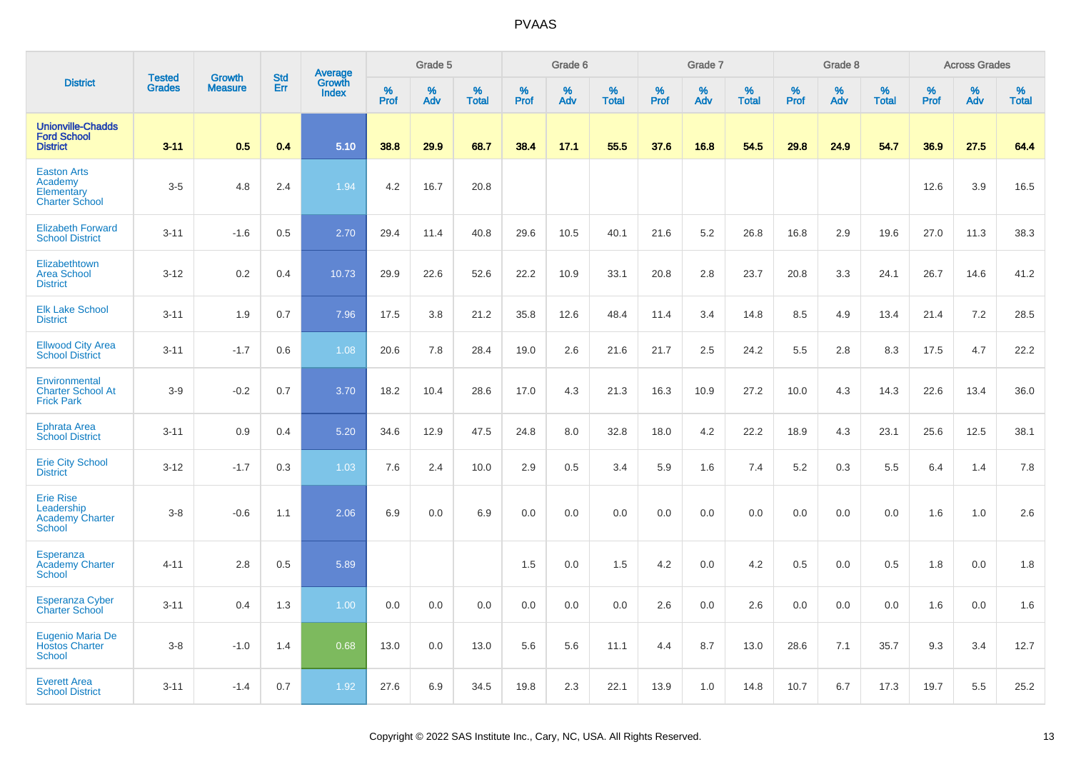# PVAAS

| District | Tested Grades | Growth Measure | Std Err | Average Growth Index | Grade 5 | | | Grade 6 | | | Grade 7 | | | Grade 8 | | | Across Grades | | |
|---|---|---|---|---|---|---|---|---|---|---|---|---|---|---|---|---|---|---|---|
| | | | | | % Prof | % Adv | % Total | % Prof | % Adv | % Total | % Prof | % Adv | % Total | % Prof | % Adv | % Total | % Prof | % Adv | % Total |
| **Unionville-Chadds Ford School District** | **3-11** | **0.5** | **0.4** | **5.10** | **38.8** | **29.9** | **68.7** | **38.4** | **17.1** | **55.5** | **37.6** | **16.8** | **54.5** | **29.8** | **24.9** | **54.7** | **36.9** | **27.5** | **64.4** |
| Easton Arts Academy Elementary Charter School | 3-5 | 4.8 | 2.4 | 1.94 | 4.2 | 16.7 | 20.8 | | | | | | | | | | 12.6 | 3.9 | 16.5 |
| Elizabeth Forward School District | 3-11 | -1.6 | 0.5 | 2.70 | 29.4 | 11.4 | 40.8 | 29.6 | 10.5 | 40.1 | 21.6 | 5.2 | 26.8 | 16.8 | 2.9 | 19.6 | 27.0 | 11.3 | 38.3 |
| Elizabethtown Area School District | 3-12 | 0.2 | 0.4 | 10.73 | 29.9 | 22.6 | 52.6 | 22.2 | 10.9 | 33.1 | 20.8 | 2.8 | 23.7 | 20.8 | 3.3 | 24.1 | 26.7 | 14.6 | 41.2 |
| Elk Lake School District | 3-11 | 1.9 | 0.7 | 7.96 | 17.5 | 3.8 | 21.2 | 35.8 | 12.6 | 48.4 | 11.4 | 3.4 | 14.8 | 8.5 | 4.9 | 13.4 | 21.4 | 7.2 | 28.5 |
| Ellwood City Area School District | 3-11 | -1.7 | 0.6 | 1.08 | 20.6 | 7.8 | 28.4 | 19.0 | 2.6 | 21.6 | 21.7 | 2.5 | 24.2 | 5.5 | 2.8 | 8.3 | 17.5 | 4.7 | 22.2 |
| Environmental Charter School At Frick Park | 3-9 | -0.2 | 0.7 | 3.70 | 18.2 | 10.4 | 28.6 | 17.0 | 4.3 | 21.3 | 16.3 | 10.9 | 27.2 | 10.0 | 4.3 | 14.3 | 22.6 | 13.4 | 36.0 |
| Ephrata Area School District | 3-11 | 0.9 | 0.4 | 5.20 | 34.6 | 12.9 | 47.5 | 24.8 | 8.0 | 32.8 | 18.0 | 4.2 | 22.2 | 18.9 | 4.3 | 23.1 | 25.6 | 12.5 | 38.1 |
| Erie City School District | 3-12 | -1.7 | 0.3 | 1.03 | 7.6 | 2.4 | 10.0 | 2.9 | 0.5 | 3.4 | 5.9 | 1.6 | 7.4 | 5.2 | 0.3 | 5.5 | 6.4 | 1.4 | 7.8 |
| Erie Rise Leadership Academy Charter School | 3-8 | -0.6 | 1.1 | 2.06 | 6.9 | 0.0 | 6.9 | 0.0 | 0.0 | 0.0 | 0.0 | 0.0 | 0.0 | 0.0 | 0.0 | 0.0 | 1.6 | 1.0 | 2.6 |
| Esperanza Academy Charter School | 4-11 | 2.8 | 0.5 | 5.89 | | | | 1.5 | 0.0 | 1.5 | 4.2 | 0.0 | 4.2 | 0.5 | 0.0 | 0.5 | 1.8 | 0.0 | 1.8 |
| Esperanza Cyber Charter School | 3-11 | 0.4 | 1.3 | 1.00 | 0.0 | 0.0 | 0.0 | 0.0 | 0.0 | 0.0 | 2.6 | 0.0 | 2.6 | 0.0 | 0.0 | 0.0 | 1.6 | 0.0 | 1.6 |
| Eugenio Maria De Hostos Charter School | 3-8 | -1.0 | 1.4 | 0.68 | 13.0 | 0.0 | 13.0 | 5.6 | 5.6 | 11.1 | 4.4 | 8.7 | 13.0 | 28.6 | 7.1 | 35.7 | 9.3 | 3.4 | 12.7 |
| Everett Area School District | 3-11 | -1.4 | 0.7 | 1.92 | 27.6 | 6.9 | 34.5 | 19.8 | 2.3 | 22.1 | 13.9 | 1.0 | 14.8 | 10.7 | 6.7 | 17.3 | 19.7 | 5.5 | 25.2 |

Copyright © 2022 SAS Institute Inc., Cary, NC, USA. All Rights Reserved.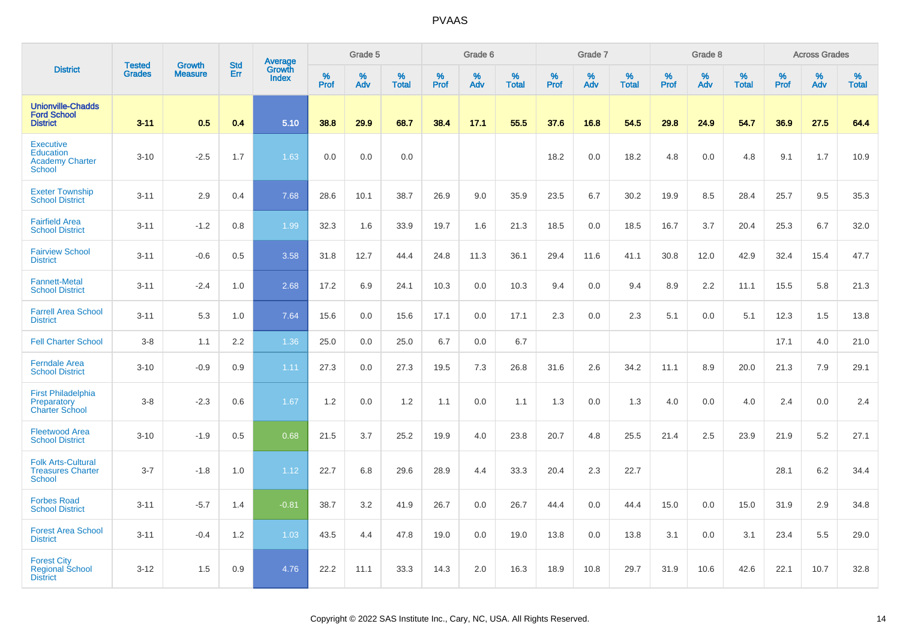# PVAAS

| District | Tested Grades | Growth Measure | Std Err | Average Growth Index | Grade 5 | | | Grade 6 | | | Grade 7 | | | Grade 8 | | | Across Grades | | |
|---|---|---|---|---|---|---|---|---|---|---|---|---|---|---|---|---|---|---|---|
| | | | | | % Prof | % Adv | % Total | % Prof | % Adv | % Total | % Prof | % Adv | % Total | % Prof | % Adv | % Total | % Prof | % Adv | % Total |
| **Unionville-Chadds Ford School District** | **3-11** | **0.5** | **0.4** | **5.10** | **38.8** | **29.9** | **68.7** | **38.4** | **17.1** | **55.5** | **37.6** | **16.8** | **54.5** | **29.8** | **24.9** | **54.7** | **36.9** | **27.5** | **64.4** |
| Executive Education Academy Charter School | 3-10 | -2.5 | 1.7 | 1.63 | 0.0 | 0.0 | 0.0 | | | | 18.2 | 0.0 | 18.2 | 4.8 | 0.0 | 4.8 | 9.1 | 1.7 | 10.9 |
| Exeter Township School District | 3-11 | 2.9 | 0.4 | 7.68 | 28.6 | 10.1 | 38.7 | 26.9 | 9.0 | 35.9 | 23.5 | 6.7 | 30.2 | 19.9 | 8.5 | 28.4 | 25.7 | 9.5 | 35.3 |
| Fairfield Area School District | 3-11 | -1.2 | 0.8 | 1.99 | 32.3 | 1.6 | 33.9 | 19.7 | 1.6 | 21.3 | 18.5 | 0.0 | 18.5 | 16.7 | 3.7 | 20.4 | 25.3 | 6.7 | 32.0 |
| Fairview School District | 3-11 | -0.6 | 0.5 | 3.58 | 31.8 | 12.7 | 44.4 | 24.8 | 11.3 | 36.1 | 29.4 | 11.6 | 41.1 | 30.8 | 12.0 | 42.9 | 32.4 | 15.4 | 47.7 |
| Fannett-Metal School District | 3-11 | -2.4 | 1.0 | 2.68 | 17.2 | 6.9 | 24.1 | 10.3 | 0.0 | 10.3 | 9.4 | 0.0 | 9.4 | 8.9 | 2.2 | 11.1 | 15.5 | 5.8 | 21.3 |
| Farrell Area School District | 3-11 | 5.3 | 1.0 | 7.64 | 15.6 | 0.0 | 15.6 | 17.1 | 0.0 | 17.1 | 2.3 | 0.0 | 2.3 | 5.1 | 0.0 | 5.1 | 12.3 | 1.5 | 13.8 |
| Fell Charter School | 3-8 | 1.1 | 2.2 | 1.36 | 25.0 | 0.0 | 25.0 | 6.7 | 0.0 | 6.7 | | | | | | | 17.1 | 4.0 | 21.0 |
| Ferndale Area School District | 3-10 | -0.9 | 0.9 | 1.11 | 27.3 | 0.0 | 27.3 | 19.5 | 7.3 | 26.8 | 31.6 | 2.6 | 34.2 | 11.1 | 8.9 | 20.0 | 21.3 | 7.9 | 29.1 |
| First Philadelphia Preparatory Charter School | 3-8 | -2.3 | 0.6 | 1.67 | 1.2 | 0.0 | 1.2 | 1.1 | 0.0 | 1.1 | 1.3 | 0.0 | 1.3 | 4.0 | 0.0 | 4.0 | 2.4 | 0.0 | 2.4 |
| Fleetwood Area School District | 3-10 | -1.9 | 0.5 | 0.68 | 21.5 | 3.7 | 25.2 | 19.9 | 4.0 | 23.8 | 20.7 | 4.8 | 25.5 | 21.4 | 2.5 | 23.9 | 21.9 | 5.2 | 27.1 |
| Folk Arts-Cultural Treasures Charter School | 3-7 | -1.8 | 1.0 | 1.12 | 22.7 | 6.8 | 29.6 | 28.9 | 4.4 | 33.3 | 20.4 | 2.3 | 22.7 | | | | 28.1 | 6.2 | 34.4 |
| Forbes Road School District | 3-11 | -5.7 | 1.4 | -0.81 | 38.7 | 3.2 | 41.9 | 26.7 | 0.0 | 26.7 | 44.4 | 0.0 | 44.4 | 15.0 | 0.0 | 15.0 | 31.9 | 2.9 | 34.8 |
| Forest Area School District | 3-11 | -0.4 | 1.2 | 1.03 | 43.5 | 4.4 | 47.8 | 19.0 | 0.0 | 19.0 | 13.8 | 0.0 | 13.8 | 3.1 | 0.0 | 3.1 | 23.4 | 5.5 | 29.0 |
| Forest City Regional School District | 3-12 | 1.5 | 0.9 | 4.76 | 22.2 | 11.1 | 33.3 | 14.3 | 2.0 | 16.3 | 18.9 | 10.8 | 29.7 | 31.9 | 10.6 | 42.6 | 22.1 | 10.7 | 32.8 |

Copyright © 2022 SAS Institute Inc., Cary, NC, USA. All Rights Reserved.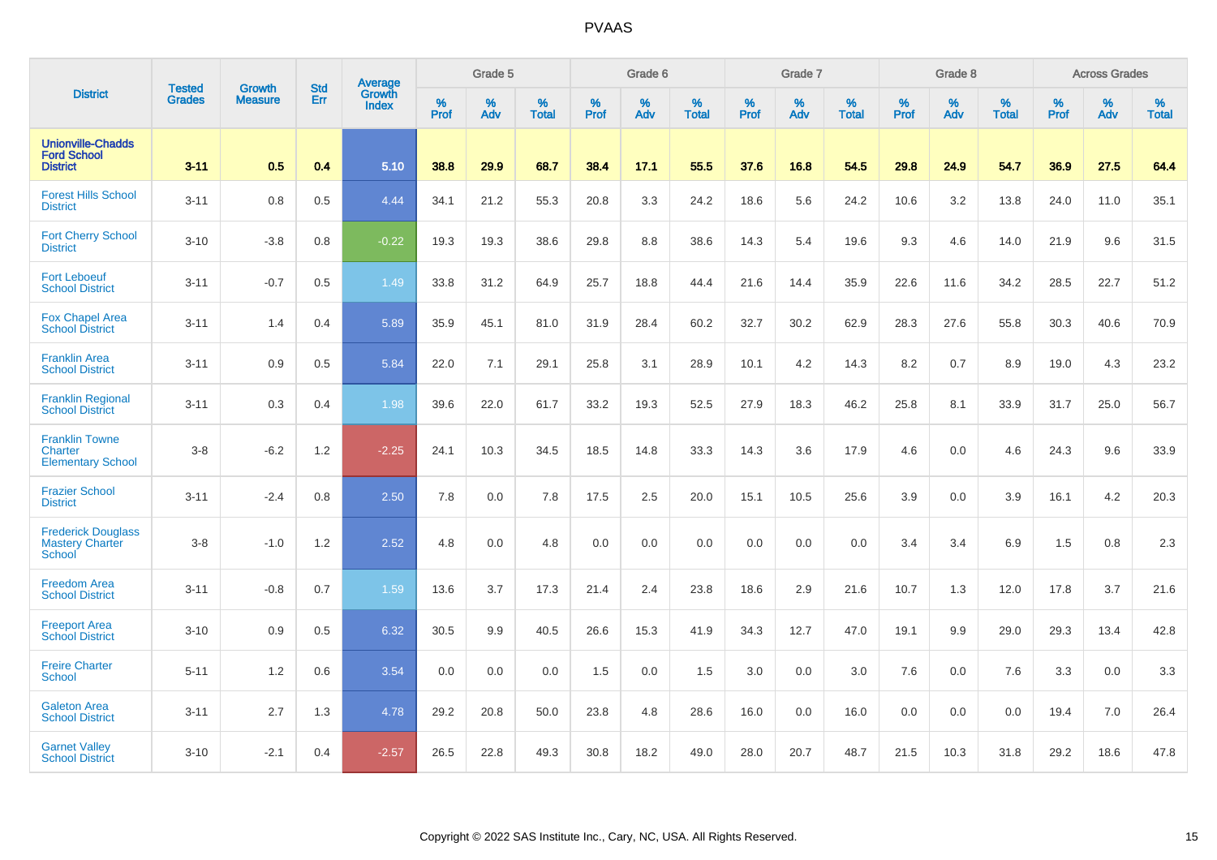| District | Tested Grades | Growth Measure | Std Err | Average Growth Index | Grade 5 | | | Grade 6 | | | Grade 7 | | | Grade 8 | | | Across Grades | | |
|---|---|---|---|---|---|---|---|---|---|---|---|---|---|---|---|---|---|---|---|
| | | | | | % Prof | % Adv | % Total | % Prof | % Adv | % Total | % Prof | % Adv | % Total | % Prof | % Adv | % Total | % Prof | % Adv | % Total |
| **Unionville-Chadds Ford School District** | **3-11** | **0.5** | **0.4** | **5.10** | **38.8** | **29.9** | **68.7** | **38.4** | **17.1** | **55.5** | **37.6** | **16.8** | **54.5** | **29.8** | **24.9** | **54.7** | **36.9** | **27.5** | **64.4** |
| Forest Hills School District | 3-11 | 0.8 | 0.5 | 4.44 | 34.1 | 21.2 | 55.3 | 20.8 | 3.3 | 24.2 | 18.6 | 5.6 | 24.2 | 10.6 | 3.2 | 13.8 | 24.0 | 11.0 | 35.1 |
| Fort Cherry School District | 3-10 | -3.8 | 0.8 | -0.22 | 19.3 | 19.3 | 38.6 | 29.8 | 8.8 | 38.6 | 14.3 | 5.4 | 19.6 | 9.3 | 4.6 | 14.0 | 21.9 | 9.6 | 31.5 |
| Fort Leboeuf School District | 3-11 | -0.7 | 0.5 | 1.49 | 33.8 | 31.2 | 64.9 | 25.7 | 18.8 | 44.4 | 21.6 | 14.4 | 35.9 | 22.6 | 11.6 | 34.2 | 28.5 | 22.7 | 51.2 |
| Fox Chapel Area School District | 3-11 | 1.4 | 0.4 | 5.89 | 35.9 | 45.1 | 81.0 | 31.9 | 28.4 | 60.2 | 32.7 | 30.2 | 62.9 | 28.3 | 27.6 | 55.8 | 30.3 | 40.6 | 70.9 |
| Franklin Area School District | 3-11 | 0.9 | 0.5 | 5.84 | 22.0 | 7.1 | 29.1 | 25.8 | 3.1 | 28.9 | 10.1 | 4.2 | 14.3 | 8.2 | 0.7 | 8.9 | 19.0 | 4.3 | 23.2 |
| Franklin Regional School District | 3-11 | 0.3 | 0.4 | 1.98 | 39.6 | 22.0 | 61.7 | 33.2 | 19.3 | 52.5 | 27.9 | 18.3 | 46.2 | 25.8 | 8.1 | 33.9 | 31.7 | 25.0 | 56.7 |
| Franklin Towne Charter Elementary School | 3-8 | -6.2 | 1.2 | -2.25 | 24.1 | 10.3 | 34.5 | 18.5 | 14.8 | 33.3 | 14.3 | 3.6 | 17.9 | 4.6 | 0.0 | 4.6 | 24.3 | 9.6 | 33.9 |
| Frazier School District | 3-11 | -2.4 | 0.8 | 2.50 | 7.8 | 0.0 | 7.8 | 17.5 | 2.5 | 20.0 | 15.1 | 10.5 | 25.6 | 3.9 | 0.0 | 3.9 | 16.1 | 4.2 | 20.3 |
| Frederick Douglass Mastery Charter School | 3-8 | -1.0 | 1.2 | 2.52 | 4.8 | 0.0 | 4.8 | 0.0 | 0.0 | 0.0 | 0.0 | 0.0 | 0.0 | 3.4 | 3.4 | 6.9 | 1.5 | 0.8 | 2.3 |
| Freedom Area School District | 3-11 | -0.8 | 0.7 | 1.59 | 13.6 | 3.7 | 17.3 | 21.4 | 2.4 | 23.8 | 18.6 | 2.9 | 21.6 | 10.7 | 1.3 | 12.0 | 17.8 | 3.7 | 21.6 |
| Freeport Area School District | 3-10 | 0.9 | 0.5 | 6.32 | 30.5 | 9.9 | 40.5 | 26.6 | 15.3 | 41.9 | 34.3 | 12.7 | 47.0 | 19.1 | 9.9 | 29.0 | 29.3 | 13.4 | 42.8 |
| Freire Charter School | 5-11 | 1.2 | 0.6 | 3.54 | 0.0 | 0.0 | 0.0 | 1.5 | 0.0 | 1.5 | 3.0 | 0.0 | 3.0 | 7.6 | 0.0 | 7.6 | 3.3 | 0.0 | 3.3 |
| Galeton Area School District | 3-11 | 2.7 | 1.3 | 4.78 | 29.2 | 20.8 | 50.0 | 23.8 | 4.8 | 28.6 | 16.0 | 0.0 | 16.0 | 0.0 | 0.0 | 0.0 | 19.4 | 7.0 | 26.4 |
| Garnet Valley School District | 3-10 | -2.1 | 0.4 | -2.57 | 26.5 | 22.8 | 49.3 | 30.8 | 18.2 | 49.0 | 28.0 | 20.7 | 48.7 | 21.5 | 10.3 | 31.8 | 29.2 | 18.6 | 47.8 |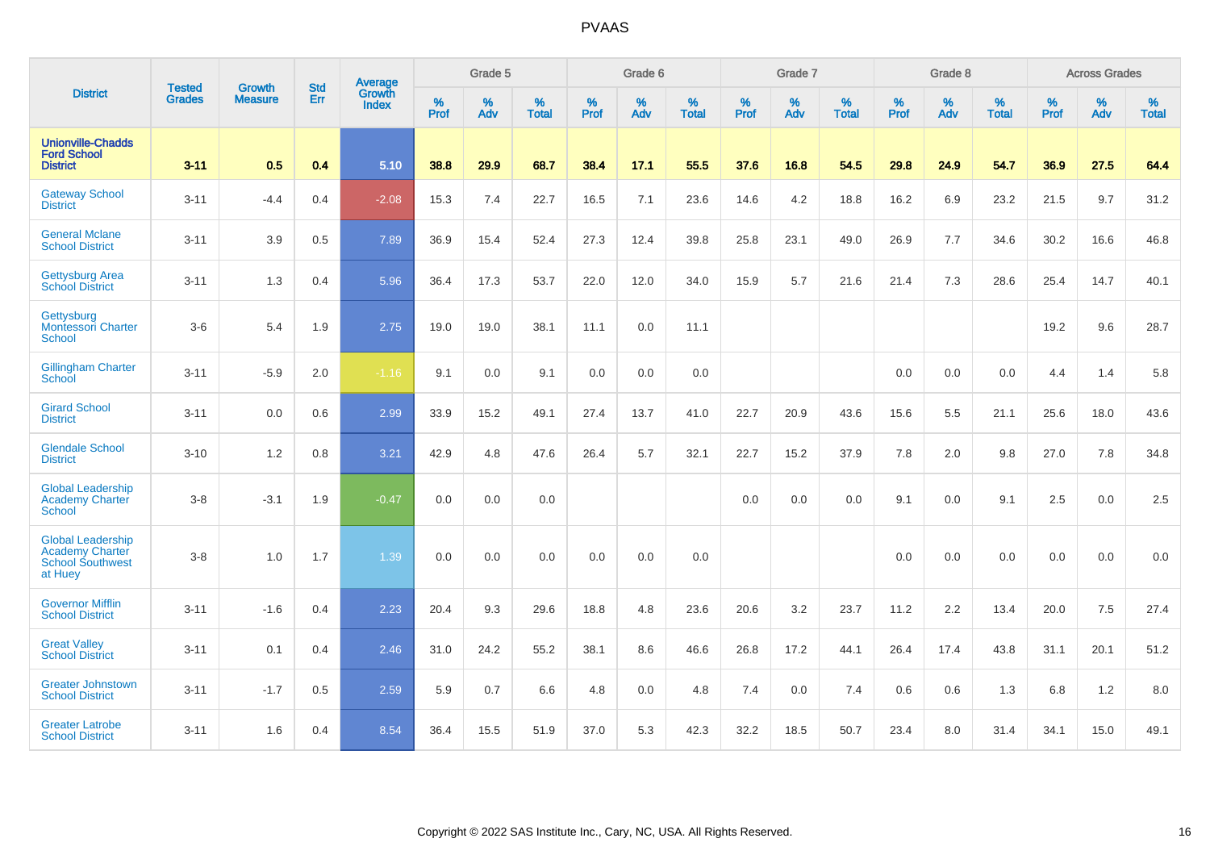# PVAAS

| District | Tested Grades | Growth Measure | Std Err | Average Growth Index | Grade 5 | | | Grade 6 | | | Grade 7 | | | Grade 8 | | | Across Grades | | |
|---|---|---|---|---|---|---|---|---|---|---|---|---|---|---|---|---|---|---|---|
| | | | | | % Prof | % Adv | % Total | % Prof | % Adv | % Total | % Prof | % Adv | % Total | % Prof | % Adv | % Total | % Prof | % Adv | % Total |
| **Unionville-Chadds Ford School District** | **3-11** | **0.5** | **0.4** | **5.10** | **38.8** | **29.9** | **68.7** | **38.4** | **17.1** | **55.5** | **37.6** | **16.8** | **54.5** | **29.8** | **24.9** | **54.7** | **36.9** | **27.5** | **64.4** |
| Gateway School District | 3-11 | -4.4 | 0.4 | -2.08 | 15.3 | 7.4 | 22.7 | 16.5 | 7.1 | 23.6 | 14.6 | 4.2 | 18.8 | 16.2 | 6.9 | 23.2 | 21.5 | 9.7 | 31.2 |
| General Mclane School District | 3-11 | 3.9 | 0.5 | 7.89 | 36.9 | 15.4 | 52.4 | 27.3 | 12.4 | 39.8 | 25.8 | 23.1 | 49.0 | 26.9 | 7.7 | 34.6 | 30.2 | 16.6 | 46.8 |
| Gettysburg Area School District | 3-11 | 1.3 | 0.4 | 5.96 | 36.4 | 17.3 | 53.7 | 22.0 | 12.0 | 34.0 | 15.9 | 5.7 | 21.6 | 21.4 | 7.3 | 28.6 | 25.4 | 14.7 | 40.1 |
| Gettysburg Montessori Charter School | 3-6 | 5.4 | 1.9 | 2.75 | 19.0 | 19.0 | 38.1 | 11.1 | 0.0 | 11.1 | | | | | | | 19.2 | 9.6 | 28.7 |
| Gillingham Charter School | 3-11 | -5.9 | 2.0 | -1.16 | 9.1 | 0.0 | 9.1 | 0.0 | 0.0 | 0.0 | | | | 0.0 | 0.0 | 0.0 | 4.4 | 1.4 | 5.8 |
| Girard School District | 3-11 | 0.0 | 0.6 | 2.99 | 33.9 | 15.2 | 49.1 | 27.4 | 13.7 | 41.0 | 22.7 | 20.9 | 43.6 | 15.6 | 5.5 | 21.1 | 25.6 | 18.0 | 43.6 |
| Glendale School District | 3-10 | 1.2 | 0.8 | 3.21 | 42.9 | 4.8 | 47.6 | 26.4 | 5.7 | 32.1 | 22.7 | 15.2 | 37.9 | 7.8 | 2.0 | 9.8 | 27.0 | 7.8 | 34.8 |
| Global Leadership Academy Charter School | 3-8 | -3.1 | 1.9 | -0.47 | 0.0 | 0.0 | 0.0 | | | | 0.0 | 0.0 | 0.0 | 9.1 | 0.0 | 9.1 | 2.5 | 0.0 | 2.5 |
| Global Leadership Academy Charter School Southwest at Huey | 3-8 | 1.0 | 1.7 | 1.39 | 0.0 | 0.0 | 0.0 | 0.0 | 0.0 | 0.0 | | | | 0.0 | 0.0 | 0.0 | 0.0 | 0.0 | 0.0 |
| Governor Mifflin School District | 3-11 | -1.6 | 0.4 | 2.23 | 20.4 | 9.3 | 29.6 | 18.8 | 4.8 | 23.6 | 20.6 | 3.2 | 23.7 | 11.2 | 2.2 | 13.4 | 20.0 | 7.5 | 27.4 |
| Great Valley School District | 3-11 | 0.1 | 0.4 | 2.46 | 31.0 | 24.2 | 55.2 | 38.1 | 8.6 | 46.6 | 26.8 | 17.2 | 44.1 | 26.4 | 17.4 | 43.8 | 31.1 | 20.1 | 51.2 |
| Greater Johnstown School District | 3-11 | -1.7 | 0.5 | 2.59 | 5.9 | 0.7 | 6.6 | 4.8 | 0.0 | 4.8 | 7.4 | 0.0 | 7.4 | 0.6 | 0.6 | 1.3 | 6.8 | 1.2 | 8.0 |
| Greater Latrobe School District | 3-11 | 1.6 | 0.4 | 8.54 | 36.4 | 15.5 | 51.9 | 37.0 | 5.3 | 42.3 | 32.2 | 18.5 | 50.7 | 23.4 | 8.0 | 31.4 | 34.1 | 15.0 | 49.1 |

Copyright © 2022 SAS Institute Inc., Cary, NC, USA. All Rights Reserved.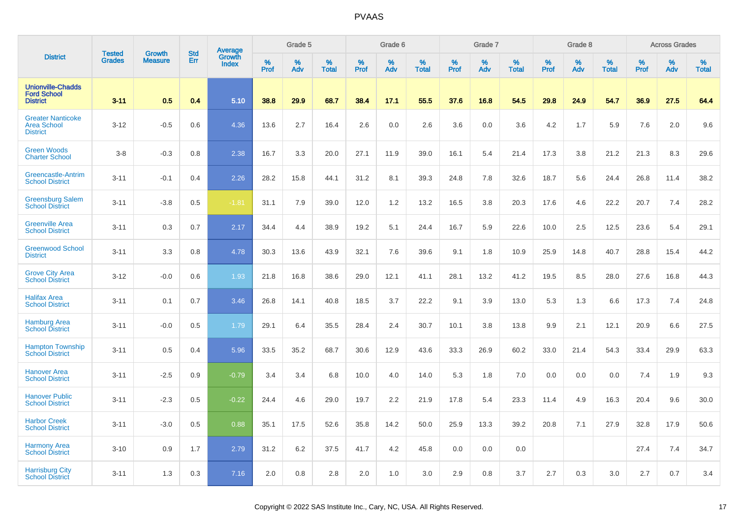| District | Tested Grades | Growth Measure | Std Err | Average Growth Index | Grade 5 | | | Grade 6 | | | Grade 7 | | | Grade 8 | | | Across Grades | | |
|---|---|---|---|---|---|---|---|---|---|---|---|---|---|---|---|---|---|---|---|
| | | | | | % Prof | % Adv | % Total | % Prof | % Adv | % Total | % Prof | % Adv | % Total | % Prof | % Adv | % Total | % Prof | % Adv | % Total |
| **Unionville-Chadds Ford School District** | **3-11** | **0.5** | **0.4** | **5.10** | **38.8** | **29.9** | **68.7** | **38.4** | **17.1** | **55.5** | **37.6** | **16.8** | **54.5** | **29.8** | **24.9** | **54.7** | **36.9** | **27.5** | **64.4** |
| Greater Nanticoke Area School District | 3-12 | -0.5 | 0.6 | 4.36 | 13.6 | 2.7 | 16.4 | 2.6 | 0.0 | 2.6 | 3.6 | 0.0 | 3.6 | 4.2 | 1.7 | 5.9 | 7.6 | 2.0 | 9.6 |
| Green Woods Charter School | 3-8 | -0.3 | 0.8 | 2.38 | 16.7 | 3.3 | 20.0 | 27.1 | 11.9 | 39.0 | 16.1 | 5.4 | 21.4 | 17.3 | 3.8 | 21.2 | 21.3 | 8.3 | 29.6 |
| Greencastle-Antrim School District | 3-11 | -0.1 | 0.4 | 2.26 | 28.2 | 15.8 | 44.1 | 31.2 | 8.1 | 39.3 | 24.8 | 7.8 | 32.6 | 18.7 | 5.6 | 24.4 | 26.8 | 11.4 | 38.2 |
| Greensburg Salem School District | 3-11 | -3.8 | 0.5 | -1.81 | 31.1 | 7.9 | 39.0 | 12.0 | 1.2 | 13.2 | 16.5 | 3.8 | 20.3 | 17.6 | 4.6 | 22.2 | 20.7 | 7.4 | 28.2 |
| Greenville Area School District | 3-11 | 0.3 | 0.7 | 2.17 | 34.4 | 4.4 | 38.9 | 19.2 | 5.1 | 24.4 | 16.7 | 5.9 | 22.6 | 10.0 | 2.5 | 12.5 | 23.6 | 5.4 | 29.1 |
| Greenwood School District | 3-11 | 3.3 | 0.8 | 4.78 | 30.3 | 13.6 | 43.9 | 32.1 | 7.6 | 39.6 | 9.1 | 1.8 | 10.9 | 25.9 | 14.8 | 40.7 | 28.8 | 15.4 | 44.2 |
| Grove City Area School District | 3-12 | -0.0 | 0.6 | 1.93 | 21.8 | 16.8 | 38.6 | 29.0 | 12.1 | 41.1 | 28.1 | 13.2 | 41.2 | 19.5 | 8.5 | 28.0 | 27.6 | 16.8 | 44.3 |
| Halifax Area School District | 3-11 | 0.1 | 0.7 | 3.46 | 26.8 | 14.1 | 40.8 | 18.5 | 3.7 | 22.2 | 9.1 | 3.9 | 13.0 | 5.3 | 1.3 | 6.6 | 17.3 | 7.4 | 24.8 |
| Hamburg Area School District | 3-11 | -0.0 | 0.5 | 1.79 | 29.1 | 6.4 | 35.5 | 28.4 | 2.4 | 30.7 | 10.1 | 3.8 | 13.8 | 9.9 | 2.1 | 12.1 | 20.9 | 6.6 | 27.5 |
| Hampton Township School District | 3-11 | 0.5 | 0.4 | 5.96 | 33.5 | 35.2 | 68.7 | 30.6 | 12.9 | 43.6 | 33.3 | 26.9 | 60.2 | 33.0 | 21.4 | 54.3 | 33.4 | 29.9 | 63.3 |
| Hanover Area School District | 3-11 | -2.5 | 0.9 | -0.79 | 3.4 | 3.4 | 6.8 | 10.0 | 4.0 | 14.0 | 5.3 | 1.8 | 7.0 | 0.0 | 0.0 | 0.0 | 7.4 | 1.9 | 9.3 |
| Hanover Public School District | 3-11 | -2.3 | 0.5 | -0.22 | 24.4 | 4.6 | 29.0 | 19.7 | 2.2 | 21.9 | 17.8 | 5.4 | 23.3 | 11.4 | 4.9 | 16.3 | 20.4 | 9.6 | 30.0 |
| Harbor Creek School District | 3-11 | -3.0 | 0.5 | 0.88 | 35.1 | 17.5 | 52.6 | 35.8 | 14.2 | 50.0 | 25.9 | 13.3 | 39.2 | 20.8 | 7.1 | 27.9 | 32.8 | 17.9 | 50.6 |
| Harmony Area School District | 3-10 | 0.9 | 1.7 | 2.79 | 31.2 | 6.2 | 37.5 | 41.7 | 4.2 | 45.8 | 0.0 | 0.0 | 0.0 | | | | 27.4 | 7.4 | 34.7 |
| Harrisburg City School District | 3-11 | 1.3 | 0.3 | 7.16 | 2.0 | 0.8 | 2.8 | 2.0 | 1.0 | 3.0 | 2.9 | 0.8 | 3.7 | 2.7 | 0.3 | 3.0 | 2.7 | 0.7 | 3.4 |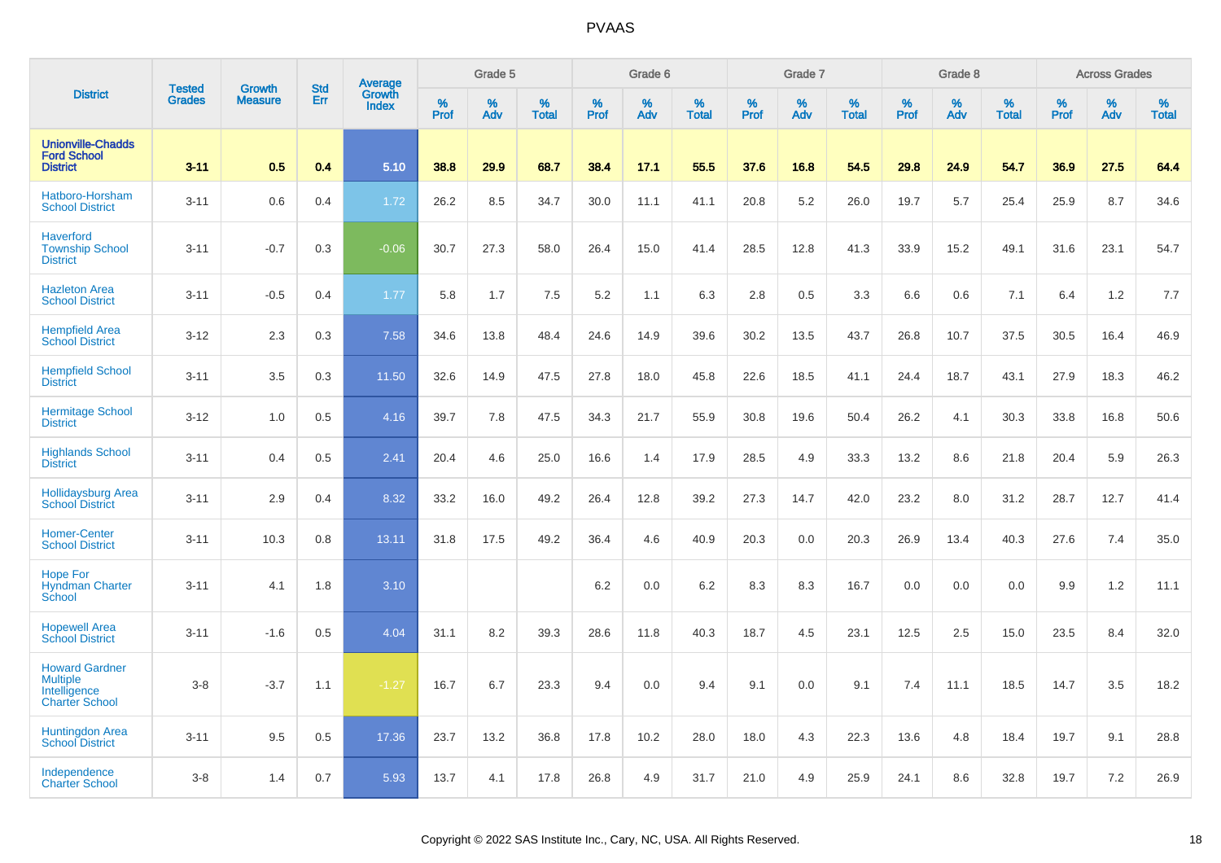| District | Tested Grades | Growth Measure | Std Err | Average Growth Index | Grade 5 | | | Grade 6 | | | Grade 7 | | | Grade 8 | | | Across Grades | | |
|---|---|---|---|---|---|---|---|---|---|---|---|---|---|---|---|---|---|---|---|
| | | | | | % Prof | % Adv | % Total | % Prof | % Adv | % Total | % Prof | % Adv | % Total | % Prof | % Adv | % Total | % Prof | % Adv | % Total |
| **Unionville-Chadds Ford School District** | **3-11** | **0.5** | **0.4** | **5.10** | **38.8** | **29.9** | **68.7** | **38.4** | **17.1** | **55.5** | **37.6** | **16.8** | **54.5** | **29.8** | **24.9** | **54.7** | **36.9** | **27.5** | **64.4** |
| Hatboro-Horsham School District | 3-11 | 0.6 | 0.4 | 1.72 | 26.2 | 8.5 | 34.7 | 30.0 | 11.1 | 41.1 | 20.8 | 5.2 | 26.0 | 19.7 | 5.7 | 25.4 | 25.9 | 8.7 | 34.6 |
| Haverford Township School District | 3-11 | -0.7 | 0.3 | -0.06 | 30.7 | 27.3 | 58.0 | 26.4 | 15.0 | 41.4 | 28.5 | 12.8 | 41.3 | 33.9 | 15.2 | 49.1 | 31.6 | 23.1 | 54.7 |
| Hazleton Area School District | 3-11 | -0.5 | 0.4 | 1.77 | 5.8 | 1.7 | 7.5 | 5.2 | 1.1 | 6.3 | 2.8 | 0.5 | 3.3 | 6.6 | 0.6 | 7.1 | 6.4 | 1.2 | 7.7 |
| Hempfield Area School District | 3-12 | 2.3 | 0.3 | 7.58 | 34.6 | 13.8 | 48.4 | 24.6 | 14.9 | 39.6 | 30.2 | 13.5 | 43.7 | 26.8 | 10.7 | 37.5 | 30.5 | 16.4 | 46.9 |
| Hempfield School District | 3-11 | 3.5 | 0.3 | 11.50 | 32.6 | 14.9 | 47.5 | 27.8 | 18.0 | 45.8 | 22.6 | 18.5 | 41.1 | 24.4 | 18.7 | 43.1 | 27.9 | 18.3 | 46.2 |
| Hermitage School District | 3-12 | 1.0 | 0.5 | 4.16 | 39.7 | 7.8 | 47.5 | 34.3 | 21.7 | 55.9 | 30.8 | 19.6 | 50.4 | 26.2 | 4.1 | 30.3 | 33.8 | 16.8 | 50.6 |
| Highlands School District | 3-11 | 0.4 | 0.5 | 2.41 | 20.4 | 4.6 | 25.0 | 16.6 | 1.4 | 17.9 | 28.5 | 4.9 | 33.3 | 13.2 | 8.6 | 21.8 | 20.4 | 5.9 | 26.3 |
| Hollidaysburg Area School District | 3-11 | 2.9 | 0.4 | 8.32 | 33.2 | 16.0 | 49.2 | 26.4 | 12.8 | 39.2 | 27.3 | 14.7 | 42.0 | 23.2 | 8.0 | 31.2 | 28.7 | 12.7 | 41.4 |
| Homer-Center School District | 3-11 | 10.3 | 0.8 | 13.11 | 31.8 | 17.5 | 49.2 | 36.4 | 4.6 | 40.9 | 20.3 | 0.0 | 20.3 | 26.9 | 13.4 | 40.3 | 27.6 | 7.4 | 35.0 |
| Hope For Hyndman Charter School | 3-11 | 4.1 | 1.8 | 3.10 | | | | 6.2 | 0.0 | 6.2 | 8.3 | 8.3 | 16.7 | 0.0 | 0.0 | 0.0 | 9.9 | 1.2 | 11.1 |
| Hopewell Area School District | 3-11 | -1.6 | 0.5 | 4.04 | 31.1 | 8.2 | 39.3 | 28.6 | 11.8 | 40.3 | 18.7 | 4.5 | 23.1 | 12.5 | 2.5 | 15.0 | 23.5 | 8.4 | 32.0 |
| Howard Gardner Multiple Intelligence Charter School | 3-8 | -3.7 | 1.1 | -1.27 | 16.7 | 6.7 | 23.3 | 9.4 | 0.0 | 9.4 | 9.1 | 0.0 | 9.1 | 7.4 | 11.1 | 18.5 | 14.7 | 3.5 | 18.2 |
| Huntingdon Area School District | 3-11 | 9.5 | 0.5 | 17.36 | 23.7 | 13.2 | 36.8 | 17.8 | 10.2 | 28.0 | 18.0 | 4.3 | 22.3 | 13.6 | 4.8 | 18.4 | 19.7 | 9.1 | 28.8 |
| Independence Charter School | 3-8 | 1.4 | 0.7 | 5.93 | 13.7 | 4.1 | 17.8 | 26.8 | 4.9 | 31.7 | 21.0 | 4.9 | 25.9 | 24.1 | 8.6 | 32.8 | 19.7 | 7.2 | 26.9 |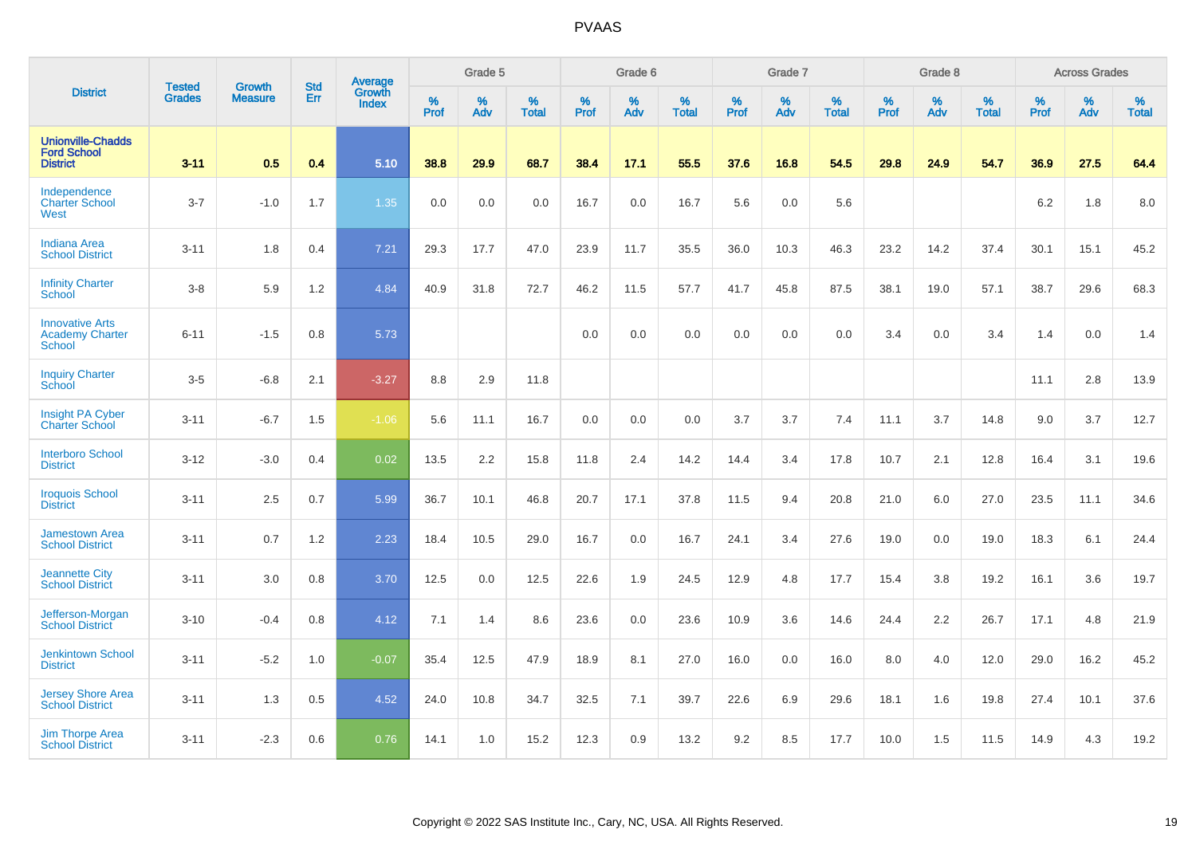# PVAAS

| District | Tested Grades | Growth Measure | Std Err | Average Growth Index | Grade 5 | | | Grade 6 | | | Grade 7 | | | Grade 8 | | | Across Grades | | |
|---|---|---|---|---|---|---|---|---|---|---|---|---|---|---|---|---|---|---|---|
| | | | | | % Prof | % Adv | % Total | % Prof | % Adv | % Total | % Prof | % Adv | % Total | % Prof | % Adv | % Total | % Prof | % Adv | % Total |
| **Unionville-Chadds Ford School District** | **3-11** | **0.5** | **0.4** | **5.10** | **38.8** | **29.9** | **68.7** | **38.4** | **17.1** | **55.5** | **37.6** | **16.8** | **54.5** | **29.8** | **24.9** | **54.7** | **36.9** | **27.5** | **64.4** |
| Independence Charter School West | 3-7 | -1.0 | 1.7 | 1.35 | 0.0 | 0.0 | 0.0 | 16.7 | 0.0 | 16.7 | 5.6 | 0.0 | 5.6 | | | | 6.2 | 1.8 | 8.0 |
| Indiana Area School District | 3-11 | 1.8 | 0.4 | 7.21 | 29.3 | 17.7 | 47.0 | 23.9 | 11.7 | 35.5 | 36.0 | 10.3 | 46.3 | 23.2 | 14.2 | 37.4 | 30.1 | 15.1 | 45.2 |
| Infinity Charter School | 3-8 | 5.9 | 1.2 | 4.84 | 40.9 | 31.8 | 72.7 | 46.2 | 11.5 | 57.7 | 41.7 | 45.8 | 87.5 | 38.1 | 19.0 | 57.1 | 38.7 | 29.6 | 68.3 |
| Innovative Arts Academy Charter School | 6-11 | -1.5 | 0.8 | 5.73 | | | | 0.0 | 0.0 | 0.0 | 0.0 | 0.0 | 0.0 | 3.4 | 0.0 | 3.4 | 1.4 | 0.0 | 1.4 |
| Inquiry Charter School | 3-5 | -6.8 | 2.1 | -3.27 | 8.8 | 2.9 | 11.8 | | | | | | | | | | 11.1 | 2.8 | 13.9 |
| Insight PA Cyber Charter School | 3-11 | -6.7 | 1.5 | -1.06 | 5.6 | 11.1 | 16.7 | 0.0 | 0.0 | 0.0 | 3.7 | 3.7 | 7.4 | 11.1 | 3.7 | 14.8 | 9.0 | 3.7 | 12.7 |
| Interboro School District | 3-12 | -3.0 | 0.4 | 0.02 | 13.5 | 2.2 | 15.8 | 11.8 | 2.4 | 14.2 | 14.4 | 3.4 | 17.8 | 10.7 | 2.1 | 12.8 | 16.4 | 3.1 | 19.6 |
| Iroquois School District | 3-11 | 2.5 | 0.7 | 5.99 | 36.7 | 10.1 | 46.8 | 20.7 | 17.1 | 37.8 | 11.5 | 9.4 | 20.8 | 21.0 | 6.0 | 27.0 | 23.5 | 11.1 | 34.6 |
| Jamestown Area School District | 3-11 | 0.7 | 1.2 | 2.23 | 18.4 | 10.5 | 29.0 | 16.7 | 0.0 | 16.7 | 24.1 | 3.4 | 27.6 | 19.0 | 0.0 | 19.0 | 18.3 | 6.1 | 24.4 |
| Jeannette City School District | 3-11 | 3.0 | 0.8 | 3.70 | 12.5 | 0.0 | 12.5 | 22.6 | 1.9 | 24.5 | 12.9 | 4.8 | 17.7 | 15.4 | 3.8 | 19.2 | 16.1 | 3.6 | 19.7 |
| Jefferson-Morgan School District | 3-10 | -0.4 | 0.8 | 4.12 | 7.1 | 1.4 | 8.6 | 23.6 | 0.0 | 23.6 | 10.9 | 3.6 | 14.6 | 24.4 | 2.2 | 26.7 | 17.1 | 4.8 | 21.9 |
| Jenkintown School District | 3-11 | -5.2 | 1.0 | -0.07 | 35.4 | 12.5 | 47.9 | 18.9 | 8.1 | 27.0 | 16.0 | 0.0 | 16.0 | 8.0 | 4.0 | 12.0 | 29.0 | 16.2 | 45.2 |
| Jersey Shore Area School District | 3-11 | 1.3 | 0.5 | 4.52 | 24.0 | 10.8 | 34.7 | 32.5 | 7.1 | 39.7 | 22.6 | 6.9 | 29.6 | 18.1 | 1.6 | 19.8 | 27.4 | 10.1 | 37.6 |
| Jim Thorpe Area School District | 3-11 | -2.3 | 0.6 | 0.76 | 14.1 | 1.0 | 15.2 | 12.3 | 0.9 | 13.2 | 9.2 | 8.5 | 17.7 | 10.0 | 1.5 | 11.5 | 14.9 | 4.3 | 19.2 |

Copyright © 2022 SAS Institute Inc., Cary, NC, USA. All Rights Reserved.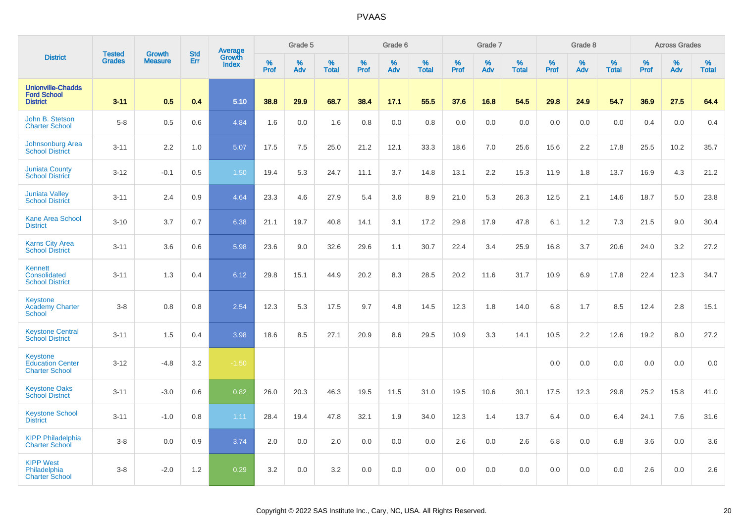| District | Tested Grades | Growth Measure | Std Err | Average Growth Index | Grade 5 | | | Grade 6 | | | Grade 7 | | | Grade 8 | | | Across Grades | | |
|---|---|---|---|---|---|---|---|---|---|---|---|---|---|---|---|---|---|---|---|
| | | | | | % Prof | % Adv | % Total | % Prof | % Adv | % Total | % Prof | % Adv | % Total | % Prof | % Adv | % Total | % Prof | % Adv | % Total |
| **Unionville-Chadds Ford School District** | **3-11** | **0.5** | **0.4** | **5.10** | **38.8** | **29.9** | **68.7** | **38.4** | **17.1** | **55.5** | **37.6** | **16.8** | **54.5** | **29.8** | **24.9** | **54.7** | **36.9** | **27.5** | **64.4** |
| John B. Stetson Charter School | 5-8 | 0.5 | 0.6 | 4.84 | 1.6 | 0.0 | 1.6 | 0.8 | 0.0 | 0.8 | 0.0 | 0.0 | 0.0 | 0.0 | 0.0 | 0.0 | 0.4 | 0.0 | 0.4 |
| Johnsonburg Area School District | 3-11 | 2.2 | 1.0 | 5.07 | 17.5 | 7.5 | 25.0 | 21.2 | 12.1 | 33.3 | 18.6 | 7.0 | 25.6 | 15.6 | 2.2 | 17.8 | 25.5 | 10.2 | 35.7 |
| Juniata County School District | 3-12 | -0.1 | 0.5 | 1.50 | 19.4 | 5.3 | 24.7 | 11.1 | 3.7 | 14.8 | 13.1 | 2.2 | 15.3 | 11.9 | 1.8 | 13.7 | 16.9 | 4.3 | 21.2 |
| Juniata Valley School District | 3-11 | 2.4 | 0.9 | 4.64 | 23.3 | 4.6 | 27.9 | 5.4 | 3.6 | 8.9 | 21.0 | 5.3 | 26.3 | 12.5 | 2.1 | 14.6 | 18.7 | 5.0 | 23.8 |
| Kane Area School District | 3-10 | 3.7 | 0.7 | 6.38 | 21.1 | 19.7 | 40.8 | 14.1 | 3.1 | 17.2 | 29.8 | 17.9 | 47.8 | 6.1 | 1.2 | 7.3 | 21.5 | 9.0 | 30.4 |
| Karns City Area School District | 3-11 | 3.6 | 0.6 | 5.98 | 23.6 | 9.0 | 32.6 | 29.6 | 1.1 | 30.7 | 22.4 | 3.4 | 25.9 | 16.8 | 3.7 | 20.6 | 24.0 | 3.2 | 27.2 |
| Kennett Consolidated School District | 3-11 | 1.3 | 0.4 | 6.12 | 29.8 | 15.1 | 44.9 | 20.2 | 8.3 | 28.5 | 20.2 | 11.6 | 31.7 | 10.9 | 6.9 | 17.8 | 22.4 | 12.3 | 34.7 |
| Keystone Academy Charter School | 3-8 | 0.8 | 0.8 | 2.54 | 12.3 | 5.3 | 17.5 | 9.7 | 4.8 | 14.5 | 12.3 | 1.8 | 14.0 | 6.8 | 1.7 | 8.5 | 12.4 | 2.8 | 15.1 |
| Keystone Central School District | 3-11 | 1.5 | 0.4 | 3.98 | 18.6 | 8.5 | 27.1 | 20.9 | 8.6 | 29.5 | 10.9 | 3.3 | 14.1 | 10.5 | 2.2 | 12.6 | 19.2 | 8.0 | 27.2 |
| Keystone Education Center Charter School | 3-12 | -4.8 | 3.2 | -1.50 | | | | | | | | | | 0.0 | 0.0 | 0.0 | 0.0 | 0.0 | 0.0 |
| Keystone Oaks School District | 3-11 | -3.0 | 0.6 | 0.82 | 26.0 | 20.3 | 46.3 | 19.5 | 11.5 | 31.0 | 19.5 | 10.6 | 30.1 | 17.5 | 12.3 | 29.8 | 25.2 | 15.8 | 41.0 |
| Keystone School District | 3-11 | -1.0 | 0.8 | 1.11 | 28.4 | 19.4 | 47.8 | 32.1 | 1.9 | 34.0 | 12.3 | 1.4 | 13.7 | 6.4 | 0.0 | 6.4 | 24.1 | 7.6 | 31.6 |
| KIPP Philadelphia Charter School | 3-8 | 0.0 | 0.9 | 3.74 | 2.0 | 0.0 | 2.0 | 0.0 | 0.0 | 0.0 | 2.6 | 0.0 | 2.6 | 6.8 | 0.0 | 6.8 | 3.6 | 0.0 | 3.6 |
| KIPP West Philadelphia Charter School | 3-8 | -2.0 | 1.2 | 0.29 | 3.2 | 0.0 | 3.2 | 0.0 | 0.0 | 0.0 | 0.0 | 0.0 | 0.0 | 0.0 | 0.0 | 0.0 | 2.6 | 0.0 | 2.6 |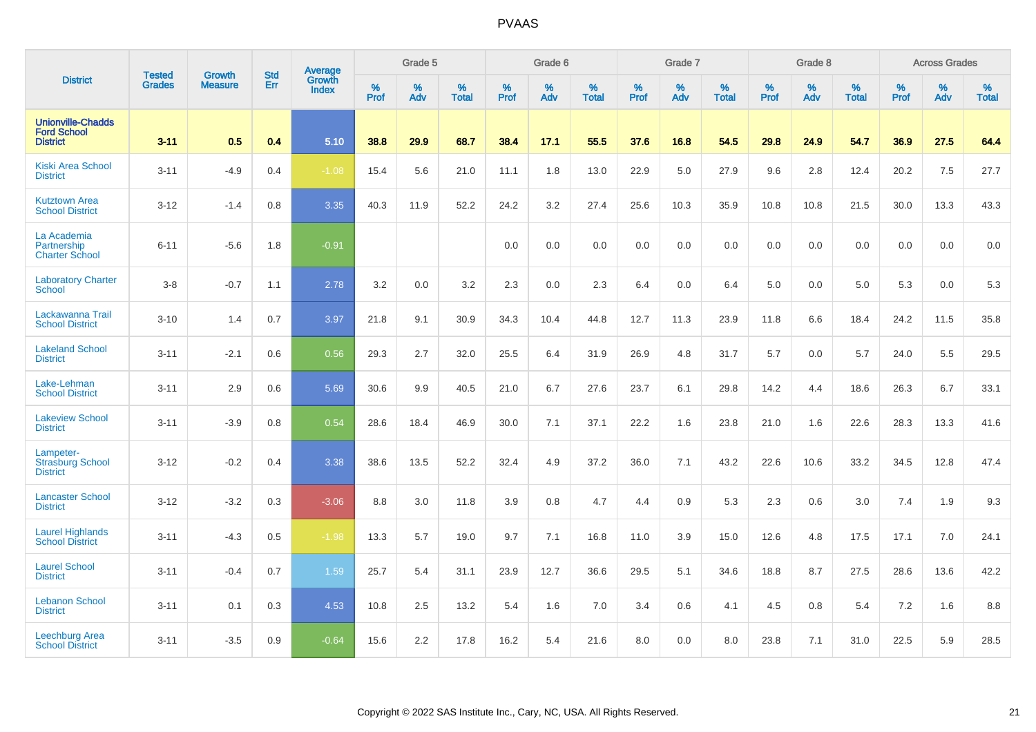# PVAAS

| District | Tested Grades | Growth Measure | Std Err | Average Growth Index | Grade 5 | | | Grade 6 | | | Grade 7 | | | Grade 8 | | | Across Grades | | |
|---|---|---|---|---|---|---|---|---|---|---|---|---|---|---|---|---|---|---|---|
| | | | | | % Prof | % Adv | % Total | % Prof | % Adv | % Total | % Prof | % Adv | % Total | % Prof | % Adv | % Total | % Prof | % Adv | % Total |
| **Unionville-Chadds Ford School District** | **3-11** | **0.5** | **0.4** | **5.10** | **38.8** | **29.9** | **68.7** | **38.4** | **17.1** | **55.5** | **37.6** | **16.8** | **54.5** | **29.8** | **24.9** | **54.7** | **36.9** | **27.5** | **64.4** |
| Kiski Area School District | 3-11 | -4.9 | 0.4 | -1.08 | 15.4 | 5.6 | 21.0 | 11.1 | 1.8 | 13.0 | 22.9 | 5.0 | 27.9 | 9.6 | 2.8 | 12.4 | 20.2 | 7.5 | 27.7 |
| Kutztown Area School District | 3-12 | -1.4 | 0.8 | 3.35 | 40.3 | 11.9 | 52.2 | 24.2 | 3.2 | 27.4 | 25.6 | 10.3 | 35.9 | 10.8 | 10.8 | 21.5 | 30.0 | 13.3 | 43.3 |
| La Academia Partnership Charter School | 6-11 | -5.6 | 1.8 | -0.91 | | | | 0.0 | 0.0 | 0.0 | 0.0 | 0.0 | 0.0 | 0.0 | 0.0 | 0.0 | 0.0 | 0.0 | 0.0 |
| Laboratory Charter School | 3-8 | -0.7 | 1.1 | 2.78 | 3.2 | 0.0 | 3.2 | 2.3 | 0.0 | 2.3 | 6.4 | 0.0 | 6.4 | 5.0 | 0.0 | 5.0 | 5.3 | 0.0 | 5.3 |
| Lackawanna Trail School District | 3-10 | 1.4 | 0.7 | 3.97 | 21.8 | 9.1 | 30.9 | 34.3 | 10.4 | 44.8 | 12.7 | 11.3 | 23.9 | 11.8 | 6.6 | 18.4 | 24.2 | 11.5 | 35.8 |
| Lakeland School District | 3-11 | -2.1 | 0.6 | 0.56 | 29.3 | 2.7 | 32.0 | 25.5 | 6.4 | 31.9 | 26.9 | 4.8 | 31.7 | 5.7 | 0.0 | 5.7 | 24.0 | 5.5 | 29.5 |
| Lake-Lehman School District | 3-11 | 2.9 | 0.6 | 5.69 | 30.6 | 9.9 | 40.5 | 21.0 | 6.7 | 27.6 | 23.7 | 6.1 | 29.8 | 14.2 | 4.4 | 18.6 | 26.3 | 6.7 | 33.1 |
| Lakeview School District | 3-11 | -3.9 | 0.8 | 0.54 | 28.6 | 18.4 | 46.9 | 30.0 | 7.1 | 37.1 | 22.2 | 1.6 | 23.8 | 21.0 | 1.6 | 22.6 | 28.3 | 13.3 | 41.6 |
| Lampeter-Strasburg School District | 3-12 | -0.2 | 0.4 | 3.38 | 38.6 | 13.5 | 52.2 | 32.4 | 4.9 | 37.2 | 36.0 | 7.1 | 43.2 | 22.6 | 10.6 | 33.2 | 34.5 | 12.8 | 47.4 |
| Lancaster School District | 3-12 | -3.2 | 0.3 | -3.06 | 8.8 | 3.0 | 11.8 | 3.9 | 0.8 | 4.7 | 4.4 | 0.9 | 5.3 | 2.3 | 0.6 | 3.0 | 7.4 | 1.9 | 9.3 |
| Laurel Highlands School District | 3-11 | -4.3 | 0.5 | -1.98 | 13.3 | 5.7 | 19.0 | 9.7 | 7.1 | 16.8 | 11.0 | 3.9 | 15.0 | 12.6 | 4.8 | 17.5 | 17.1 | 7.0 | 24.1 |
| Laurel School District | 3-11 | -0.4 | 0.7 | 1.59 | 25.7 | 5.4 | 31.1 | 23.9 | 12.7 | 36.6 | 29.5 | 5.1 | 34.6 | 18.8 | 8.7 | 27.5 | 28.6 | 13.6 | 42.2 |
| Lebanon School District | 3-11 | 0.1 | 0.3 | 4.53 | 10.8 | 2.5 | 13.2 | 5.4 | 1.6 | 7.0 | 3.4 | 0.6 | 4.1 | 4.5 | 0.8 | 5.4 | 7.2 | 1.6 | 8.8 |
| Leechburg Area School District | 3-11 | -3.5 | 0.9 | -0.64 | 15.6 | 2.2 | 17.8 | 16.2 | 5.4 | 21.6 | 8.0 | 0.0 | 8.0 | 23.8 | 7.1 | 31.0 | 22.5 | 5.9 | 28.5 |

Copyright © 2022 SAS Institute Inc., Cary, NC, USA. All Rights Reserved.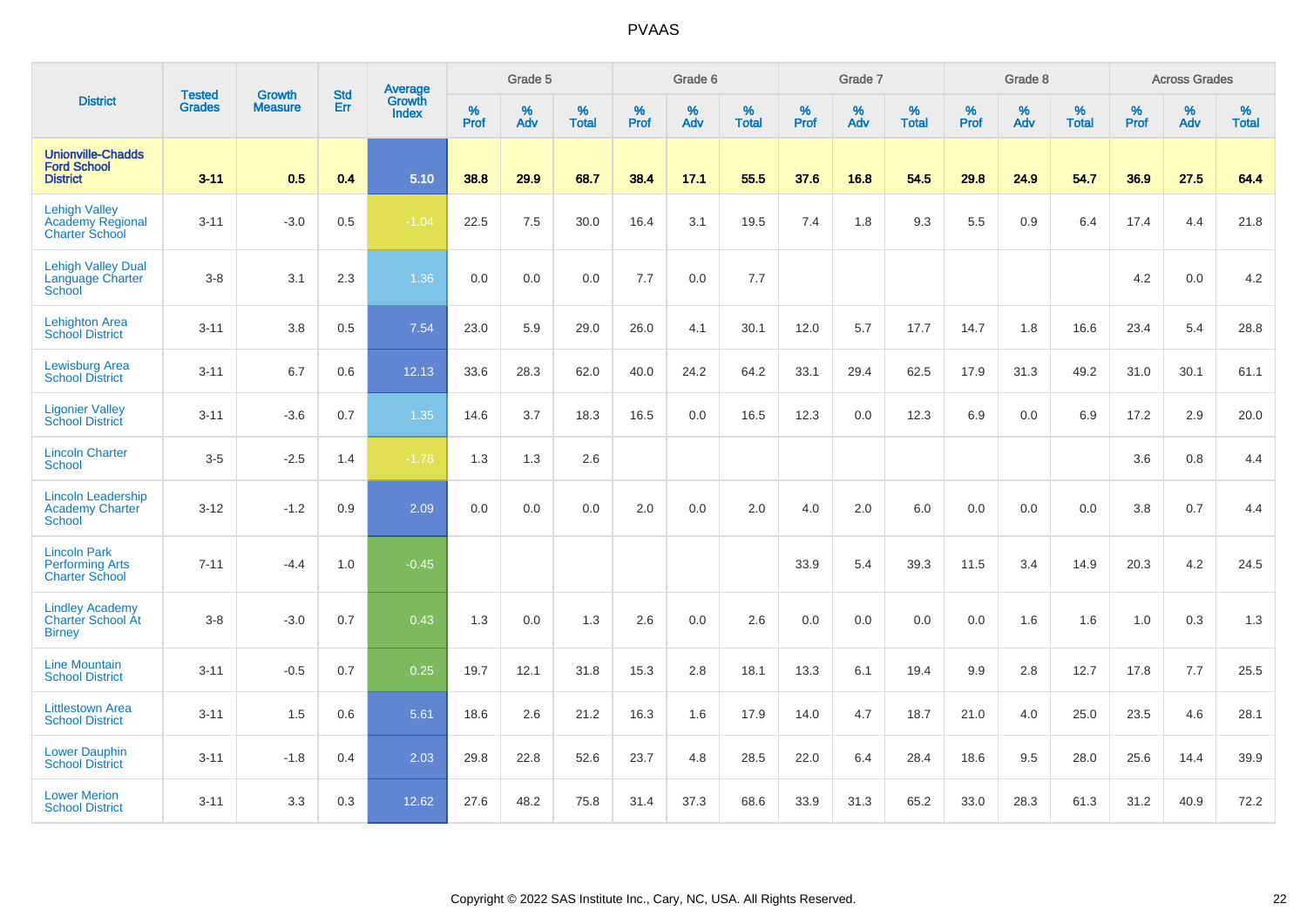# PVAAS

| District | Tested Grades | Growth Measure | Std Err | Average Growth Index | Grade 5 | | | Grade 6 | | | Grade 7 | | | Grade 8 | | | Across Grades | | |
|---|---|---|---|---|---|---|---|---|---|---|---|---|---|---|---|---|---|---|---|
| | | | | | % Prof | % Adv | % Total | % Prof | % Adv | % Total | % Prof | % Adv | % Total | % Prof | % Adv | % Total | % Prof | % Adv | % Total |
| **Unionville-Chadds Ford School District** | **3-11** | **0.5** | **0.4** | **5.10** | **38.8** | **29.9** | **68.7** | **38.4** | **17.1** | **55.5** | **37.6** | **16.8** | **54.5** | **29.8** | **24.9** | **54.7** | **36.9** | **27.5** | **64.4** |
| Lehigh Valley Academy Regional Charter School | 3-11 | -3.0 | 0.5 | -1.04 | 22.5 | 7.5 | 30.0 | 16.4 | 3.1 | 19.5 | 7.4 | 1.8 | 9.3 | 5.5 | 0.9 | 6.4 | 17.4 | 4.4 | 21.8 |
| Lehigh Valley Dual Language Charter School | 3-8 | 3.1 | 2.3 | 1.36 | 0.0 | 0.0 | 0.0 | 7.7 | 0.0 | 7.7 | | | | | | | 4.2 | 0.0 | 4.2 |
| Lehighton Area School District | 3-11 | 3.8 | 0.5 | 7.54 | 23.0 | 5.9 | 29.0 | 26.0 | 4.1 | 30.1 | 12.0 | 5.7 | 17.7 | 14.7 | 1.8 | 16.6 | 23.4 | 5.4 | 28.8 |
| Lewisburg Area School District | 3-11 | 6.7 | 0.6 | 12.13 | 33.6 | 28.3 | 62.0 | 40.0 | 24.2 | 64.2 | 33.1 | 29.4 | 62.5 | 17.9 | 31.3 | 49.2 | 31.0 | 30.1 | 61.1 |
| Ligonier Valley School District | 3-11 | -3.6 | 0.7 | 1.35 | 14.6 | 3.7 | 18.3 | 16.5 | 0.0 | 16.5 | 12.3 | 0.0 | 12.3 | 6.9 | 0.0 | 6.9 | 17.2 | 2.9 | 20.0 |
| Lincoln Charter School | 3-5 | -2.5 | 1.4 | -1.78 | 1.3 | 1.3 | 2.6 | | | | | | | | | | 3.6 | 0.8 | 4.4 |
| Lincoln Leadership Academy Charter School | 3-12 | -1.2 | 0.9 | 2.09 | 0.0 | 0.0 | 0.0 | 2.0 | 0.0 | 2.0 | 4.0 | 2.0 | 6.0 | 0.0 | 0.0 | 0.0 | 3.8 | 0.7 | 4.4 |
| Lincoln Park Performing Arts Charter School | 7-11 | -4.4 | 1.0 | -0.45 | | | | | | | 33.9 | 5.4 | 39.3 | 11.5 | 3.4 | 14.9 | 20.3 | 4.2 | 24.5 |
| Lindley Academy Charter School At Birney | 3-8 | -3.0 | 0.7 | 0.43 | 1.3 | 0.0 | 1.3 | 2.6 | 0.0 | 2.6 | 0.0 | 0.0 | 0.0 | 0.0 | 1.6 | 1.6 | 1.0 | 0.3 | 1.3 |
| Line Mountain School District | 3-11 | -0.5 | 0.7 | 0.25 | 19.7 | 12.1 | 31.8 | 15.3 | 2.8 | 18.1 | 13.3 | 6.1 | 19.4 | 9.9 | 2.8 | 12.7 | 17.8 | 7.7 | 25.5 |
| Littlestown Area School District | 3-11 | 1.5 | 0.6 | 5.61 | 18.6 | 2.6 | 21.2 | 16.3 | 1.6 | 17.9 | 14.0 | 4.7 | 18.7 | 21.0 | 4.0 | 25.0 | 23.5 | 4.6 | 28.1 |
| Lower Dauphin School District | 3-11 | -1.8 | 0.4 | 2.03 | 29.8 | 22.8 | 52.6 | 23.7 | 4.8 | 28.5 | 22.0 | 6.4 | 28.4 | 18.6 | 9.5 | 28.0 | 25.6 | 14.4 | 39.9 |
| Lower Merion School District | 3-11 | 3.3 | 0.3 | 12.62 | 27.6 | 48.2 | 75.8 | 31.4 | 37.3 | 68.6 | 33.9 | 31.3 | 65.2 | 33.0 | 28.3 | 61.3 | 31.2 | 40.9 | 72.2 |

Copyright © 2022 SAS Institute Inc., Cary, NC, USA. All Rights Reserved.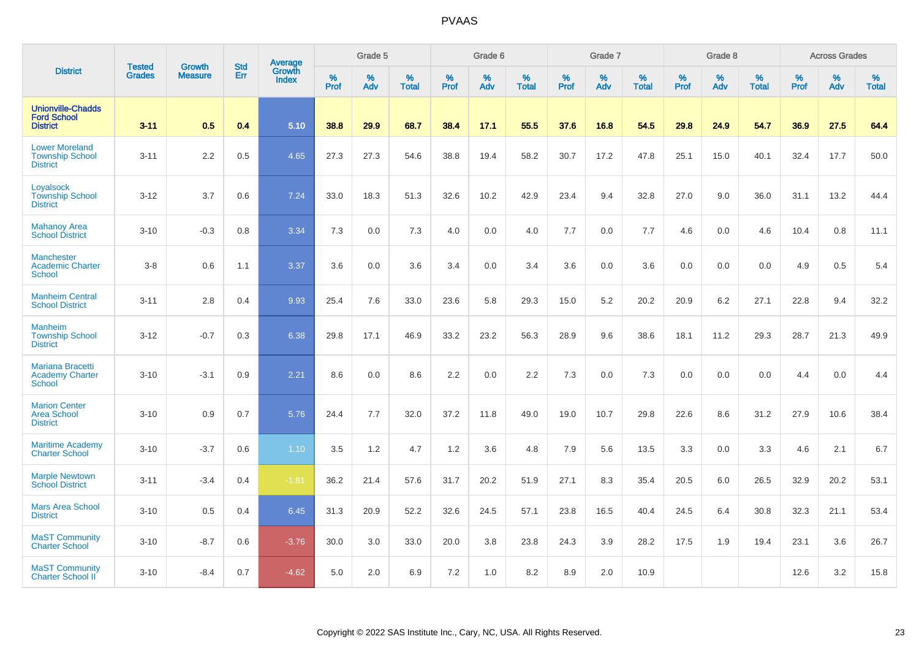# PVAAS

| District | Tested Grades | Growth Measure | Std Err | Average Growth Index | Grade 5 | | | Grade 6 | | | Grade 7 | | | Grade 8 | | | Across Grades | | |
|---|---|---|---|---|---|---|---|---|---|---|---|---|---|---|---|---|---|---|---|
| | | | | | % Prof | % Adv | % Total | % Prof | % Adv | % Total | % Prof | % Adv | % Total | % Prof | % Adv | % Total | % Prof | % Adv | % Total |
| **Unionville-Chadds Ford School District** | **3-11** | **0.5** | **0.4** | **5.10** | **38.8** | **29.9** | **68.7** | **38.4** | **17.1** | **55.5** | **37.6** | **16.8** | **54.5** | **29.8** | **24.9** | **54.7** | **36.9** | **27.5** | **64.4** |
| Lower Moreland Township School District | 3-11 | 2.2 | 0.5 | 4.65 | 27.3 | 27.3 | 54.6 | 38.8 | 19.4 | 58.2 | 30.7 | 17.2 | 47.8 | 25.1 | 15.0 | 40.1 | 32.4 | 17.7 | 50.0 |
| Loyalsock Township School District | 3-12 | 3.7 | 0.6 | 7.24 | 33.0 | 18.3 | 51.3 | 32.6 | 10.2 | 42.9 | 23.4 | 9.4 | 32.8 | 27.0 | 9.0 | 36.0 | 31.1 | 13.2 | 44.4 |
| Mahanoy Area School District | 3-10 | -0.3 | 0.8 | 3.34 | 7.3 | 0.0 | 7.3 | 4.0 | 0.0 | 4.0 | 7.7 | 0.0 | 7.7 | 4.6 | 0.0 | 4.6 | 10.4 | 0.8 | 11.1 |
| Manchester Academic Charter School | 3-8 | 0.6 | 1.1 | 3.37 | 3.6 | 0.0 | 3.6 | 3.4 | 0.0 | 3.4 | 3.6 | 0.0 | 3.6 | 0.0 | 0.0 | 0.0 | 4.9 | 0.5 | 5.4 |
| Manheim Central School District | 3-11 | 2.8 | 0.4 | 9.93 | 25.4 | 7.6 | 33.0 | 23.6 | 5.8 | 29.3 | 15.0 | 5.2 | 20.2 | 20.9 | 6.2 | 27.1 | 22.8 | 9.4 | 32.2 |
| Manheim Township School District | 3-12 | -0.7 | 0.3 | 6.38 | 29.8 | 17.1 | 46.9 | 33.2 | 23.2 | 56.3 | 28.9 | 9.6 | 38.6 | 18.1 | 11.2 | 29.3 | 28.7 | 21.3 | 49.9 |
| Mariana Bracetti Academy Charter School | 3-10 | -3.1 | 0.9 | 2.21 | 8.6 | 0.0 | 8.6 | 2.2 | 0.0 | 2.2 | 7.3 | 0.0 | 7.3 | 0.0 | 0.0 | 0.0 | 4.4 | 0.0 | 4.4 |
| Marion Center Area School District | 3-10 | 0.9 | 0.7 | 5.76 | 24.4 | 7.7 | 32.0 | 37.2 | 11.8 | 49.0 | 19.0 | 10.7 | 29.8 | 22.6 | 8.6 | 31.2 | 27.9 | 10.6 | 38.4 |
| Maritime Academy Charter School | 3-10 | -3.7 | 0.6 | 1.10 | 3.5 | 1.2 | 4.7 | 1.2 | 3.6 | 4.8 | 7.9 | 5.6 | 13.5 | 3.3 | 0.0 | 3.3 | 4.6 | 2.1 | 6.7 |
| Marple Newtown School District | 3-11 | -3.4 | 0.4 | -1.81 | 36.2 | 21.4 | 57.6 | 31.7 | 20.2 | 51.9 | 27.1 | 8.3 | 35.4 | 20.5 | 6.0 | 26.5 | 32.9 | 20.2 | 53.1 |
| Mars Area School District | 3-10 | 0.5 | 0.4 | 6.45 | 31.3 | 20.9 | 52.2 | 32.6 | 24.5 | 57.1 | 23.8 | 16.5 | 40.4 | 24.5 | 6.4 | 30.8 | 32.3 | 21.1 | 53.4 |
| MaST Community Charter School | 3-10 | -8.7 | 0.6 | -3.76 | 30.0 | 3.0 | 33.0 | 20.0 | 3.8 | 23.8 | 24.3 | 3.9 | 28.2 | 17.5 | 1.9 | 19.4 | 23.1 | 3.6 | 26.7 |
| MaST Community Charter School II | 3-10 | -8.4 | 0.7 | -4.62 | 5.0 | 2.0 | 6.9 | 7.2 | 1.0 | 8.2 | 8.9 | 2.0 | 10.9 | | | | 12.6 | 3.2 | 15.8 |

Copyright © 2022 SAS Institute Inc., Cary, NC, USA. All Rights Reserved.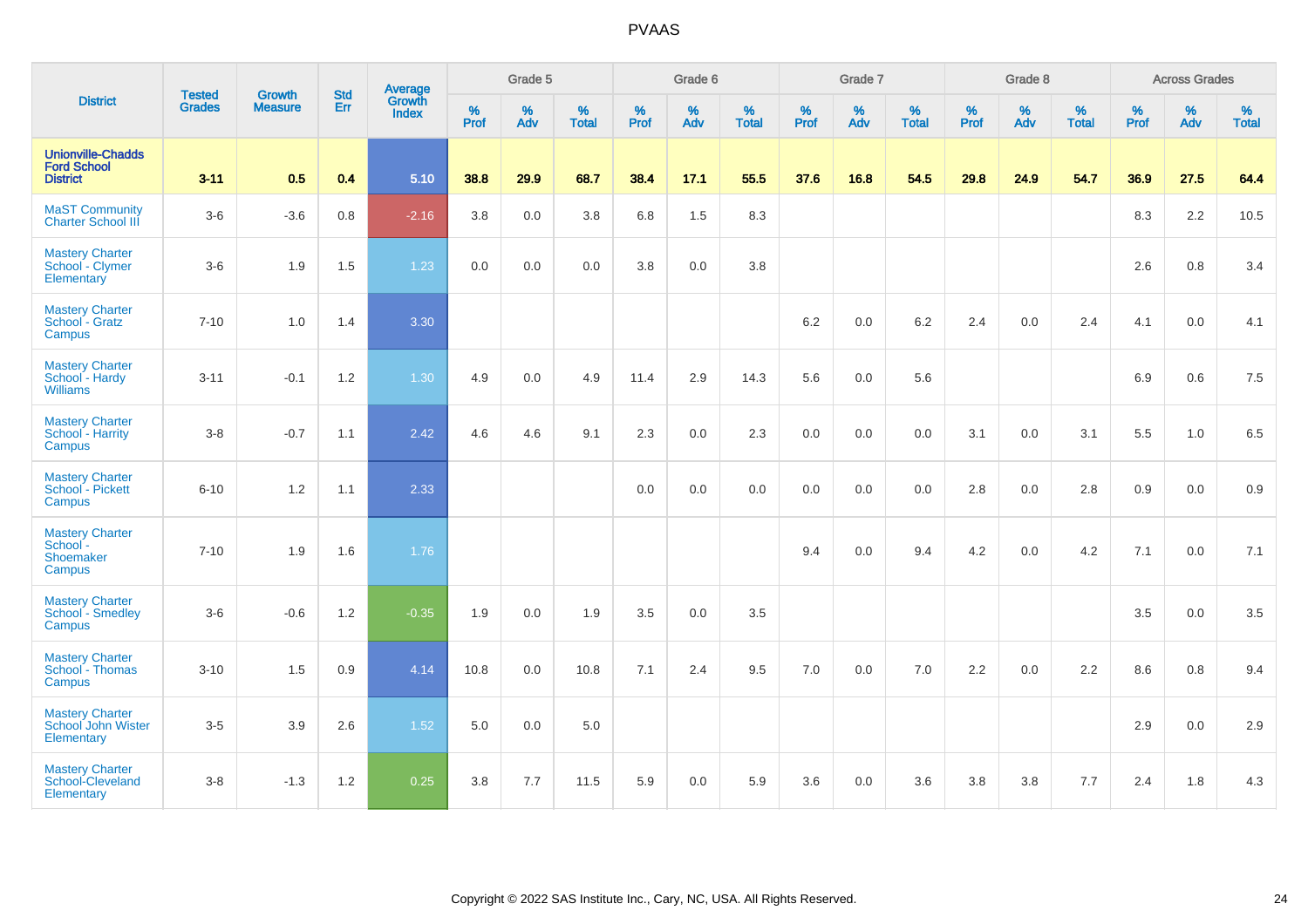# PVAAS

| District | Tested Grades | Growth Measure | Std Err | Average Growth Index | Grade 5 | | | Grade 6 | | | Grade 7 | | | Grade 8 | | | Across Grades | | |
|---|---|---|---|---|---|---|---|---|---|---|---|---|---|---|---|---|---|---|---|
| | | | | | % Prof | % Adv | % Total | % Prof | % Adv | % Total | % Prof | % Adv | % Total | % Prof | % Adv | % Total | % Prof | % Adv | % Total |
| **Unionville-Chadds Ford School District** | **3-11** | **0.5** | **0.4** | **5.10** | **38.8** | **29.9** | **68.7** | **38.4** | **17.1** | **55.5** | **37.6** | **16.8** | **54.5** | **29.8** | **24.9** | **54.7** | **36.9** | **27.5** | **64.4** |
| MaST Community Charter School III | 3-6 | -3.6 | 0.8 | -2.16 | 3.8 | 0.0 | 3.8 | 6.8 | 1.5 | 8.3 | | | | | | | 8.3 | 2.2 | 10.5 |
| Mastery Charter School - Clymer Elementary | 3-6 | 1.9 | 1.5 | 1.23 | 0.0 | 0.0 | 0.0 | 3.8 | 0.0 | 3.8 | | | | | | | 2.6 | 0.8 | 3.4 |
| Mastery Charter School - Gratz Campus | 7-10 | 1.0 | 1.4 | 3.30 | | | | | | | 6.2 | 0.0 | 6.2 | 2.4 | 0.0 | 2.4 | 4.1 | 0.0 | 4.1 |
| Mastery Charter School - Hardy Williams | 3-11 | -0.1 | 1.2 | 1.30 | 4.9 | 0.0 | 4.9 | 11.4 | 2.9 | 14.3 | 5.6 | 0.0 | 5.6 | | | | 6.9 | 0.6 | 7.5 |
| Mastery Charter School - Harrity Campus | 3-8 | -0.7 | 1.1 | 2.42 | 4.6 | 4.6 | 9.1 | 2.3 | 0.0 | 2.3 | 0.0 | 0.0 | 0.0 | 3.1 | 0.0 | 3.1 | 5.5 | 1.0 | 6.5 |
| Mastery Charter School - Pickett Campus | 6-10 | 1.2 | 1.1 | 2.33 | | | | 0.0 | 0.0 | 0.0 | 0.0 | 0.0 | 0.0 | 2.8 | 0.0 | 2.8 | 0.9 | 0.0 | 0.9 |
| Mastery Charter School - Shoemaker Campus | 7-10 | 1.9 | 1.6 | 1.76 | | | | | | | 9.4 | 0.0 | 9.4 | 4.2 | 0.0 | 4.2 | 7.1 | 0.0 | 7.1 |
| Mastery Charter School - Smedley Campus | 3-6 | -0.6 | 1.2 | -0.35 | 1.9 | 0.0 | 1.9 | 3.5 | 0.0 | 3.5 | | | | | | | 3.5 | 0.0 | 3.5 |
| Mastery Charter School - Thomas Campus | 3-10 | 1.5 | 0.9 | 4.14 | 10.8 | 0.0 | 10.8 | 7.1 | 2.4 | 9.5 | 7.0 | 0.0 | 7.0 | 2.2 | 0.0 | 2.2 | 8.6 | 0.8 | 9.4 |
| Mastery Charter School John Wister Elementary | 3-5 | 3.9 | 2.6 | 1.52 | 5.0 | 0.0 | 5.0 | | | | | | | | | | 2.9 | 0.0 | 2.9 |
| Mastery Charter School-Cleveland Elementary | 3-8 | -1.3 | 1.2 | 0.25 | 3.8 | 7.7 | 11.5 | 5.9 | 0.0 | 5.9 | 3.6 | 0.0 | 3.6 | 3.8 | 3.8 | 7.7 | 2.4 | 1.8 | 4.3 |

Copyright © 2022 SAS Institute Inc., Cary, NC, USA. All Rights Reserved.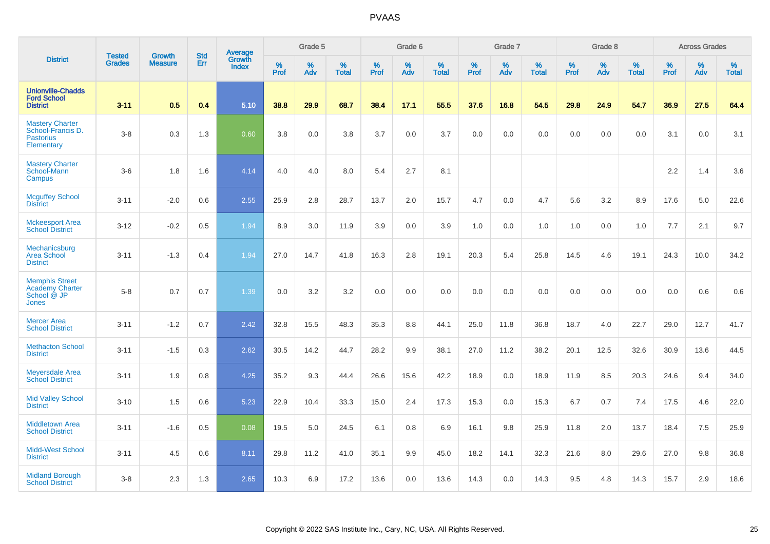| District | Tested Grades | Growth Measure | Std Err | Average Growth Index | Grade 5 | | | Grade 6 | | | Grade 7 | | | Grade 8 | | | Across Grades | | |
|---|---|---|---|---|---|---|---|---|---|---|---|---|---|---|---|---|---|---|---|
| | | | | | % Prof | % Adv | % Total | % Prof | % Adv | % Total | % Prof | % Adv | % Total | % Prof | % Adv | % Total | % Prof | % Adv | % Total |
| **Unionville-Chadds Ford School District** | **3-11** | **0.5** | **0.4** | **5.10** | **38.8** | **29.9** | **68.7** | **38.4** | **17.1** | **55.5** | **37.6** | **16.8** | **54.5** | **29.8** | **24.9** | **54.7** | **36.9** | **27.5** | **64.4** |
| Mastery Charter School-Francis D. Pastorius Elementary | 3-8 | 0.3 | 1.3 | 0.60 | 3.8 | 0.0 | 3.8 | 3.7 | 0.0 | 3.7 | 0.0 | 0.0 | 0.0 | 0.0 | 0.0 | 0.0 | 3.1 | 0.0 | 3.1 |
| Mastery Charter School-Mann Campus | 3-6 | 1.8 | 1.6 | 4.14 | 4.0 | 4.0 | 8.0 | 5.4 | 2.7 | 8.1 | | | | | | | 2.2 | 1.4 | 3.6 |
| Mcguffey School District | 3-11 | -2.0 | 0.6 | 2.55 | 25.9 | 2.8 | 28.7 | 13.7 | 2.0 | 15.7 | 4.7 | 0.0 | 4.7 | 5.6 | 3.2 | 8.9 | 17.6 | 5.0 | 22.6 |
| Mckeesport Area School District | 3-12 | -0.2 | 0.5 | 1.94 | 8.9 | 3.0 | 11.9 | 3.9 | 0.0 | 3.9 | 1.0 | 0.0 | 1.0 | 1.0 | 0.0 | 1.0 | 7.7 | 2.1 | 9.7 |
| Mechanicsburg Area School District | 3-11 | -1.3 | 0.4 | 1.94 | 27.0 | 14.7 | 41.8 | 16.3 | 2.8 | 19.1 | 20.3 | 5.4 | 25.8 | 14.5 | 4.6 | 19.1 | 24.3 | 10.0 | 34.2 |
| Memphis Street Academy Charter School @ JP Jones | 5-8 | 0.7 | 0.7 | 1.39 | 0.0 | 3.2 | 3.2 | 0.0 | 0.0 | 0.0 | 0.0 | 0.0 | 0.0 | 0.0 | 0.0 | 0.0 | 0.0 | 0.6 | 0.6 |
| Mercer Area School District | 3-11 | -1.2 | 0.7 | 2.42 | 32.8 | 15.5 | 48.3 | 35.3 | 8.8 | 44.1 | 25.0 | 11.8 | 36.8 | 18.7 | 4.0 | 22.7 | 29.0 | 12.7 | 41.7 |
| Methacton School District | 3-11 | -1.5 | 0.3 | 2.62 | 30.5 | 14.2 | 44.7 | 28.2 | 9.9 | 38.1 | 27.0 | 11.2 | 38.2 | 20.1 | 12.5 | 32.6 | 30.9 | 13.6 | 44.5 |
| Meyersdale Area School District | 3-11 | 1.9 | 0.8 | 4.25 | 35.2 | 9.3 | 44.4 | 26.6 | 15.6 | 42.2 | 18.9 | 0.0 | 18.9 | 11.9 | 8.5 | 20.3 | 24.6 | 9.4 | 34.0 |
| Mid Valley School District | 3-10 | 1.5 | 0.6 | 5.23 | 22.9 | 10.4 | 33.3 | 15.0 | 2.4 | 17.3 | 15.3 | 0.0 | 15.3 | 6.7 | 0.7 | 7.4 | 17.5 | 4.6 | 22.0 |
| Middletown Area School District | 3-11 | -1.6 | 0.5 | 0.08 | 19.5 | 5.0 | 24.5 | 6.1 | 0.8 | 6.9 | 16.1 | 9.8 | 25.9 | 11.8 | 2.0 | 13.7 | 18.4 | 7.5 | 25.9 |
| Midd-West School District | 3-11 | 4.5 | 0.6 | 8.11 | 29.8 | 11.2 | 41.0 | 35.1 | 9.9 | 45.0 | 18.2 | 14.1 | 32.3 | 21.6 | 8.0 | 29.6 | 27.0 | 9.8 | 36.8 |
| Midland Borough School District | 3-8 | 2.3 | 1.3 | 2.65 | 10.3 | 6.9 | 17.2 | 13.6 | 0.0 | 13.6 | 14.3 | 0.0 | 14.3 | 9.5 | 4.8 | 14.3 | 15.7 | 2.9 | 18.6 |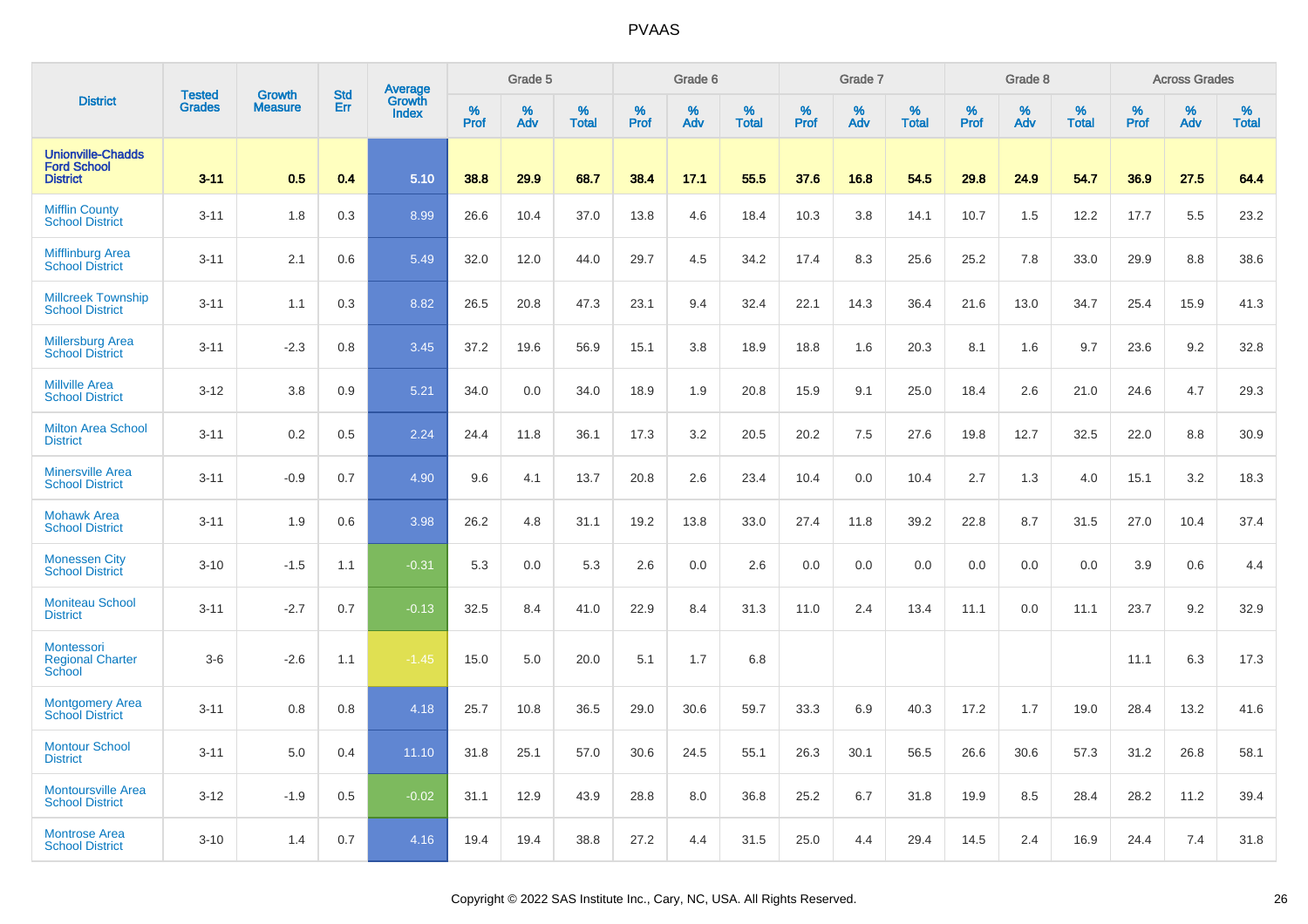# PVAAS

| District | Tested Grades | Growth Measure | Std Err | Average Growth Index | Grade 5 | | | Grade 6 | | | Grade 7 | | | Grade 8 | | | Across Grades | | |
|---|---|---|---|---|---|---|---|---|---|---|---|---|---|---|---|---|---|---|---|
| | | | | | % Prof | % Adv | % Total | % Prof | % Adv | % Total | % Prof | % Adv | % Total | % Prof | % Adv | % Total | % Prof | % Adv | % Total |
| **Unionville-Chadds Ford School District** | **3-11** | **0.5** | **0.4** | **5.10** | **38.8** | **29.9** | **68.7** | **38.4** | **17.1** | **55.5** | **37.6** | **16.8** | **54.5** | **29.8** | **24.9** | **54.7** | **36.9** | **27.5** | **64.4** |
| Mifflin County School District | 3-11 | 1.8 | 0.3 | 8.99 | 26.6 | 10.4 | 37.0 | 13.8 | 4.6 | 18.4 | 10.3 | 3.8 | 14.1 | 10.7 | 1.5 | 12.2 | 17.7 | 5.5 | 23.2 |
| Mifflinburg Area School District | 3-11 | 2.1 | 0.6 | 5.49 | 32.0 | 12.0 | 44.0 | 29.7 | 4.5 | 34.2 | 17.4 | 8.3 | 25.6 | 25.2 | 7.8 | 33.0 | 29.9 | 8.8 | 38.6 |
| Millcreek Township School District | 3-11 | 1.1 | 0.3 | 8.82 | 26.5 | 20.8 | 47.3 | 23.1 | 9.4 | 32.4 | 22.1 | 14.3 | 36.4 | 21.6 | 13.0 | 34.7 | 25.4 | 15.9 | 41.3 |
| Millersburg Area School District | 3-11 | -2.3 | 0.8 | 3.45 | 37.2 | 19.6 | 56.9 | 15.1 | 3.8 | 18.9 | 18.8 | 1.6 | 20.3 | 8.1 | 1.6 | 9.7 | 23.6 | 9.2 | 32.8 |
| Millville Area School District | 3-12 | 3.8 | 0.9 | 5.21 | 34.0 | 0.0 | 34.0 | 18.9 | 1.9 | 20.8 | 15.9 | 9.1 | 25.0 | 18.4 | 2.6 | 21.0 | 24.6 | 4.7 | 29.3 |
| Milton Area School District | 3-11 | 0.2 | 0.5 | 2.24 | 24.4 | 11.8 | 36.1 | 17.3 | 3.2 | 20.5 | 20.2 | 7.5 | 27.6 | 19.8 | 12.7 | 32.5 | 22.0 | 8.8 | 30.9 |
| Minersville Area School District | 3-11 | -0.9 | 0.7 | 4.90 | 9.6 | 4.1 | 13.7 | 20.8 | 2.6 | 23.4 | 10.4 | 0.0 | 10.4 | 2.7 | 1.3 | 4.0 | 15.1 | 3.2 | 18.3 |
| Mohawk Area School District | 3-11 | 1.9 | 0.6 | 3.98 | 26.2 | 4.8 | 31.1 | 19.2 | 13.8 | 33.0 | 27.4 | 11.8 | 39.2 | 22.8 | 8.7 | 31.5 | 27.0 | 10.4 | 37.4 |
| Monessen City School District | 3-10 | -1.5 | 1.1 | -0.31 | 5.3 | 0.0 | 5.3 | 2.6 | 0.0 | 2.6 | 0.0 | 0.0 | 0.0 | 0.0 | 0.0 | 0.0 | 3.9 | 0.6 | 4.4 |
| Moniteau School District | 3-11 | -2.7 | 0.7 | -0.13 | 32.5 | 8.4 | 41.0 | 22.9 | 8.4 | 31.3 | 11.0 | 2.4 | 13.4 | 11.1 | 0.0 | 11.1 | 23.7 | 9.2 | 32.9 |
| Montessori Regional Charter School | 3-6 | -2.6 | 1.1 | -1.45 | 15.0 | 5.0 | 20.0 | 5.1 | 1.7 | 6.8 | | | | | | | 11.1 | 6.3 | 17.3 |
| Montgomery Area School District | 3-11 | 0.8 | 0.8 | 4.18 | 25.7 | 10.8 | 36.5 | 29.0 | 30.6 | 59.7 | 33.3 | 6.9 | 40.3 | 17.2 | 1.7 | 19.0 | 28.4 | 13.2 | 41.6 |
| Montour School District | 3-11 | 5.0 | 0.4 | 11.10 | 31.8 | 25.1 | 57.0 | 30.6 | 24.5 | 55.1 | 26.3 | 30.1 | 56.5 | 26.6 | 30.6 | 57.3 | 31.2 | 26.8 | 58.1 |
| Montoursville Area School District | 3-12 | -1.9 | 0.5 | -0.02 | 31.1 | 12.9 | 43.9 | 28.8 | 8.0 | 36.8 | 25.2 | 6.7 | 31.8 | 19.9 | 8.5 | 28.4 | 28.2 | 11.2 | 39.4 |
| Montrose Area School District | 3-10 | 1.4 | 0.7 | 4.16 | 19.4 | 19.4 | 38.8 | 27.2 | 4.4 | 31.5 | 25.0 | 4.4 | 29.4 | 14.5 | 2.4 | 16.9 | 24.4 | 7.4 | 31.8 |

Copyright © 2022 SAS Institute Inc., Cary, NC, USA. All Rights Reserved.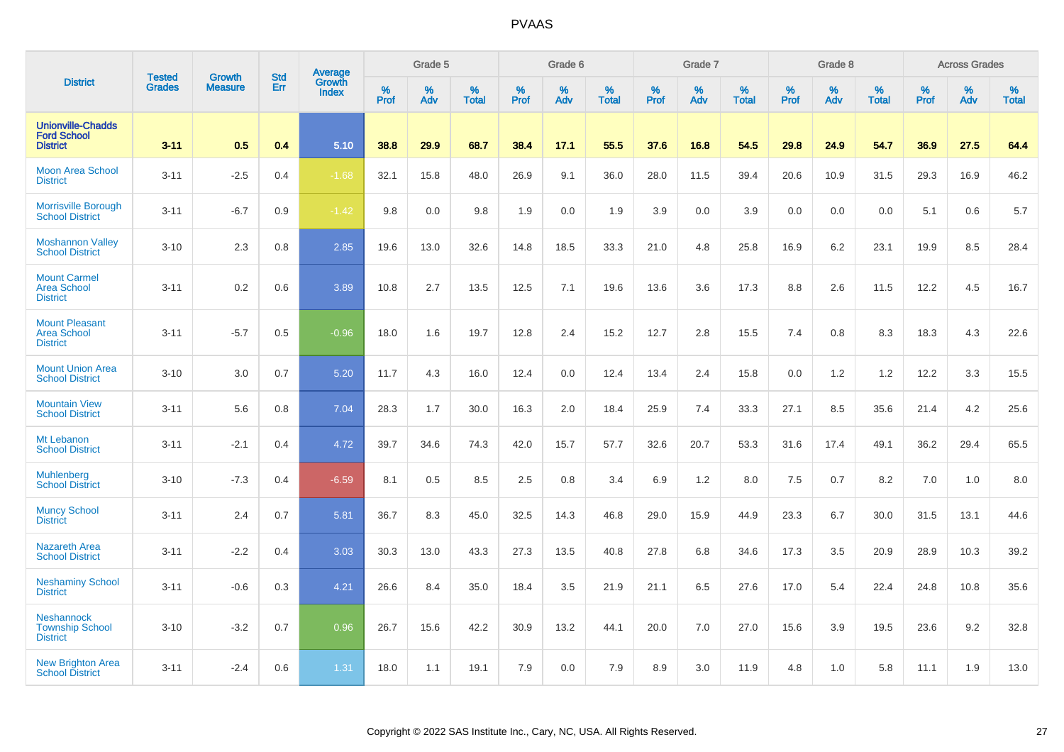# PVAAS

| District | Tested Grades | Growth Measure | Std Err | Average Growth Index | Grade 5 | | | Grade 6 | | | Grade 7 | | | Grade 8 | | | Across Grades | | |
|---|---|---|---|---|---|---|---|---|---|---|---|---|---|---|---|---|---|---|---|
| | | | | | % Prof | % Adv | % Total | % Prof | % Adv | % Total | % Prof | % Adv | % Total | % Prof | % Adv | % Total | % Prof | % Adv | % Total |
| **Unionville-Chadds Ford School District** | **3-11** | **0.5** | **0.4** | **5.10** | **38.8** | **29.9** | **68.7** | **38.4** | **17.1** | **55.5** | **37.6** | **16.8** | **54.5** | **29.8** | **24.9** | **54.7** | **36.9** | **27.5** | **64.4** |
| Moon Area School District | 3-11 | -2.5 | 0.4 | -1.68 | 32.1 | 15.8 | 48.0 | 26.9 | 9.1 | 36.0 | 28.0 | 11.5 | 39.4 | 20.6 | 10.9 | 31.5 | 29.3 | 16.9 | 46.2 |
| Morrisville Borough School District | 3-11 | -6.7 | 0.9 | -1.42 | 9.8 | 0.0 | 9.8 | 1.9 | 0.0 | 1.9 | 3.9 | 0.0 | 3.9 | 0.0 | 0.0 | 0.0 | 5.1 | 0.6 | 5.7 |
| Moshannon Valley School District | 3-10 | 2.3 | 0.8 | 2.85 | 19.6 | 13.0 | 32.6 | 14.8 | 18.5 | 33.3 | 21.0 | 4.8 | 25.8 | 16.9 | 6.2 | 23.1 | 19.9 | 8.5 | 28.4 |
| Mount Carmel Area School District | 3-11 | 0.2 | 0.6 | 3.89 | 10.8 | 2.7 | 13.5 | 12.5 | 7.1 | 19.6 | 13.6 | 3.6 | 17.3 | 8.8 | 2.6 | 11.5 | 12.2 | 4.5 | 16.7 |
| Mount Pleasant Area School District | 3-11 | -5.7 | 0.5 | -0.96 | 18.0 | 1.6 | 19.7 | 12.8 | 2.4 | 15.2 | 12.7 | 2.8 | 15.5 | 7.4 | 0.8 | 8.3 | 18.3 | 4.3 | 22.6 |
| Mount Union Area School District | 3-10 | 3.0 | 0.7 | 5.20 | 11.7 | 4.3 | 16.0 | 12.4 | 0.0 | 12.4 | 13.4 | 2.4 | 15.8 | 0.0 | 1.2 | 1.2 | 12.2 | 3.3 | 15.5 |
| Mountain View School District | 3-11 | 5.6 | 0.8 | 7.04 | 28.3 | 1.7 | 30.0 | 16.3 | 2.0 | 18.4 | 25.9 | 7.4 | 33.3 | 27.1 | 8.5 | 35.6 | 21.4 | 4.2 | 25.6 |
| Mt Lebanon School District | 3-11 | -2.1 | 0.4 | 4.72 | 39.7 | 34.6 | 74.3 | 42.0 | 15.7 | 57.7 | 32.6 | 20.7 | 53.3 | 31.6 | 17.4 | 49.1 | 36.2 | 29.4 | 65.5 |
| Muhlenberg School District | 3-10 | -7.3 | 0.4 | -6.59 | 8.1 | 0.5 | 8.5 | 2.5 | 0.8 | 3.4 | 6.9 | 1.2 | 8.0 | 7.5 | 0.7 | 8.2 | 7.0 | 1.0 | 8.0 |
| Muncy School District | 3-11 | 2.4 | 0.7 | 5.81 | 36.7 | 8.3 | 45.0 | 32.5 | 14.3 | 46.8 | 29.0 | 15.9 | 44.9 | 23.3 | 6.7 | 30.0 | 31.5 | 13.1 | 44.6 |
| Nazareth Area School District | 3-11 | -2.2 | 0.4 | 3.03 | 30.3 | 13.0 | 43.3 | 27.3 | 13.5 | 40.8 | 27.8 | 6.8 | 34.6 | 17.3 | 3.5 | 20.9 | 28.9 | 10.3 | 39.2 |
| Neshaminy School District | 3-11 | -0.6 | 0.3 | 4.21 | 26.6 | 8.4 | 35.0 | 18.4 | 3.5 | 21.9 | 21.1 | 6.5 | 27.6 | 17.0 | 5.4 | 22.4 | 24.8 | 10.8 | 35.6 |
| Neshannock Township School District | 3-10 | -3.2 | 0.7 | 0.96 | 26.7 | 15.6 | 42.2 | 30.9 | 13.2 | 44.1 | 20.0 | 7.0 | 27.0 | 15.6 | 3.9 | 19.5 | 23.6 | 9.2 | 32.8 |
| New Brighton Area School District | 3-11 | -2.4 | 0.6 | 1.31 | 18.0 | 1.1 | 19.1 | 7.9 | 0.0 | 7.9 | 8.9 | 3.0 | 11.9 | 4.8 | 1.0 | 5.8 | 11.1 | 1.9 | 13.0 |

Copyright © 2022 SAS Institute Inc., Cary, NC, USA. All Rights Reserved.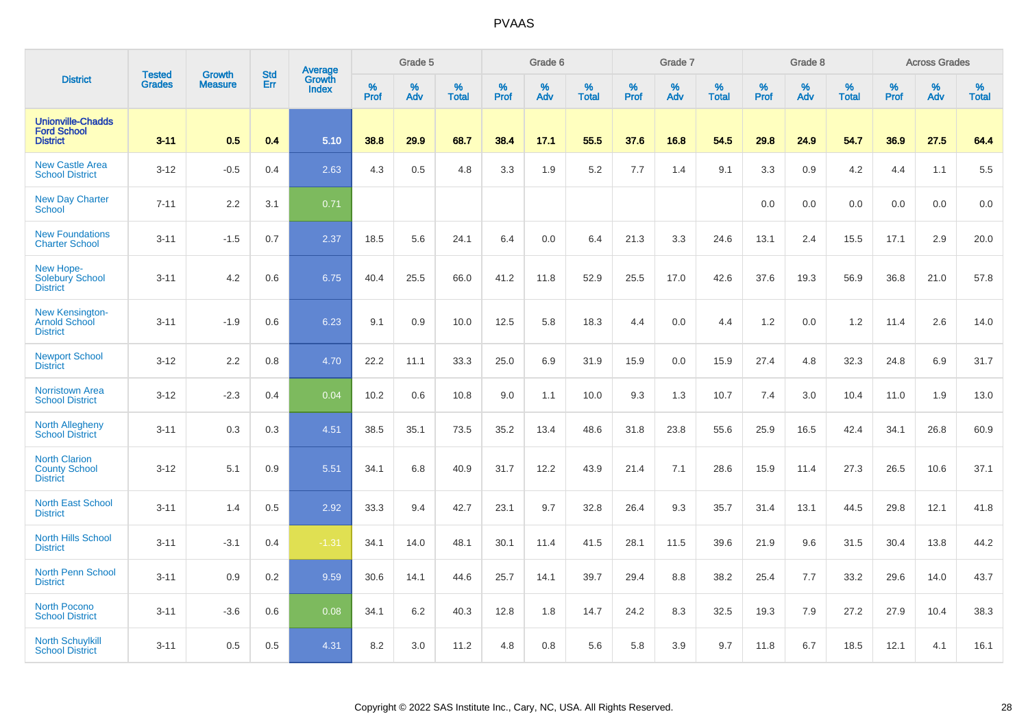| District | Tested Grades | Growth Measure | Std Err | Average Growth Index | Grade 5 | | | Grade 6 | | | Grade 7 | | | Grade 8 | | | Across Grades | | |
|---|---|---|---|---|---|---|---|---|---|---|---|---|---|---|---|---|---|---|---|
| | | | | | % Prof | % Adv | % Total | % Prof | % Adv | % Total | % Prof | % Adv | % Total | % Prof | % Adv | % Total | % Prof | % Adv | % Total |
| **Unionville-Chadds Ford School District** | **3-11** | **0.5** | **0.4** | **5.10** | **38.8** | **29.9** | **68.7** | **38.4** | **17.1** | **55.5** | **37.6** | **16.8** | **54.5** | **29.8** | **24.9** | **54.7** | **36.9** | **27.5** | **64.4** |
| New Castle Area School District | 3-12 | -0.5 | 0.4 | 2.63 | 4.3 | 0.5 | 4.8 | 3.3 | 1.9 | 5.2 | 7.7 | 1.4 | 9.1 | 3.3 | 0.9 | 4.2 | 4.4 | 1.1 | 5.5 |
| New Day Charter School | 7-11 | 2.2 | 3.1 | 0.71 | | | | | | | | | | 0.0 | 0.0 | 0.0 | 0.0 | 0.0 | 0.0 |
| New Foundations Charter School | 3-11 | -1.5 | 0.7 | 2.37 | 18.5 | 5.6 | 24.1 | 6.4 | 0.0 | 6.4 | 21.3 | 3.3 | 24.6 | 13.1 | 2.4 | 15.5 | 17.1 | 2.9 | 20.0 |
| New Hope-Solebury School District | 3-11 | 4.2 | 0.6 | 6.75 | 40.4 | 25.5 | 66.0 | 41.2 | 11.8 | 52.9 | 25.5 | 17.0 | 42.6 | 37.6 | 19.3 | 56.9 | 36.8 | 21.0 | 57.8 |
| New Kensington-Arnold School District | 3-11 | -1.9 | 0.6 | 6.23 | 9.1 | 0.9 | 10.0 | 12.5 | 5.8 | 18.3 | 4.4 | 0.0 | 4.4 | 1.2 | 0.0 | 1.2 | 11.4 | 2.6 | 14.0 |
| Newport School District | 3-12 | 2.2 | 0.8 | 4.70 | 22.2 | 11.1 | 33.3 | 25.0 | 6.9 | 31.9 | 15.9 | 0.0 | 15.9 | 27.4 | 4.8 | 32.3 | 24.8 | 6.9 | 31.7 |
| Norristown Area School District | 3-12 | -2.3 | 0.4 | 0.04 | 10.2 | 0.6 | 10.8 | 9.0 | 1.1 | 10.0 | 9.3 | 1.3 | 10.7 | 7.4 | 3.0 | 10.4 | 11.0 | 1.9 | 13.0 |
| North Allegheny School District | 3-11 | 0.3 | 0.3 | 4.51 | 38.5 | 35.1 | 73.5 | 35.2 | 13.4 | 48.6 | 31.8 | 23.8 | 55.6 | 25.9 | 16.5 | 42.4 | 34.1 | 26.8 | 60.9 |
| North Clarion County School District | 3-12 | 5.1 | 0.9 | 5.51 | 34.1 | 6.8 | 40.9 | 31.7 | 12.2 | 43.9 | 21.4 | 7.1 | 28.6 | 15.9 | 11.4 | 27.3 | 26.5 | 10.6 | 37.1 |
| North East School District | 3-11 | 1.4 | 0.5 | 2.92 | 33.3 | 9.4 | 42.7 | 23.1 | 9.7 | 32.8 | 26.4 | 9.3 | 35.7 | 31.4 | 13.1 | 44.5 | 29.8 | 12.1 | 41.8 |
| North Hills School District | 3-11 | -3.1 | 0.4 | -1.31 | 34.1 | 14.0 | 48.1 | 30.1 | 11.4 | 41.5 | 28.1 | 11.5 | 39.6 | 21.9 | 9.6 | 31.5 | 30.4 | 13.8 | 44.2 |
| North Penn School District | 3-11 | 0.9 | 0.2 | 9.59 | 30.6 | 14.1 | 44.6 | 25.7 | 14.1 | 39.7 | 29.4 | 8.8 | 38.2 | 25.4 | 7.7 | 33.2 | 29.6 | 14.0 | 43.7 |
| North Pocono School District | 3-11 | -3.6 | 0.6 | 0.08 | 34.1 | 6.2 | 40.3 | 12.8 | 1.8 | 14.7 | 24.2 | 8.3 | 32.5 | 19.3 | 7.9 | 27.2 | 27.9 | 10.4 | 38.3 |
| North Schuylkill School District | 3-11 | 0.5 | 0.5 | 4.31 | 8.2 | 3.0 | 11.2 | 4.8 | 0.8 | 5.6 | 5.8 | 3.9 | 9.7 | 11.8 | 6.7 | 18.5 | 12.1 | 4.1 | 16.1 |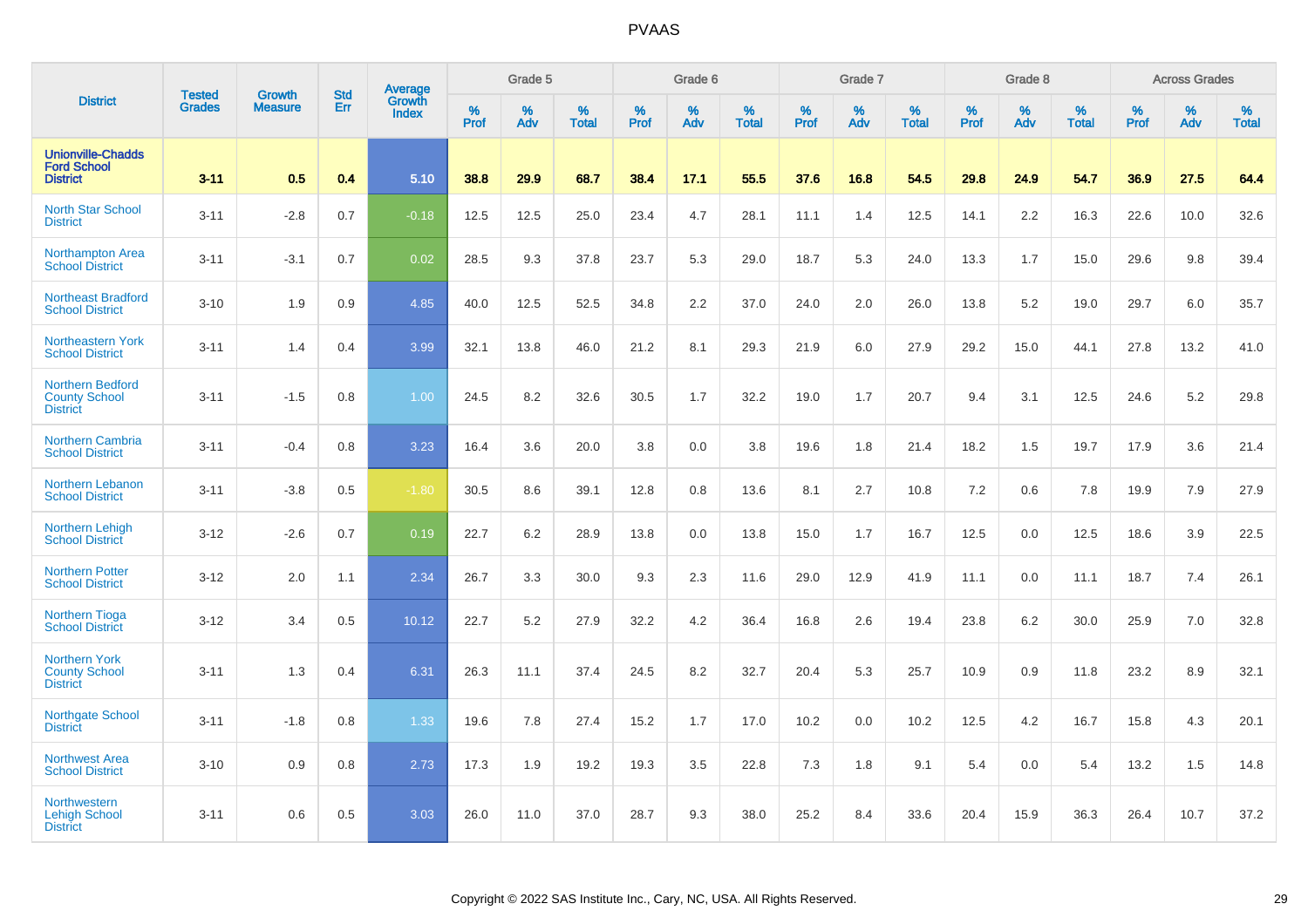| District | Tested Grades | Growth Measure | Std Err | Average Growth Index | Grade 5 | | | Grade 6 | | | Grade 7 | | | Grade 8 | | | Across Grades | | |
|---|---|---|---|---|---|---|---|---|---|---|---|---|---|---|---|---|---|---|---|
| | | | | | % Prof | % Adv | % Total | % Prof | % Adv | % Total | % Prof | % Adv | % Total | % Prof | % Adv | % Total | % Prof | % Adv | % Total |
| **Unionville-Chadds Ford School District** | **3-11** | **0.5** | **0.4** | **5.10** | **38.8** | **29.9** | **68.7** | **38.4** | **17.1** | **55.5** | **37.6** | **16.8** | **54.5** | **29.8** | **24.9** | **54.7** | **36.9** | **27.5** | **64.4** |
| North Star School District | 3-11 | -2.8 | 0.7 | -0.18 | 12.5 | 12.5 | 25.0 | 23.4 | 4.7 | 28.1 | 11.1 | 1.4 | 12.5 | 14.1 | 2.2 | 16.3 | 22.6 | 10.0 | 32.6 |
| Northampton Area School District | 3-11 | -3.1 | 0.7 | 0.02 | 28.5 | 9.3 | 37.8 | 23.7 | 5.3 | 29.0 | 18.7 | 5.3 | 24.0 | 13.3 | 1.7 | 15.0 | 29.6 | 9.8 | 39.4 |
| Northeast Bradford School District | 3-10 | 1.9 | 0.9 | 4.85 | 40.0 | 12.5 | 52.5 | 34.8 | 2.2 | 37.0 | 24.0 | 2.0 | 26.0 | 13.8 | 5.2 | 19.0 | 29.7 | 6.0 | 35.7 |
| Northeastern York School District | 3-11 | 1.4 | 0.4 | 3.99 | 32.1 | 13.8 | 46.0 | 21.2 | 8.1 | 29.3 | 21.9 | 6.0 | 27.9 | 29.2 | 15.0 | 44.1 | 27.8 | 13.2 | 41.0 |
| Northern Bedford County School District | 3-11 | -1.5 | 0.8 | 1.00 | 24.5 | 8.2 | 32.6 | 30.5 | 1.7 | 32.2 | 19.0 | 1.7 | 20.7 | 9.4 | 3.1 | 12.5 | 24.6 | 5.2 | 29.8 |
| Northern Cambria School District | 3-11 | -0.4 | 0.8 | 3.23 | 16.4 | 3.6 | 20.0 | 3.8 | 0.0 | 3.8 | 19.6 | 1.8 | 21.4 | 18.2 | 1.5 | 19.7 | 17.9 | 3.6 | 21.4 |
| Northern Lebanon School District | 3-11 | -3.8 | 0.5 | -1.80 | 30.5 | 8.6 | 39.1 | 12.8 | 0.8 | 13.6 | 8.1 | 2.7 | 10.8 | 7.2 | 0.6 | 7.8 | 19.9 | 7.9 | 27.9 |
| Northern Lehigh School District | 3-12 | -2.6 | 0.7 | 0.19 | 22.7 | 6.2 | 28.9 | 13.8 | 0.0 | 13.8 | 15.0 | 1.7 | 16.7 | 12.5 | 0.0 | 12.5 | 18.6 | 3.9 | 22.5 |
| Northern Potter School District | 3-12 | 2.0 | 1.1 | 2.34 | 26.7 | 3.3 | 30.0 | 9.3 | 2.3 | 11.6 | 29.0 | 12.9 | 41.9 | 11.1 | 0.0 | 11.1 | 18.7 | 7.4 | 26.1 |
| Northern Tioga School District | 3-12 | 3.4 | 0.5 | 10.12 | 22.7 | 5.2 | 27.9 | 32.2 | 4.2 | 36.4 | 16.8 | 2.6 | 19.4 | 23.8 | 6.2 | 30.0 | 25.9 | 7.0 | 32.8 |
| Northern York County School District | 3-11 | 1.3 | 0.4 | 6.31 | 26.3 | 11.1 | 37.4 | 24.5 | 8.2 | 32.7 | 20.4 | 5.3 | 25.7 | 10.9 | 0.9 | 11.8 | 23.2 | 8.9 | 32.1 |
| Northgate School District | 3-11 | -1.8 | 0.8 | 1.33 | 19.6 | 7.8 | 27.4 | 15.2 | 1.7 | 17.0 | 10.2 | 0.0 | 10.2 | 12.5 | 4.2 | 16.7 | 15.8 | 4.3 | 20.1 |
| Northwest Area School District | 3-10 | 0.9 | 0.8 | 2.73 | 17.3 | 1.9 | 19.2 | 19.3 | 3.5 | 22.8 | 7.3 | 1.8 | 9.1 | 5.4 | 0.0 | 5.4 | 13.2 | 1.5 | 14.8 |
| Northwestern Lehigh School District | 3-11 | 0.6 | 0.5 | 3.03 | 26.0 | 11.0 | 37.0 | 28.7 | 9.3 | 38.0 | 25.2 | 8.4 | 33.6 | 20.4 | 15.9 | 36.3 | 26.4 | 10.7 | 37.2 |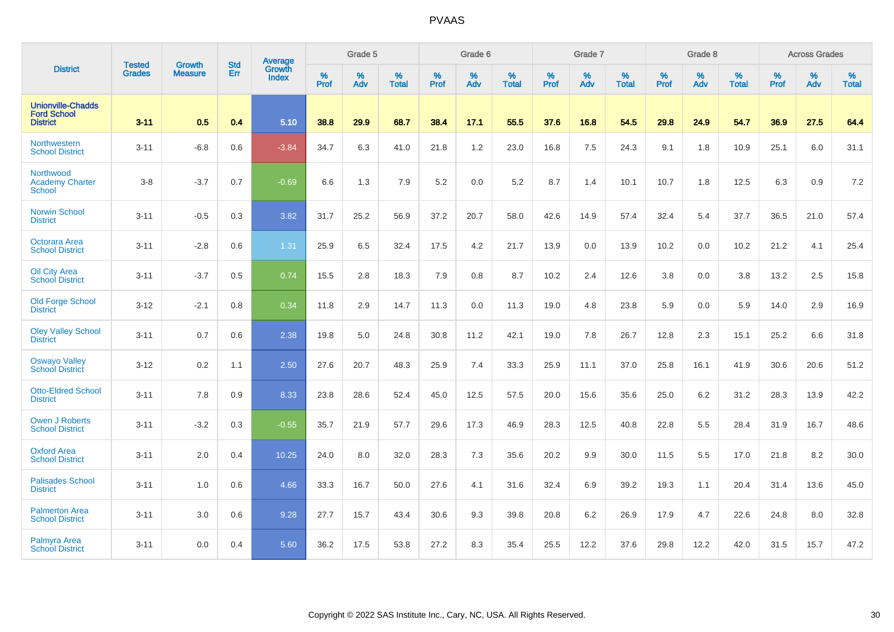# PVAAS

| District | Tested Grades | Growth Measure | Std Err | Average Growth Index | Grade 5 | | | Grade 6 | | | Grade 7 | | | Grade 8 | | | Across Grades | | |
|---|---|---|---|---|---|---|---|---|---|---|---|---|---|---|---|---|---|---|---|
| | | | | | % Prof | % Adv | % Total | % Prof | % Adv | % Total | % Prof | % Adv | % Total | % Prof | % Adv | % Total | % Prof | % Adv | % Total |
| **Unionville-Chadds Ford School District** | **3-11** | **0.5** | **0.4** | **5.10** | **38.8** | **29.9** | **68.7** | **38.4** | **17.1** | **55.5** | **37.6** | **16.8** | **54.5** | **29.8** | **24.9** | **54.7** | **36.9** | **27.5** | **64.4** |
| Northwestern School District | 3-11 | -6.8 | 0.6 | -3.84 | 34.7 | 6.3 | 41.0 | 21.8 | 1.2 | 23.0 | 16.8 | 7.5 | 24.3 | 9.1 | 1.8 | 10.9 | 25.1 | 6.0 | 31.1 |
| Northwood Academy Charter School | 3-8 | -3.7 | 0.7 | -0.69 | 6.6 | 1.3 | 7.9 | 5.2 | 0.0 | 5.2 | 8.7 | 1.4 | 10.1 | 10.7 | 1.8 | 12.5 | 6.3 | 0.9 | 7.2 |
| Norwin School District | 3-11 | -0.5 | 0.3 | 3.82 | 31.7 | 25.2 | 56.9 | 37.2 | 20.7 | 58.0 | 42.6 | 14.9 | 57.4 | 32.4 | 5.4 | 37.7 | 36.5 | 21.0 | 57.4 |
| Octorara Area School District | 3-11 | -2.8 | 0.6 | 1.31 | 25.9 | 6.5 | 32.4 | 17.5 | 4.2 | 21.7 | 13.9 | 0.0 | 13.9 | 10.2 | 0.0 | 10.2 | 21.2 | 4.1 | 25.4 |
| Oil City Area School District | 3-11 | -3.7 | 0.5 | 0.74 | 15.5 | 2.8 | 18.3 | 7.9 | 0.8 | 8.7 | 10.2 | 2.4 | 12.6 | 3.8 | 0.0 | 3.8 | 13.2 | 2.5 | 15.8 |
| Old Forge School District | 3-12 | -2.1 | 0.8 | 0.34 | 11.8 | 2.9 | 14.7 | 11.3 | 0.0 | 11.3 | 19.0 | 4.8 | 23.8 | 5.9 | 0.0 | 5.9 | 14.0 | 2.9 | 16.9 |
| Oley Valley School District | 3-11 | 0.7 | 0.6 | 2.38 | 19.8 | 5.0 | 24.8 | 30.8 | 11.2 | 42.1 | 19.0 | 7.8 | 26.7 | 12.8 | 2.3 | 15.1 | 25.2 | 6.6 | 31.8 |
| Oswayo Valley School District | 3-12 | 0.2 | 1.1 | 2.50 | 27.6 | 20.7 | 48.3 | 25.9 | 7.4 | 33.3 | 25.9 | 11.1 | 37.0 | 25.8 | 16.1 | 41.9 | 30.6 | 20.6 | 51.2 |
| Otto-Eldred School District | 3-11 | 7.8 | 0.9 | 8.33 | 23.8 | 28.6 | 52.4 | 45.0 | 12.5 | 57.5 | 20.0 | 15.6 | 35.6 | 25.0 | 6.2 | 31.2 | 28.3 | 13.9 | 42.2 |
| Owen J Roberts School District | 3-11 | -3.2 | 0.3 | -0.55 | 35.7 | 21.9 | 57.7 | 29.6 | 17.3 | 46.9 | 28.3 | 12.5 | 40.8 | 22.8 | 5.5 | 28.4 | 31.9 | 16.7 | 48.6 |
| Oxford Area School District | 3-11 | 2.0 | 0.4 | 10.25 | 24.0 | 8.0 | 32.0 | 28.3 | 7.3 | 35.6 | 20.2 | 9.9 | 30.0 | 11.5 | 5.5 | 17.0 | 21.8 | 8.2 | 30.0 |
| Palisades School District | 3-11 | 1.0 | 0.6 | 4.66 | 33.3 | 16.7 | 50.0 | 27.6 | 4.1 | 31.6 | 32.4 | 6.9 | 39.2 | 19.3 | 1.1 | 20.4 | 31.4 | 13.6 | 45.0 |
| Palmerton Area School District | 3-11 | 3.0 | 0.6 | 9.28 | 27.7 | 15.7 | 43.4 | 30.6 | 9.3 | 39.8 | 20.8 | 6.2 | 26.9 | 17.9 | 4.7 | 22.6 | 24.8 | 8.0 | 32.8 |
| Palmyra Area School District | 3-11 | 0.0 | 0.4 | 5.60 | 36.2 | 17.5 | 53.8 | 27.2 | 8.3 | 35.4 | 25.5 | 12.2 | 37.6 | 29.8 | 12.2 | 42.0 | 31.5 | 15.7 | 47.2 |

Copyright © 2022 SAS Institute Inc., Cary, NC, USA. All Rights Reserved.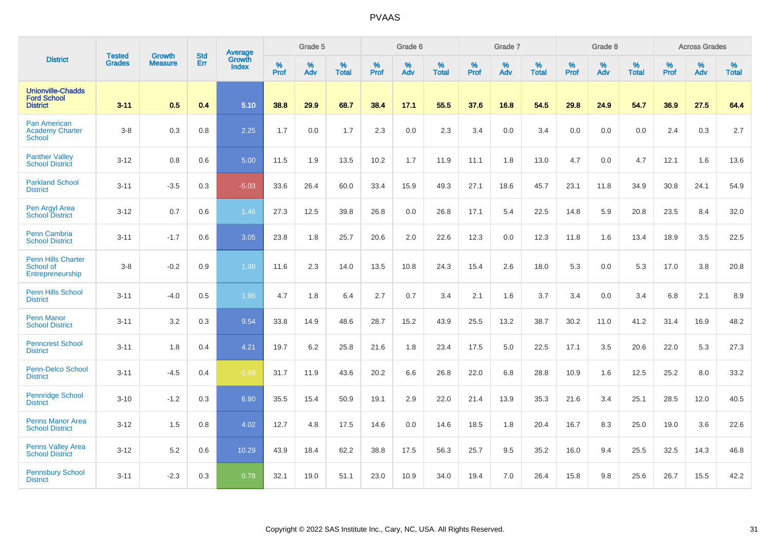# PVAAS

| District | Tested Grades | Growth Measure | Std Err | Average Growth Index | Grade 5 | | | Grade 6 | | | Grade 7 | | | Grade 8 | | | Across Grades | | |
|---|---|---|---|---|---|---|---|---|---|---|---|---|---|---|---|---|---|---|---|
| | | | | | % Prof | % Adv | % Total | % Prof | % Adv | % Total | % Prof | % Adv | % Total | % Prof | % Adv | % Total | % Prof | % Adv | % Total |
| **Unionville-Chadds Ford School District** | **3-11** | **0.5** | **0.4** | **5.10** | **38.8** | **29.9** | **68.7** | **38.4** | **17.1** | **55.5** | **37.6** | **16.8** | **54.5** | **29.8** | **24.9** | **54.7** | **36.9** | **27.5** | **64.4** |
| Pan American Academy Charter School | 3-8 | 0.3 | 0.8 | 2.25 | 1.7 | 0.0 | 1.7 | 2.3 | 0.0 | 2.3 | 3.4 | 0.0 | 3.4 | 0.0 | 0.0 | 0.0 | 2.4 | 0.3 | 2.7 |
| Panther Valley School District | 3-12 | 0.8 | 0.6 | 5.00 | 11.5 | 1.9 | 13.5 | 10.2 | 1.7 | 11.9 | 11.1 | 1.8 | 13.0 | 4.7 | 0.0 | 4.7 | 12.1 | 1.6 | 13.6 |
| Parkland School District | 3-11 | -3.5 | 0.3 | -5.03 | 33.6 | 26.4 | 60.0 | 33.4 | 15.9 | 49.3 | 27.1 | 18.6 | 45.7 | 23.1 | 11.8 | 34.9 | 30.8 | 24.1 | 54.9 |
| Pen Argyl Area School District | 3-12 | 0.7 | 0.6 | 1.46 | 27.3 | 12.5 | 39.8 | 26.8 | 0.0 | 26.8 | 17.1 | 5.4 | 22.5 | 14.8 | 5.9 | 20.8 | 23.5 | 8.4 | 32.0 |
| Penn Cambria School District | 3-11 | -1.7 | 0.6 | 3.05 | 23.8 | 1.8 | 25.7 | 20.6 | 2.0 | 22.6 | 12.3 | 0.0 | 12.3 | 11.8 | 1.6 | 13.4 | 18.9 | 3.5 | 22.5 |
| Penn Hills Charter School of Entrepreneurship | 3-8 | -0.2 | 0.9 | 1.98 | 11.6 | 2.3 | 14.0 | 13.5 | 10.8 | 24.3 | 15.4 | 2.6 | 18.0 | 5.3 | 0.0 | 5.3 | 17.0 | 3.8 | 20.8 |
| Penn Hills School District | 3-11 | -4.0 | 0.5 | 1.96 | 4.7 | 1.8 | 6.4 | 2.7 | 0.7 | 3.4 | 2.1 | 1.6 | 3.7 | 3.4 | 0.0 | 3.4 | 6.8 | 2.1 | 8.9 |
| Penn Manor School District | 3-11 | 3.2 | 0.3 | 9.54 | 33.8 | 14.9 | 48.6 | 28.7 | 15.2 | 43.9 | 25.5 | 13.2 | 38.7 | 30.2 | 11.0 | 41.2 | 31.4 | 16.9 | 48.2 |
| Penncrest School District | 3-11 | 1.8 | 0.4 | 4.21 | 19.7 | 6.2 | 25.8 | 21.6 | 1.8 | 23.4 | 17.5 | 5.0 | 22.5 | 17.1 | 3.5 | 20.6 | 22.0 | 5.3 | 27.3 |
| Penn-Delco School District | 3-11 | -4.5 | 0.4 | -1.99 | 31.7 | 11.9 | 43.6 | 20.2 | 6.6 | 26.8 | 22.0 | 6.8 | 28.8 | 10.9 | 1.6 | 12.5 | 25.2 | 8.0 | 33.2 |
| Pennridge School District | 3-10 | -1.2 | 0.3 | 6.80 | 35.5 | 15.4 | 50.9 | 19.1 | 2.9 | 22.0 | 21.4 | 13.9 | 35.3 | 21.6 | 3.4 | 25.1 | 28.5 | 12.0 | 40.5 |
| Penns Manor Area School District | 3-12 | 1.5 | 0.8 | 4.02 | 12.7 | 4.8 | 17.5 | 14.6 | 0.0 | 14.6 | 18.5 | 1.8 | 20.4 | 16.7 | 8.3 | 25.0 | 19.0 | 3.6 | 22.6 |
| Penns Valley Area School District | 3-12 | 5.2 | 0.6 | 10.29 | 43.9 | 18.4 | 62.2 | 38.8 | 17.5 | 56.3 | 25.7 | 9.5 | 35.2 | 16.0 | 9.4 | 25.5 | 32.5 | 14.3 | 46.8 |
| Pennsbury School District | 3-11 | -2.3 | 0.3 | 0.78 | 32.1 | 19.0 | 51.1 | 23.0 | 10.9 | 34.0 | 19.4 | 7.0 | 26.4 | 15.8 | 9.8 | 25.6 | 26.7 | 15.5 | 42.2 |

Copyright © 2022 SAS Institute Inc., Cary, NC, USA. All Rights Reserved.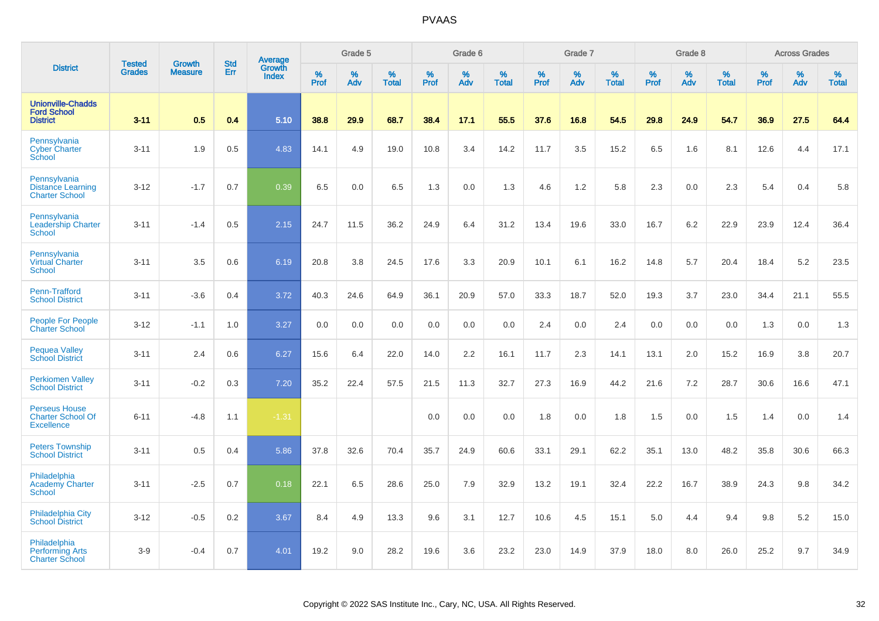# PVAAS

| District | Tested Grades | Growth Measure | Std Err | Average Growth Index | Grade 5 | | | Grade 6 | | | Grade 7 | | | Grade 8 | | | Across Grades | | |
|---|---|---|---|---|---|---|---|---|---|---|---|---|---|---|---|---|---|---|---|
| | | | | | % Prof | % Adv | % Total | % Prof | % Adv | % Total | % Prof | % Adv | % Total | % Prof | % Adv | % Total | % Prof | % Adv | % Total |
| **Unionville-Chadds Ford School District** | **3-11** | **0.5** | **0.4** | **5.10** | **38.8** | **29.9** | **68.7** | **38.4** | **17.1** | **55.5** | **37.6** | **16.8** | **54.5** | **29.8** | **24.9** | **54.7** | **36.9** | **27.5** | **64.4** |
| Pennsylvania Cyber Charter School | 3-11 | 1.9 | 0.5 | 4.83 | 14.1 | 4.9 | 19.0 | 10.8 | 3.4 | 14.2 | 11.7 | 3.5 | 15.2 | 6.5 | 1.6 | 8.1 | 12.6 | 4.4 | 17.1 |
| Pennsylvania Distance Learning Charter School | 3-12 | -1.7 | 0.7 | 0.39 | 6.5 | 0.0 | 6.5 | 1.3 | 0.0 | 1.3 | 4.6 | 1.2 | 5.8 | 2.3 | 0.0 | 2.3 | 5.4 | 0.4 | 5.8 |
| Pennsylvania Leadership Charter School | 3-11 | -1.4 | 0.5 | 2.15 | 24.7 | 11.5 | 36.2 | 24.9 | 6.4 | 31.2 | 13.4 | 19.6 | 33.0 | 16.7 | 6.2 | 22.9 | 23.9 | 12.4 | 36.4 |
| Pennsylvania Virtual Charter School | 3-11 | 3.5 | 0.6 | 6.19 | 20.8 | 3.8 | 24.5 | 17.6 | 3.3 | 20.9 | 10.1 | 6.1 | 16.2 | 14.8 | 5.7 | 20.4 | 18.4 | 5.2 | 23.5 |
| Penn-Trafford School District | 3-11 | -3.6 | 0.4 | 3.72 | 40.3 | 24.6 | 64.9 | 36.1 | 20.9 | 57.0 | 33.3 | 18.7 | 52.0 | 19.3 | 3.7 | 23.0 | 34.4 | 21.1 | 55.5 |
| People For People Charter School | 3-12 | -1.1 | 1.0 | 3.27 | 0.0 | 0.0 | 0.0 | 0.0 | 0.0 | 0.0 | 2.4 | 0.0 | 2.4 | 0.0 | 0.0 | 0.0 | 1.3 | 0.0 | 1.3 |
| Pequea Valley School District | 3-11 | 2.4 | 0.6 | 6.27 | 15.6 | 6.4 | 22.0 | 14.0 | 2.2 | 16.1 | 11.7 | 2.3 | 14.1 | 13.1 | 2.0 | 15.2 | 16.9 | 3.8 | 20.7 |
| Perkiomen Valley School District | 3-11 | -0.2 | 0.3 | 7.20 | 35.2 | 22.4 | 57.5 | 21.5 | 11.3 | 32.7 | 27.3 | 16.9 | 44.2 | 21.6 | 7.2 | 28.7 | 30.6 | 16.6 | 47.1 |
| Perseus House Charter School Of Excellence | 6-11 | -4.8 | 1.1 | -1.31 | | | | 0.0 | 0.0 | 0.0 | 1.8 | 0.0 | 1.8 | 1.5 | 0.0 | 1.5 | 1.4 | 0.0 | 1.4 |
| Peters Township School District | 3-11 | 0.5 | 0.4 | 5.86 | 37.8 | 32.6 | 70.4 | 35.7 | 24.9 | 60.6 | 33.1 | 29.1 | 62.2 | 35.1 | 13.0 | 48.2 | 35.8 | 30.6 | 66.3 |
| Philadelphia Academy Charter School | 3-11 | -2.5 | 0.7 | 0.18 | 22.1 | 6.5 | 28.6 | 25.0 | 7.9 | 32.9 | 13.2 | 19.1 | 32.4 | 22.2 | 16.7 | 38.9 | 24.3 | 9.8 | 34.2 |
| Philadelphia City School District | 3-12 | -0.5 | 0.2 | 3.67 | 8.4 | 4.9 | 13.3 | 9.6 | 3.1 | 12.7 | 10.6 | 4.5 | 15.1 | 5.0 | 4.4 | 9.4 | 9.8 | 5.2 | 15.0 |
| Philadelphia Performing Arts Charter School | 3-9 | -0.4 | 0.7 | 4.01 | 19.2 | 9.0 | 28.2 | 19.6 | 3.6 | 23.2 | 23.0 | 14.9 | 37.9 | 18.0 | 8.0 | 26.0 | 25.2 | 9.7 | 34.9 |

Copyright © 2022 SAS Institute Inc., Cary, NC, USA. All Rights Reserved.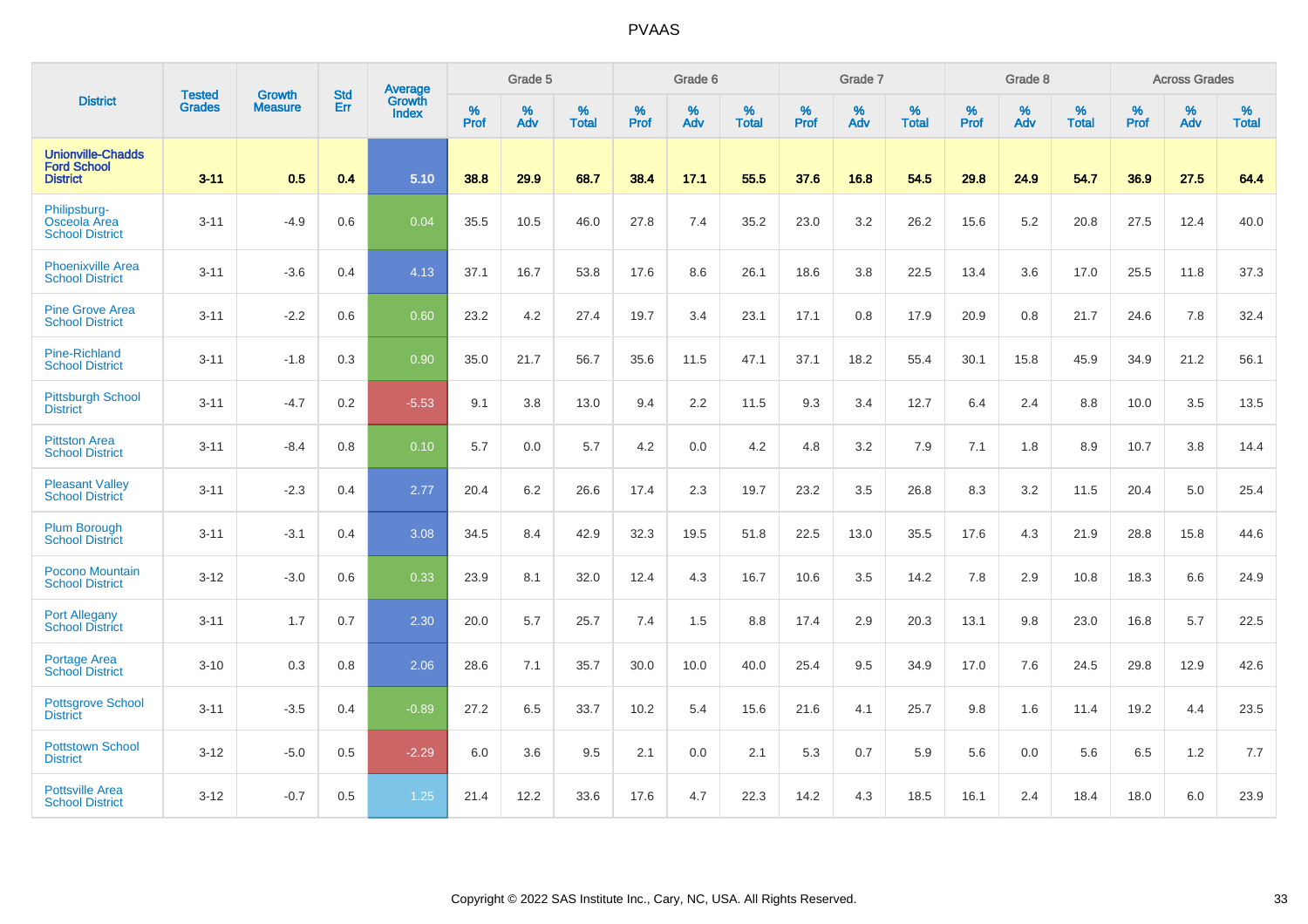# PVAAS

| District | Tested Grades | Growth Measure | Std Err | Average Growth Index | Grade 5 | | | Grade 6 | | | Grade 7 | | | Grade 8 | | | Across Grades | | |
|---|---|---|---|---|---|---|---|---|---|---|---|---|---|---|---|---|---|---|---|
| | | | | | % Prof | % Adv | % Total | % Prof | % Adv | % Total | % Prof | % Adv | % Total | % Prof | % Adv | % Total | % Prof | % Adv | % Total |
| **Unionville-Chadds Ford School District** | **3-11** | **0.5** | **0.4** | **5.10** | **38.8** | **29.9** | **68.7** | **38.4** | **17.1** | **55.5** | **37.6** | **16.8** | **54.5** | **29.8** | **24.9** | **54.7** | **36.9** | **27.5** | **64.4** |
| Philipsburg-Osceola Area School District | 3-11 | -4.9 | 0.6 | 0.04 | 35.5 | 10.5 | 46.0 | 27.8 | 7.4 | 35.2 | 23.0 | 3.2 | 26.2 | 15.6 | 5.2 | 20.8 | 27.5 | 12.4 | 40.0 |
| Phoenixville Area School District | 3-11 | -3.6 | 0.4 | 4.13 | 37.1 | 16.7 | 53.8 | 17.6 | 8.6 | 26.1 | 18.6 | 3.8 | 22.5 | 13.4 | 3.6 | 17.0 | 25.5 | 11.8 | 37.3 |
| Pine Grove Area School District | 3-11 | -2.2 | 0.6 | 0.60 | 23.2 | 4.2 | 27.4 | 19.7 | 3.4 | 23.1 | 17.1 | 0.8 | 17.9 | 20.9 | 0.8 | 21.7 | 24.6 | 7.8 | 32.4 |
| Pine-Richland School District | 3-11 | -1.8 | 0.3 | 0.90 | 35.0 | 21.7 | 56.7 | 35.6 | 11.5 | 47.1 | 37.1 | 18.2 | 55.4 | 30.1 | 15.8 | 45.9 | 34.9 | 21.2 | 56.1 |
| Pittsburgh School District | 3-11 | -4.7 | 0.2 | -5.53 | 9.1 | 3.8 | 13.0 | 9.4 | 2.2 | 11.5 | 9.3 | 3.4 | 12.7 | 6.4 | 2.4 | 8.8 | 10.0 | 3.5 | 13.5 |
| Pittston Area School District | 3-11 | -8.4 | 0.8 | 0.10 | 5.7 | 0.0 | 5.7 | 4.2 | 0.0 | 4.2 | 4.8 | 3.2 | 7.9 | 7.1 | 1.8 | 8.9 | 10.7 | 3.8 | 14.4 |
| Pleasant Valley School District | 3-11 | -2.3 | 0.4 | 2.77 | 20.4 | 6.2 | 26.6 | 17.4 | 2.3 | 19.7 | 23.2 | 3.5 | 26.8 | 8.3 | 3.2 | 11.5 | 20.4 | 5.0 | 25.4 |
| Plum Borough School District | 3-11 | -3.1 | 0.4 | 3.08 | 34.5 | 8.4 | 42.9 | 32.3 | 19.5 | 51.8 | 22.5 | 13.0 | 35.5 | 17.6 | 4.3 | 21.9 | 28.8 | 15.8 | 44.6 |
| Pocono Mountain School District | 3-12 | -3.0 | 0.6 | 0.33 | 23.9 | 8.1 | 32.0 | 12.4 | 4.3 | 16.7 | 10.6 | 3.5 | 14.2 | 7.8 | 2.9 | 10.8 | 18.3 | 6.6 | 24.9 |
| Port Allegany School District | 3-11 | 1.7 | 0.7 | 2.30 | 20.0 | 5.7 | 25.7 | 7.4 | 1.5 | 8.8 | 17.4 | 2.9 | 20.3 | 13.1 | 9.8 | 23.0 | 16.8 | 5.7 | 22.5 |
| Portage Area School District | 3-10 | 0.3 | 0.8 | 2.06 | 28.6 | 7.1 | 35.7 | 30.0 | 10.0 | 40.0 | 25.4 | 9.5 | 34.9 | 17.0 | 7.6 | 24.5 | 29.8 | 12.9 | 42.6 |
| Pottsgrove School District | 3-11 | -3.5 | 0.4 | -0.89 | 27.2 | 6.5 | 33.7 | 10.2 | 5.4 | 15.6 | 21.6 | 4.1 | 25.7 | 9.8 | 1.6 | 11.4 | 19.2 | 4.4 | 23.5 |
| Pottstown School District | 3-12 | -5.0 | 0.5 | -2.29 | 6.0 | 3.6 | 9.5 | 2.1 | 0.0 | 2.1 | 5.3 | 0.7 | 5.9 | 5.6 | 0.0 | 5.6 | 6.5 | 1.2 | 7.7 |
| Pottsville Area School District | 3-12 | -0.7 | 0.5 | 1.25 | 21.4 | 12.2 | 33.6 | 17.6 | 4.7 | 22.3 | 14.2 | 4.3 | 18.5 | 16.1 | 2.4 | 18.4 | 18.0 | 6.0 | 23.9 |

Copyright © 2022 SAS Institute Inc., Cary, NC, USA. All Rights Reserved.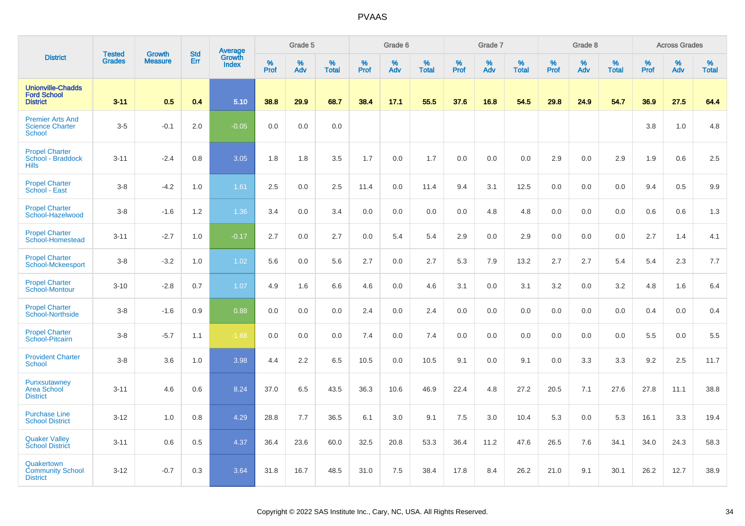| District | Tested Grades | Growth Measure | Std Err | Average Growth Index | Grade 5 | | | Grade 6 | | | Grade 7 | | | Grade 8 | | | Across Grades | | |
|---|---|---|---|---|---|---|---|---|---|---|---|---|---|---|---|---|---|---|---|
| | | | | | % Prof | % Adv | % Total | % Prof | % Adv | % Total | % Prof | % Adv | % Total | % Prof | % Adv | % Total | % Prof | % Adv | % Total |
| **Unionville-Chadds Ford School District** | **3-11** | **0.5** | **0.4** | **5.10** | **38.8** | **29.9** | **68.7** | **38.4** | **17.1** | **55.5** | **37.6** | **16.8** | **54.5** | **29.8** | **24.9** | **54.7** | **36.9** | **27.5** | **64.4** |
| Premier Arts And Science Charter School | 3-5 | -0.1 | 2.0 | -0.05 | 0.0 | 0.0 | 0.0 | | | | | | | | | | 3.8 | 1.0 | 4.8 |
| Propel Charter School - Braddock Hills | 3-11 | -2.4 | 0.8 | 3.05 | 1.8 | 1.8 | 3.5 | 1.7 | 0.0 | 1.7 | 0.0 | 0.0 | 0.0 | 2.9 | 0.0 | 2.9 | 1.9 | 0.6 | 2.5 |
| Propel Charter School - East | 3-8 | -4.2 | 1.0 | 1.61 | 2.5 | 0.0 | 2.5 | 11.4 | 0.0 | 11.4 | 9.4 | 3.1 | 12.5 | 0.0 | 0.0 | 0.0 | 9.4 | 0.5 | 9.9 |
| Propel Charter School-Hazelwood | 3-8 | -1.6 | 1.2 | 1.36 | 3.4 | 0.0 | 3.4 | 0.0 | 0.0 | 0.0 | 0.0 | 4.8 | 4.8 | 0.0 | 0.0 | 0.0 | 0.6 | 0.6 | 1.3 |
| Propel Charter School-Homestead | 3-11 | -2.7 | 1.0 | -0.17 | 2.7 | 0.0 | 2.7 | 0.0 | 5.4 | 5.4 | 2.9 | 0.0 | 2.9 | 0.0 | 0.0 | 0.0 | 2.7 | 1.4 | 4.1 |
| Propel Charter School-Mckeesport | 3-8 | -3.2 | 1.0 | 1.02 | 5.6 | 0.0 | 5.6 | 2.7 | 0.0 | 2.7 | 5.3 | 7.9 | 13.2 | 2.7 | 2.7 | 5.4 | 5.4 | 2.3 | 7.7 |
| Propel Charter School-Montour | 3-10 | -2.8 | 0.7 | 1.07 | 4.9 | 1.6 | 6.6 | 4.6 | 0.0 | 4.6 | 3.1 | 0.0 | 3.1 | 3.2 | 0.0 | 3.2 | 4.8 | 1.6 | 6.4 |
| Propel Charter School-Northside | 3-8 | -1.6 | 0.9 | 0.88 | 0.0 | 0.0 | 0.0 | 2.4 | 0.0 | 2.4 | 0.0 | 0.0 | 0.0 | 0.0 | 0.0 | 0.0 | 0.4 | 0.0 | 0.4 |
| Propel Charter School-Pitcairn | 3-8 | -5.7 | 1.1 | -1.88 | 0.0 | 0.0 | 0.0 | 7.4 | 0.0 | 7.4 | 0.0 | 0.0 | 0.0 | 0.0 | 0.0 | 0.0 | 5.5 | 0.0 | 5.5 |
| Provident Charter School | 3-8 | 3.6 | 1.0 | 3.98 | 4.4 | 2.2 | 6.5 | 10.5 | 0.0 | 10.5 | 9.1 | 0.0 | 9.1 | 0.0 | 3.3 | 3.3 | 9.2 | 2.5 | 11.7 |
| Punxsutawney Area School District | 3-11 | 4.6 | 0.6 | 8.24 | 37.0 | 6.5 | 43.5 | 36.3 | 10.6 | 46.9 | 22.4 | 4.8 | 27.2 | 20.5 | 7.1 | 27.6 | 27.8 | 11.1 | 38.8 |
| Purchase Line School District | 3-12 | 1.0 | 0.8 | 4.29 | 28.8 | 7.7 | 36.5 | 6.1 | 3.0 | 9.1 | 7.5 | 3.0 | 10.4 | 5.3 | 0.0 | 5.3 | 16.1 | 3.3 | 19.4 |
| Quaker Valley School District | 3-11 | 0.6 | 0.5 | 4.37 | 36.4 | 23.6 | 60.0 | 32.5 | 20.8 | 53.3 | 36.4 | 11.2 | 47.6 | 26.5 | 7.6 | 34.1 | 34.0 | 24.3 | 58.3 |
| Quakertown Community School District | 3-12 | -0.7 | 0.3 | 3.64 | 31.8 | 16.7 | 48.5 | 31.0 | 7.5 | 38.4 | 17.8 | 8.4 | 26.2 | 21.0 | 9.1 | 30.1 | 26.2 | 12.7 | 38.9 |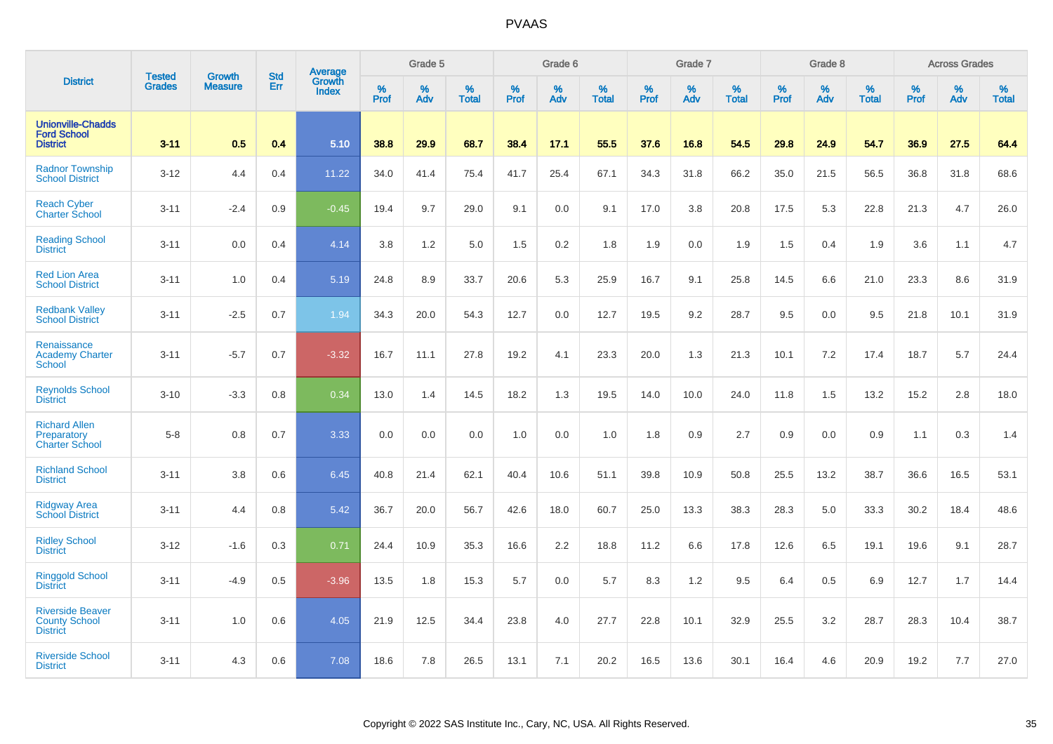# PVAAS

| District | Tested Grades | Growth Measure | Std Err | Average Growth Index | Grade 5 | | | Grade 6 | | | Grade 7 | | | Grade 8 | | | Across Grades | | |
|---|---|---|---|---|---|---|---|---|---|---|---|---|---|---|---|---|---|---|---|
| | | | | | % Prof | % Adv | % Total | % Prof | % Adv | % Total | % Prof | % Adv | % Total | % Prof | % Adv | % Total | % Prof | % Adv | % Total |
| **Unionville-Chadds Ford School District** | **3-11** | **0.5** | **0.4** | **5.10** | **38.8** | **29.9** | **68.7** | **38.4** | **17.1** | **55.5** | **37.6** | **16.8** | **54.5** | **29.8** | **24.9** | **54.7** | **36.9** | **27.5** | **64.4** |
| Radnor Township School District | 3-12 | 4.4 | 0.4 | 11.22 | 34.0 | 41.4 | 75.4 | 41.7 | 25.4 | 67.1 | 34.3 | 31.8 | 66.2 | 35.0 | 21.5 | 56.5 | 36.8 | 31.8 | 68.6 |
| Reach Cyber Charter School | 3-11 | -2.4 | 0.9 | -0.45 | 19.4 | 9.7 | 29.0 | 9.1 | 0.0 | 9.1 | 17.0 | 3.8 | 20.8 | 17.5 | 5.3 | 22.8 | 21.3 | 4.7 | 26.0 |
| Reading School District | 3-11 | 0.0 | 0.4 | 4.14 | 3.8 | 1.2 | 5.0 | 1.5 | 0.2 | 1.8 | 1.9 | 0.0 | 1.9 | 1.5 | 0.4 | 1.9 | 3.6 | 1.1 | 4.7 |
| Red Lion Area School District | 3-11 | 1.0 | 0.4 | 5.19 | 24.8 | 8.9 | 33.7 | 20.6 | 5.3 | 25.9 | 16.7 | 9.1 | 25.8 | 14.5 | 6.6 | 21.0 | 23.3 | 8.6 | 31.9 |
| Redbank Valley School District | 3-11 | -2.5 | 0.7 | 1.94 | 34.3 | 20.0 | 54.3 | 12.7 | 0.0 | 12.7 | 19.5 | 9.2 | 28.7 | 9.5 | 0.0 | 9.5 | 21.8 | 10.1 | 31.9 |
| Renaissance Academy Charter School | 3-11 | -5.7 | 0.7 | -3.32 | 16.7 | 11.1 | 27.8 | 19.2 | 4.1 | 23.3 | 20.0 | 1.3 | 21.3 | 10.1 | 7.2 | 17.4 | 18.7 | 5.7 | 24.4 |
| Reynolds School District | 3-10 | -3.3 | 0.8 | 0.34 | 13.0 | 1.4 | 14.5 | 18.2 | 1.3 | 19.5 | 14.0 | 10.0 | 24.0 | 11.8 | 1.5 | 13.2 | 15.2 | 2.8 | 18.0 |
| Richard Allen Preparatory Charter School | 5-8 | 0.8 | 0.7 | 3.33 | 0.0 | 0.0 | 0.0 | 1.0 | 0.0 | 1.0 | 1.8 | 0.9 | 2.7 | 0.9 | 0.0 | 0.9 | 1.1 | 0.3 | 1.4 |
| Richland School District | 3-11 | 3.8 | 0.6 | 6.45 | 40.8 | 21.4 | 62.1 | 40.4 | 10.6 | 51.1 | 39.8 | 10.9 | 50.8 | 25.5 | 13.2 | 38.7 | 36.6 | 16.5 | 53.1 |
| Ridgway Area School District | 3-11 | 4.4 | 0.8 | 5.42 | 36.7 | 20.0 | 56.7 | 42.6 | 18.0 | 60.7 | 25.0 | 13.3 | 38.3 | 28.3 | 5.0 | 33.3 | 30.2 | 18.4 | 48.6 |
| Ridley School District | 3-12 | -1.6 | 0.3 | 0.71 | 24.4 | 10.9 | 35.3 | 16.6 | 2.2 | 18.8 | 11.2 | 6.6 | 17.8 | 12.6 | 6.5 | 19.1 | 19.6 | 9.1 | 28.7 |
| Ringgold School District | 3-11 | -4.9 | 0.5 | -3.96 | 13.5 | 1.8 | 15.3 | 5.7 | 0.0 | 5.7 | 8.3 | 1.2 | 9.5 | 6.4 | 0.5 | 6.9 | 12.7 | 1.7 | 14.4 |
| Riverside Beaver County School District | 3-11 | 1.0 | 0.6 | 4.05 | 21.9 | 12.5 | 34.4 | 23.8 | 4.0 | 27.7 | 22.8 | 10.1 | 32.9 | 25.5 | 3.2 | 28.7 | 28.3 | 10.4 | 38.7 |
| Riverside School District | 3-11 | 4.3 | 0.6 | 7.08 | 18.6 | 7.8 | 26.5 | 13.1 | 7.1 | 20.2 | 16.5 | 13.6 | 30.1 | 16.4 | 4.6 | 20.9 | 19.2 | 7.7 | 27.0 |

Copyright © 2022 SAS Institute Inc., Cary, NC, USA. All Rights Reserved.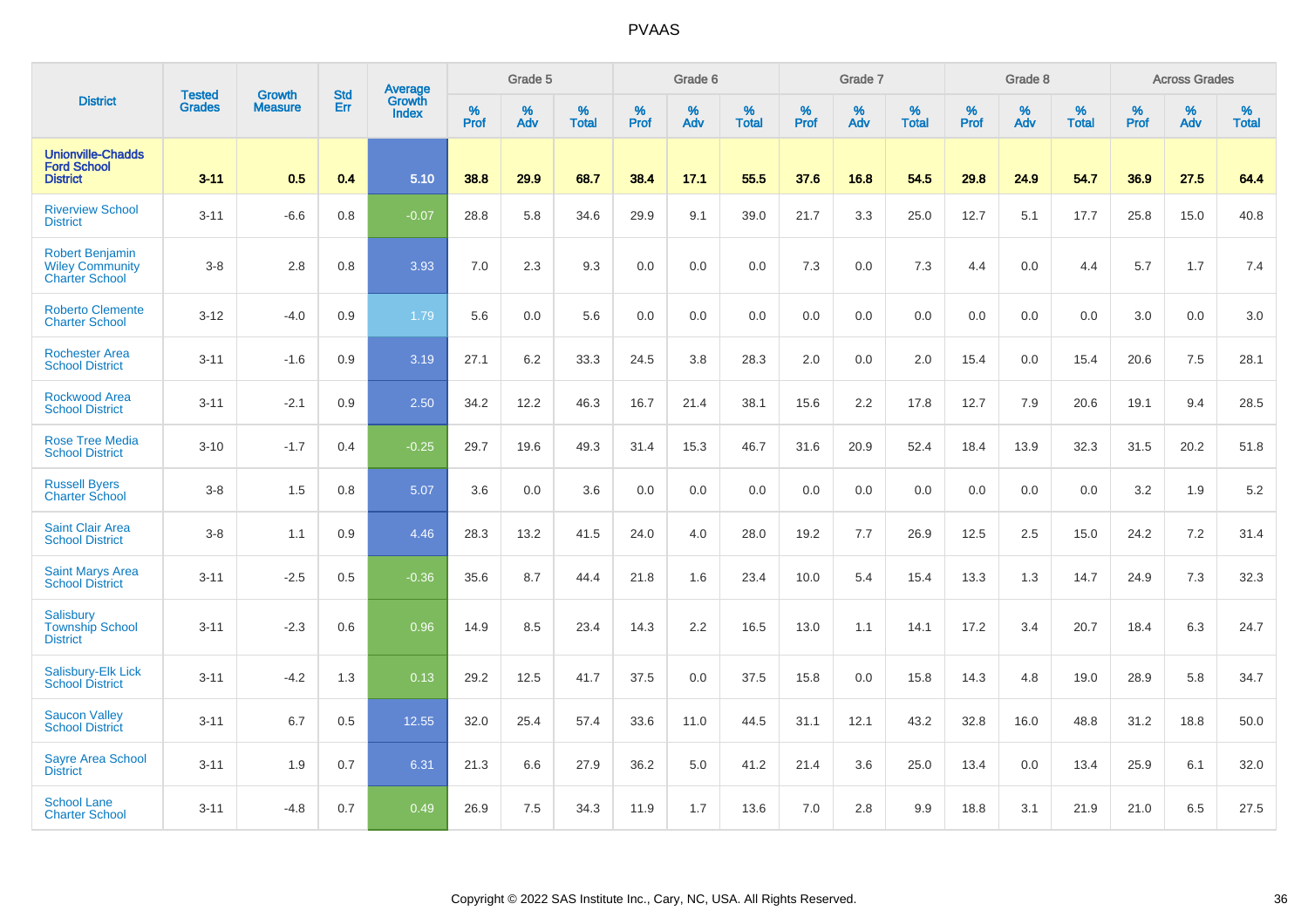# PVAAS

| District | Tested Grades | Growth Measure | Std Err | Average Growth Index | Grade 5 | | | Grade 6 | | | Grade 7 | | | Grade 8 | | | Across Grades | | |
|---|---|---|---|---|---|---|---|---|---|---|---|---|---|---|---|---|---|---|---|
| | | | | | % Prof | % Adv | % Total | % Prof | % Adv | % Total | % Prof | % Adv | % Total | % Prof | % Adv | % Total | % Prof | % Adv | % Total |
| **Unionville-Chadds Ford School District** | **3-11** | **0.5** | **0.4** | **5.10** | **38.8** | **29.9** | **68.7** | **38.4** | **17.1** | **55.5** | **37.6** | **16.8** | **54.5** | **29.8** | **24.9** | **54.7** | **36.9** | **27.5** | **64.4** |
| Riverview School District | 3-11 | -6.6 | 0.8 | -0.07 | 28.8 | 5.8 | 34.6 | 29.9 | 9.1 | 39.0 | 21.7 | 3.3 | 25.0 | 12.7 | 5.1 | 17.7 | 25.8 | 15.0 | 40.8 |
| Robert Benjamin Wiley Community Charter School | 3-8 | 2.8 | 0.8 | 3.93 | 7.0 | 2.3 | 9.3 | 0.0 | 0.0 | 0.0 | 7.3 | 0.0 | 7.3 | 4.4 | 0.0 | 4.4 | 5.7 | 1.7 | 7.4 |
| Roberto Clemente Charter School | 3-12 | -4.0 | 0.9 | 1.79 | 5.6 | 0.0 | 5.6 | 0.0 | 0.0 | 0.0 | 0.0 | 0.0 | 0.0 | 0.0 | 0.0 | 0.0 | 3.0 | 0.0 | 3.0 |
| Rochester Area School District | 3-11 | -1.6 | 0.9 | 3.19 | 27.1 | 6.2 | 33.3 | 24.5 | 3.8 | 28.3 | 2.0 | 0.0 | 2.0 | 15.4 | 0.0 | 15.4 | 20.6 | 7.5 | 28.1 |
| Rockwood Area School District | 3-11 | -2.1 | 0.9 | 2.50 | 34.2 | 12.2 | 46.3 | 16.7 | 21.4 | 38.1 | 15.6 | 2.2 | 17.8 | 12.7 | 7.9 | 20.6 | 19.1 | 9.4 | 28.5 |
| Rose Tree Media School District | 3-10 | -1.7 | 0.4 | -0.25 | 29.7 | 19.6 | 49.3 | 31.4 | 15.3 | 46.7 | 31.6 | 20.9 | 52.4 | 18.4 | 13.9 | 32.3 | 31.5 | 20.2 | 51.8 |
| Russell Byers Charter School | 3-8 | 1.5 | 0.8 | 5.07 | 3.6 | 0.0 | 3.6 | 0.0 | 0.0 | 0.0 | 0.0 | 0.0 | 0.0 | 0.0 | 0.0 | 0.0 | 3.2 | 1.9 | 5.2 |
| Saint Clair Area School District | 3-8 | 1.1 | 0.9 | 4.46 | 28.3 | 13.2 | 41.5 | 24.0 | 4.0 | 28.0 | 19.2 | 7.7 | 26.9 | 12.5 | 2.5 | 15.0 | 24.2 | 7.2 | 31.4 |
| Saint Marys Area School District | 3-11 | -2.5 | 0.5 | -0.36 | 35.6 | 8.7 | 44.4 | 21.8 | 1.6 | 23.4 | 10.0 | 5.4 | 15.4 | 13.3 | 1.3 | 14.7 | 24.9 | 7.3 | 32.3 |
| Salisbury Township School District | 3-11 | -2.3 | 0.6 | 0.96 | 14.9 | 8.5 | 23.4 | 14.3 | 2.2 | 16.5 | 13.0 | 1.1 | 14.1 | 17.2 | 3.4 | 20.7 | 18.4 | 6.3 | 24.7 |
| Salisbury-Elk Lick School District | 3-11 | -4.2 | 1.3 | 0.13 | 29.2 | 12.5 | 41.7 | 37.5 | 0.0 | 37.5 | 15.8 | 0.0 | 15.8 | 14.3 | 4.8 | 19.0 | 28.9 | 5.8 | 34.7 |
| Saucon Valley School District | 3-11 | 6.7 | 0.5 | 12.55 | 32.0 | 25.4 | 57.4 | 33.6 | 11.0 | 44.5 | 31.1 | 12.1 | 43.2 | 32.8 | 16.0 | 48.8 | 31.2 | 18.8 | 50.0 |
| Sayre Area School District | 3-11 | 1.9 | 0.7 | 6.31 | 21.3 | 6.6 | 27.9 | 36.2 | 5.0 | 41.2 | 21.4 | 3.6 | 25.0 | 13.4 | 0.0 | 13.4 | 25.9 | 6.1 | 32.0 |
| School Lane Charter School | 3-11 | -4.8 | 0.7 | 0.49 | 26.9 | 7.5 | 34.3 | 11.9 | 1.7 | 13.6 | 7.0 | 2.8 | 9.9 | 18.8 | 3.1 | 21.9 | 21.0 | 6.5 | 27.5 |

Copyright © 2022 SAS Institute Inc., Cary, NC, USA. All Rights Reserved.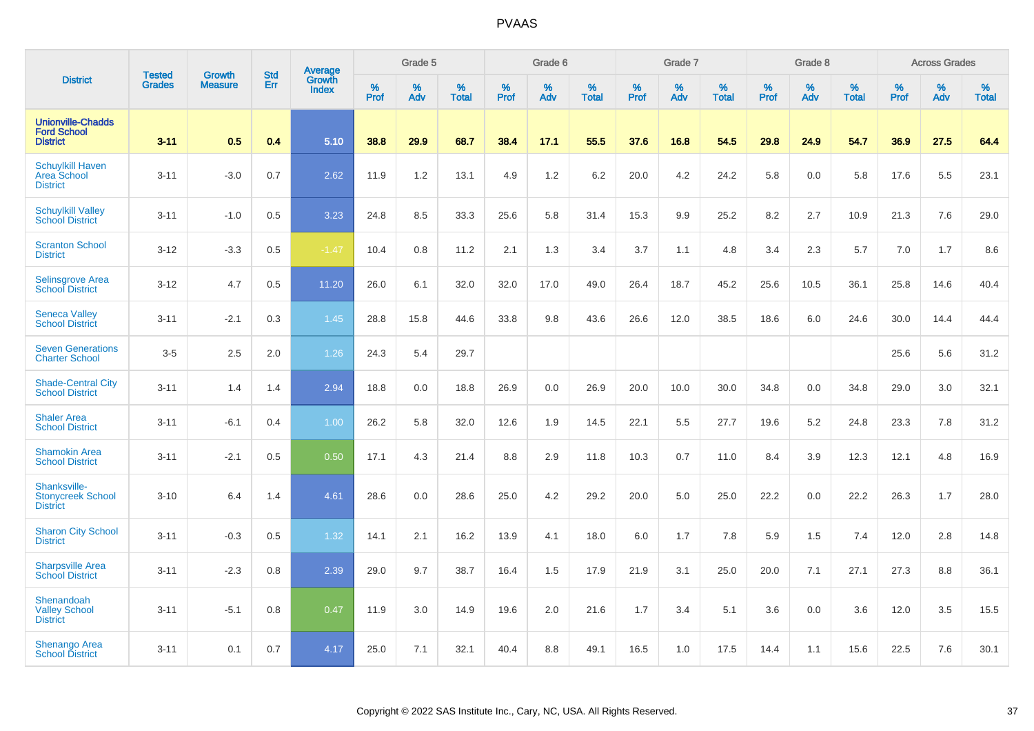# PVAAS

| District | Tested Grades | Growth Measure | Std Err | Average Growth Index | Grade 5 | | | Grade 6 | | | Grade 7 | | | Grade 8 | | | Across Grades | | |
|---|---|---|---|---|---|---|---|---|---|---|---|---|---|---|---|---|---|---|---|
| | | | | | % Prof | % Adv | % Total | % Prof | % Adv | % Total | % Prof | % Adv | % Total | % Prof | % Adv | % Total | % Prof | % Adv | % Total |
| **Unionville-Chadds Ford School District** | **3-11** | **0.5** | **0.4** | **5.10** | **38.8** | **29.9** | **68.7** | **38.4** | **17.1** | **55.5** | **37.6** | **16.8** | **54.5** | **29.8** | **24.9** | **54.7** | **36.9** | **27.5** | **64.4** |
| Schuylkill Haven Area School District | 3-11 | -3.0 | 0.7 | 2.62 | 11.9 | 1.2 | 13.1 | 4.9 | 1.2 | 6.2 | 20.0 | 4.2 | 24.2 | 5.8 | 0.0 | 5.8 | 17.6 | 5.5 | 23.1 |
| Schuylkill Valley School District | 3-11 | -1.0 | 0.5 | 3.23 | 24.8 | 8.5 | 33.3 | 25.6 | 5.8 | 31.4 | 15.3 | 9.9 | 25.2 | 8.2 | 2.7 | 10.9 | 21.3 | 7.6 | 29.0 |
| Scranton School District | 3-12 | -3.3 | 0.5 | -1.47 | 10.4 | 0.8 | 11.2 | 2.1 | 1.3 | 3.4 | 3.7 | 1.1 | 4.8 | 3.4 | 2.3 | 5.7 | 7.0 | 1.7 | 8.6 |
| Selinsgrove Area School District | 3-12 | 4.7 | 0.5 | 11.20 | 26.0 | 6.1 | 32.0 | 32.0 | 17.0 | 49.0 | 26.4 | 18.7 | 45.2 | 25.6 | 10.5 | 36.1 | 25.8 | 14.6 | 40.4 |
| Seneca Valley School District | 3-11 | -2.1 | 0.3 | 1.45 | 28.8 | 15.8 | 44.6 | 33.8 | 9.8 | 43.6 | 26.6 | 12.0 | 38.5 | 18.6 | 6.0 | 24.6 | 30.0 | 14.4 | 44.4 |
| Seven Generations Charter School | 3-5 | 2.5 | 2.0 | 1.26 | 24.3 | 5.4 | 29.7 | | | | | | | | | | 25.6 | 5.6 | 31.2 |
| Shade-Central City School District | 3-11 | 1.4 | 1.4 | 2.94 | 18.8 | 0.0 | 18.8 | 26.9 | 0.0 | 26.9 | 20.0 | 10.0 | 30.0 | 34.8 | 0.0 | 34.8 | 29.0 | 3.0 | 32.1 |
| Shaler Area School District | 3-11 | -6.1 | 0.4 | 1.00 | 26.2 | 5.8 | 32.0 | 12.6 | 1.9 | 14.5 | 22.1 | 5.5 | 27.7 | 19.6 | 5.2 | 24.8 | 23.3 | 7.8 | 31.2 |
| Shamokin Area School District | 3-11 | -2.1 | 0.5 | 0.50 | 17.1 | 4.3 | 21.4 | 8.8 | 2.9 | 11.8 | 10.3 | 0.7 | 11.0 | 8.4 | 3.9 | 12.3 | 12.1 | 4.8 | 16.9 |
| Shanksville-Stonycreek School District | 3-10 | 6.4 | 1.4 | 4.61 | 28.6 | 0.0 | 28.6 | 25.0 | 4.2 | 29.2 | 20.0 | 5.0 | 25.0 | 22.2 | 0.0 | 22.2 | 26.3 | 1.7 | 28.0 |
| Sharon City School District | 3-11 | -0.3 | 0.5 | 1.32 | 14.1 | 2.1 | 16.2 | 13.9 | 4.1 | 18.0 | 6.0 | 1.7 | 7.8 | 5.9 | 1.5 | 7.4 | 12.0 | 2.8 | 14.8 |
| Sharpsville Area School District | 3-11 | -2.3 | 0.8 | 2.39 | 29.0 | 9.7 | 38.7 | 16.4 | 1.5 | 17.9 | 21.9 | 3.1 | 25.0 | 20.0 | 7.1 | 27.1 | 27.3 | 8.8 | 36.1 |
| Shenandoah Valley School District | 3-11 | -5.1 | 0.8 | 0.47 | 11.9 | 3.0 | 14.9 | 19.6 | 2.0 | 21.6 | 1.7 | 3.4 | 5.1 | 3.6 | 0.0 | 3.6 | 12.0 | 3.5 | 15.5 |
| Shenango Area School District | 3-11 | 0.1 | 0.7 | 4.17 | 25.0 | 7.1 | 32.1 | 40.4 | 8.8 | 49.1 | 16.5 | 1.0 | 17.5 | 14.4 | 1.1 | 15.6 | 22.5 | 7.6 | 30.1 |

Copyright © 2022 SAS Institute Inc., Cary, NC, USA. All Rights Reserved.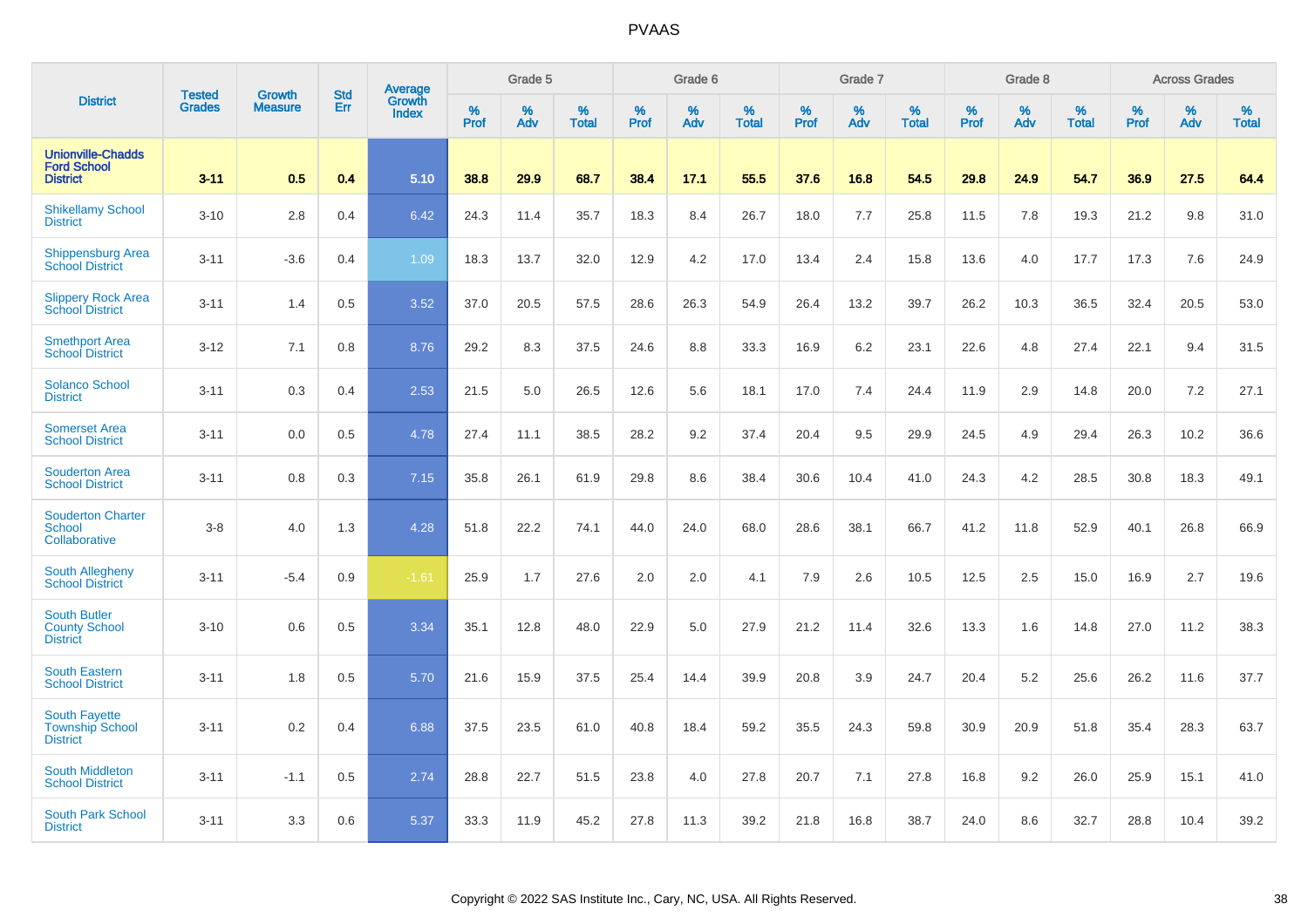| District | Tested Grades | Growth Measure | Std Err | Average Growth Index | Grade 5 | | | Grade 6 | | | Grade 7 | | | Grade 8 | | | Across Grades | | |
|---|---|---|---|---|---|---|---|---|---|---|---|---|---|---|---|---|---|---|---|
| | | | | | % Prof | % Adv | % Total | % Prof | % Adv | % Total | % Prof | % Adv | % Total | % Prof | % Adv | % Total | % Prof | % Adv | % Total |
| **Unionville-Chadds Ford School District** | **3-11** | **0.5** | **0.4** | **5.10** | **38.8** | **29.9** | **68.7** | **38.4** | **17.1** | **55.5** | **37.6** | **16.8** | **54.5** | **29.8** | **24.9** | **54.7** | **36.9** | **27.5** | **64.4** |
| Shikellamy School District | 3-10 | 2.8 | 0.4 | 6.42 | 24.3 | 11.4 | 35.7 | 18.3 | 8.4 | 26.7 | 18.0 | 7.7 | 25.8 | 11.5 | 7.8 | 19.3 | 21.2 | 9.8 | 31.0 |
| Shippensburg Area School District | 3-11 | -3.6 | 0.4 | 1.09 | 18.3 | 13.7 | 32.0 | 12.9 | 4.2 | 17.0 | 13.4 | 2.4 | 15.8 | 13.6 | 4.0 | 17.7 | 17.3 | 7.6 | 24.9 |
| Slippery Rock Area School District | 3-11 | 1.4 | 0.5 | 3.52 | 37.0 | 20.5 | 57.5 | 28.6 | 26.3 | 54.9 | 26.4 | 13.2 | 39.7 | 26.2 | 10.3 | 36.5 | 32.4 | 20.5 | 53.0 |
| Smethport Area School District | 3-12 | 7.1 | 0.8 | 8.76 | 29.2 | 8.3 | 37.5 | 24.6 | 8.8 | 33.3 | 16.9 | 6.2 | 23.1 | 22.6 | 4.8 | 27.4 | 22.1 | 9.4 | 31.5 |
| Solanco School District | 3-11 | 0.3 | 0.4 | 2.53 | 21.5 | 5.0 | 26.5 | 12.6 | 5.6 | 18.1 | 17.0 | 7.4 | 24.4 | 11.9 | 2.9 | 14.8 | 20.0 | 7.2 | 27.1 |
| Somerset Area School District | 3-11 | 0.0 | 0.5 | 4.78 | 27.4 | 11.1 | 38.5 | 28.2 | 9.2 | 37.4 | 20.4 | 9.5 | 29.9 | 24.5 | 4.9 | 29.4 | 26.3 | 10.2 | 36.6 |
| Souderton Area School District | 3-11 | 0.8 | 0.3 | 7.15 | 35.8 | 26.1 | 61.9 | 29.8 | 8.6 | 38.4 | 30.6 | 10.4 | 41.0 | 24.3 | 4.2 | 28.5 | 30.8 | 18.3 | 49.1 |
| Souderton Charter School Collaborative | 3-8 | 4.0 | 1.3 | 4.28 | 51.8 | 22.2 | 74.1 | 44.0 | 24.0 | 68.0 | 28.6 | 38.1 | 66.7 | 41.2 | 11.8 | 52.9 | 40.1 | 26.8 | 66.9 |
| South Allegheny School District | 3-11 | -5.4 | 0.9 | -1.61 | 25.9 | 1.7 | 27.6 | 2.0 | 2.0 | 4.1 | 7.9 | 2.6 | 10.5 | 12.5 | 2.5 | 15.0 | 16.9 | 2.7 | 19.6 |
| South Butler County School District | 3-10 | 0.6 | 0.5 | 3.34 | 35.1 | 12.8 | 48.0 | 22.9 | 5.0 | 27.9 | 21.2 | 11.4 | 32.6 | 13.3 | 1.6 | 14.8 | 27.0 | 11.2 | 38.3 |
| South Eastern School District | 3-11 | 1.8 | 0.5 | 5.70 | 21.6 | 15.9 | 37.5 | 25.4 | 14.4 | 39.9 | 20.8 | 3.9 | 24.7 | 20.4 | 5.2 | 25.6 | 26.2 | 11.6 | 37.7 |
| South Fayette Township School District | 3-11 | 0.2 | 0.4 | 6.88 | 37.5 | 23.5 | 61.0 | 40.8 | 18.4 | 59.2 | 35.5 | 24.3 | 59.8 | 30.9 | 20.9 | 51.8 | 35.4 | 28.3 | 63.7 |
| South Middleton School District | 3-11 | -1.1 | 0.5 | 2.74 | 28.8 | 22.7 | 51.5 | 23.8 | 4.0 | 27.8 | 20.7 | 7.1 | 27.8 | 16.8 | 9.2 | 26.0 | 25.9 | 15.1 | 41.0 |
| South Park School District | 3-11 | 3.3 | 0.6 | 5.37 | 33.3 | 11.9 | 45.2 | 27.8 | 11.3 | 39.2 | 21.8 | 16.8 | 38.7 | 24.0 | 8.6 | 32.7 | 28.8 | 10.4 | 39.2 |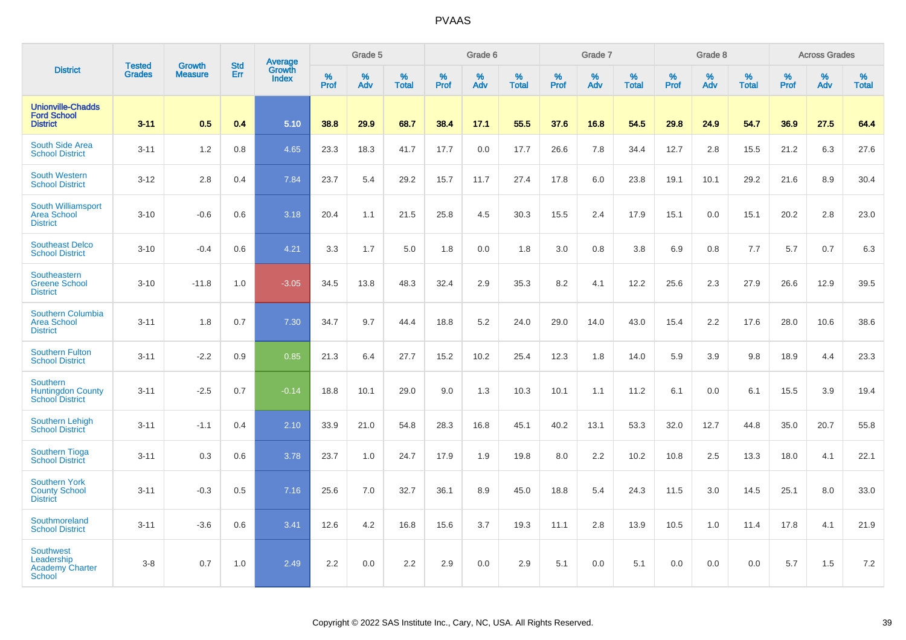| District | Tested Grades | Growth Measure | Std Err | Average Growth Index | Grade 5 | | | Grade 6 | | | Grade 7 | | | Grade 8 | | | Across Grades | | |
|---|---|---|---|---|---|---|---|---|---|---|---|---|---|---|---|---|---|---|---|
| | | | | | % Prof | % Adv | % Total | % Prof | % Adv | % Total | % Prof | % Adv | % Total | % Prof | % Adv | % Total | % Prof | % Adv | % Total |
| **Unionville-Chadds Ford School District** | **3-11** | **0.5** | **0.4** | **5.10** | **38.8** | **29.9** | **68.7** | **38.4** | **17.1** | **55.5** | **37.6** | **16.8** | **54.5** | **29.8** | **24.9** | **54.7** | **36.9** | **27.5** | **64.4** |
| South Side Area School District | 3-11 | 1.2 | 0.8 | 4.65 | 23.3 | 18.3 | 41.7 | 17.7 | 0.0 | 17.7 | 26.6 | 7.8 | 34.4 | 12.7 | 2.8 | 15.5 | 21.2 | 6.3 | 27.6 |
| South Western School District | 3-12 | 2.8 | 0.4 | 7.84 | 23.7 | 5.4 | 29.2 | 15.7 | 11.7 | 27.4 | 17.8 | 6.0 | 23.8 | 19.1 | 10.1 | 29.2 | 21.6 | 8.9 | 30.4 |
| South Williamsport Area School District | 3-10 | -0.6 | 0.6 | 3.18 | 20.4 | 1.1 | 21.5 | 25.8 | 4.5 | 30.3 | 15.5 | 2.4 | 17.9 | 15.1 | 0.0 | 15.1 | 20.2 | 2.8 | 23.0 |
| Southeast Delco School District | 3-10 | -0.4 | 0.6 | 4.21 | 3.3 | 1.7 | 5.0 | 1.8 | 0.0 | 1.8 | 3.0 | 0.8 | 3.8 | 6.9 | 0.8 | 7.7 | 5.7 | 0.7 | 6.3 |
| Southeastern Greene School District | 3-10 | -11.8 | 1.0 | -3.05 | 34.5 | 13.8 | 48.3 | 32.4 | 2.9 | 35.3 | 8.2 | 4.1 | 12.2 | 25.6 | 2.3 | 27.9 | 26.6 | 12.9 | 39.5 |
| Southern Columbia Area School District | 3-11 | 1.8 | 0.7 | 7.30 | 34.7 | 9.7 | 44.4 | 18.8 | 5.2 | 24.0 | 29.0 | 14.0 | 43.0 | 15.4 | 2.2 | 17.6 | 28.0 | 10.6 | 38.6 |
| Southern Fulton School District | 3-11 | -2.2 | 0.9 | 0.85 | 21.3 | 6.4 | 27.7 | 15.2 | 10.2 | 25.4 | 12.3 | 1.8 | 14.0 | 5.9 | 3.9 | 9.8 | 18.9 | 4.4 | 23.3 |
| Southern Huntingdon County School District | 3-11 | -2.5 | 0.7 | -0.14 | 18.8 | 10.1 | 29.0 | 9.0 | 1.3 | 10.3 | 10.1 | 1.1 | 11.2 | 6.1 | 0.0 | 6.1 | 15.5 | 3.9 | 19.4 |
| Southern Lehigh School District | 3-11 | -1.1 | 0.4 | 2.10 | 33.9 | 21.0 | 54.8 | 28.3 | 16.8 | 45.1 | 40.2 | 13.1 | 53.3 | 32.0 | 12.7 | 44.8 | 35.0 | 20.7 | 55.8 |
| Southern Tioga School District | 3-11 | 0.3 | 0.6 | 3.78 | 23.7 | 1.0 | 24.7 | 17.9 | 1.9 | 19.8 | 8.0 | 2.2 | 10.2 | 10.8 | 2.5 | 13.3 | 18.0 | 4.1 | 22.1 |
| Southern York County School District | 3-11 | -0.3 | 0.5 | 7.16 | 25.6 | 7.0 | 32.7 | 36.1 | 8.9 | 45.0 | 18.8 | 5.4 | 24.3 | 11.5 | 3.0 | 14.5 | 25.1 | 8.0 | 33.0 |
| Southmoreland School District | 3-11 | -3.6 | 0.6 | 3.41 | 12.6 | 4.2 | 16.8 | 15.6 | 3.7 | 19.3 | 11.1 | 2.8 | 13.9 | 10.5 | 1.0 | 11.4 | 17.8 | 4.1 | 21.9 |
| Southwest Leadership Academy Charter School | 3-8 | 0.7 | 1.0 | 2.49 | 2.2 | 0.0 | 2.2 | 2.9 | 0.0 | 2.9 | 5.1 | 0.0 | 5.1 | 0.0 | 0.0 | 0.0 | 5.7 | 1.5 | 7.2 |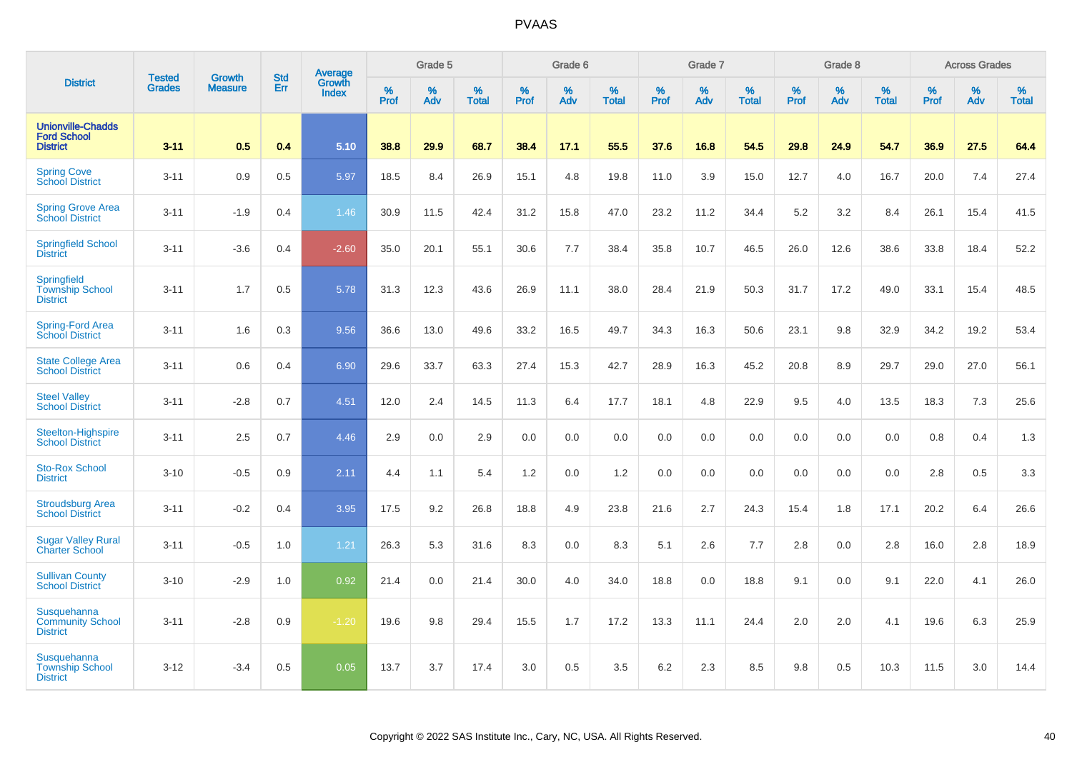| District | Tested Grades | Growth Measure | Std Err | Average Growth Index | Grade 5 | | | Grade 6 | | | Grade 7 | | | Grade 8 | | | Across Grades | | |
|---|---|---|---|---|---|---|---|---|---|---|---|---|---|---|---|---|---|---|---|
| | | | | | % Prof | % Adv | % Total | % Prof | % Adv | % Total | % Prof | % Adv | % Total | % Prof | % Adv | % Total | % Prof | % Adv | % Total |
| **Unionville-Chadds Ford School District** | **3-11** | **0.5** | **0.4** | **5.10** | **38.8** | **29.9** | **68.7** | **38.4** | **17.1** | **55.5** | **37.6** | **16.8** | **54.5** | **29.8** | **24.9** | **54.7** | **36.9** | **27.5** | **64.4** |
| Spring Cove School District | 3-11 | 0.9 | 0.5 | 5.97 | 18.5 | 8.4 | 26.9 | 15.1 | 4.8 | 19.8 | 11.0 | 3.9 | 15.0 | 12.7 | 4.0 | 16.7 | 20.0 | 7.4 | 27.4 |
| Spring Grove Area School District | 3-11 | -1.9 | 0.4 | 1.46 | 30.9 | 11.5 | 42.4 | 31.2 | 15.8 | 47.0 | 23.2 | 11.2 | 34.4 | 5.2 | 3.2 | 8.4 | 26.1 | 15.4 | 41.5 |
| Springfield School District | 3-11 | -3.6 | 0.4 | -2.60 | 35.0 | 20.1 | 55.1 | 30.6 | 7.7 | 38.4 | 35.8 | 10.7 | 46.5 | 26.0 | 12.6 | 38.6 | 33.8 | 18.4 | 52.2 |
| Springfield Township School District | 3-11 | 1.7 | 0.5 | 5.78 | 31.3 | 12.3 | 43.6 | 26.9 | 11.1 | 38.0 | 28.4 | 21.9 | 50.3 | 31.7 | 17.2 | 49.0 | 33.1 | 15.4 | 48.5 |
| Spring-Ford Area School District | 3-11 | 1.6 | 0.3 | 9.56 | 36.6 | 13.0 | 49.6 | 33.2 | 16.5 | 49.7 | 34.3 | 16.3 | 50.6 | 23.1 | 9.8 | 32.9 | 34.2 | 19.2 | 53.4 |
| State College Area School District | 3-11 | 0.6 | 0.4 | 6.90 | 29.6 | 33.7 | 63.3 | 27.4 | 15.3 | 42.7 | 28.9 | 16.3 | 45.2 | 20.8 | 8.9 | 29.7 | 29.0 | 27.0 | 56.1 |
| Steel Valley School District | 3-11 | -2.8 | 0.7 | 4.51 | 12.0 | 2.4 | 14.5 | 11.3 | 6.4 | 17.7 | 18.1 | 4.8 | 22.9 | 9.5 | 4.0 | 13.5 | 18.3 | 7.3 | 25.6 |
| Steelton-Highspire School District | 3-11 | 2.5 | 0.7 | 4.46 | 2.9 | 0.0 | 2.9 | 0.0 | 0.0 | 0.0 | 0.0 | 0.0 | 0.0 | 0.0 | 0.0 | 0.0 | 0.8 | 0.4 | 1.3 |
| Sto-Rox School District | 3-10 | -0.5 | 0.9 | 2.11 | 4.4 | 1.1 | 5.4 | 1.2 | 0.0 | 1.2 | 0.0 | 0.0 | 0.0 | 0.0 | 0.0 | 0.0 | 2.8 | 0.5 | 3.3 |
| Stroudsburg Area School District | 3-11 | -0.2 | 0.4 | 3.95 | 17.5 | 9.2 | 26.8 | 18.8 | 4.9 | 23.8 | 21.6 | 2.7 | 24.3 | 15.4 | 1.8 | 17.1 | 20.2 | 6.4 | 26.6 |
| Sugar Valley Rural Charter School | 3-11 | -0.5 | 1.0 | 1.21 | 26.3 | 5.3 | 31.6 | 8.3 | 0.0 | 8.3 | 5.1 | 2.6 | 7.7 | 2.8 | 0.0 | 2.8 | 16.0 | 2.8 | 18.9 |
| Sullivan County School District | 3-10 | -2.9 | 1.0 | 0.92 | 21.4 | 0.0 | 21.4 | 30.0 | 4.0 | 34.0 | 18.8 | 0.0 | 18.8 | 9.1 | 0.0 | 9.1 | 22.0 | 4.1 | 26.0 |
| Susquehanna Community School District | 3-11 | -2.8 | 0.9 | -1.20 | 19.6 | 9.8 | 29.4 | 15.5 | 1.7 | 17.2 | 13.3 | 11.1 | 24.4 | 2.0 | 2.0 | 4.1 | 19.6 | 6.3 | 25.9 |
| Susquehanna Township School District | 3-12 | -3.4 | 0.5 | 0.05 | 13.7 | 3.7 | 17.4 | 3.0 | 0.5 | 3.5 | 6.2 | 2.3 | 8.5 | 9.8 | 0.5 | 10.3 | 11.5 | 3.0 | 14.4 |

Copyright © 2022 SAS Institute Inc., Cary, NC, USA. All Rights Reserved.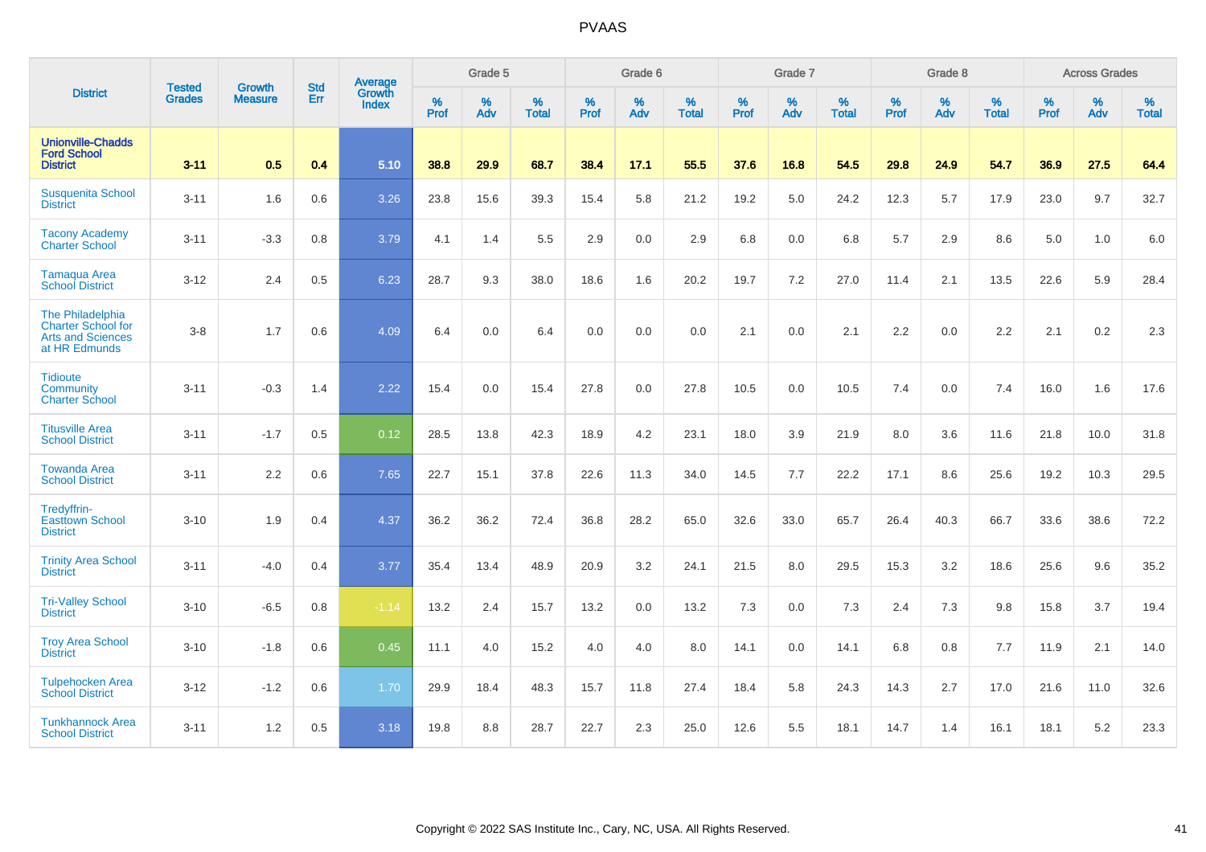# PVAAS

| District | Tested Grades | Growth Measure | Std Err | Average Growth Index | Grade 5 | | | Grade 6 | | | Grade 7 | | | Grade 8 | | | Across Grades | | |
|---|---|---|---|---|---|---|---|---|---|---|---|---|---|---|---|---|---|---|---|
| | | | | | % Prof | % Adv | % Total | % Prof | % Adv | % Total | % Prof | % Adv | % Total | % Prof | % Adv | % Total | % Prof | % Adv | % Total |
| **Unionville-Chadds Ford School District** | **3-11** | **0.5** | **0.4** | **5.10** | **38.8** | **29.9** | **68.7** | **38.4** | **17.1** | **55.5** | **37.6** | **16.8** | **54.5** | **29.8** | **24.9** | **54.7** | **36.9** | **27.5** | **64.4** |
| Susquenita School District | 3-11 | 1.6 | 0.6 | 3.26 | 23.8 | 15.6 | 39.3 | 15.4 | 5.8 | 21.2 | 19.2 | 5.0 | 24.2 | 12.3 | 5.7 | 17.9 | 23.0 | 9.7 | 32.7 |
| Tacony Academy Charter School | 3-11 | -3.3 | 0.8 | 3.79 | 4.1 | 1.4 | 5.5 | 2.9 | 0.0 | 2.9 | 6.8 | 0.0 | 6.8 | 5.7 | 2.9 | 8.6 | 5.0 | 1.0 | 6.0 |
| Tamaqua Area School District | 3-12 | 2.4 | 0.5 | 6.23 | 28.7 | 9.3 | 38.0 | 18.6 | 1.6 | 20.2 | 19.7 | 7.2 | 27.0 | 11.4 | 2.1 | 13.5 | 22.6 | 5.9 | 28.4 |
| The Philadelphia Charter School for Arts and Sciences at HR Edmunds | 3-8 | 1.7 | 0.6 | 4.09 | 6.4 | 0.0 | 6.4 | 0.0 | 0.0 | 0.0 | 2.1 | 0.0 | 2.1 | 2.2 | 0.0 | 2.2 | 2.1 | 0.2 | 2.3 |
| Tidioute Community Charter School | 3-11 | -0.3 | 1.4 | 2.22 | 15.4 | 0.0 | 15.4 | 27.8 | 0.0 | 27.8 | 10.5 | 0.0 | 10.5 | 7.4 | 0.0 | 7.4 | 16.0 | 1.6 | 17.6 |
| Titusville Area School District | 3-11 | -1.7 | 0.5 | 0.12 | 28.5 | 13.8 | 42.3 | 18.9 | 4.2 | 23.1 | 18.0 | 3.9 | 21.9 | 8.0 | 3.6 | 11.6 | 21.8 | 10.0 | 31.8 |
| Towanda Area School District | 3-11 | 2.2 | 0.6 | 7.65 | 22.7 | 15.1 | 37.8 | 22.6 | 11.3 | 34.0 | 14.5 | 7.7 | 22.2 | 17.1 | 8.6 | 25.6 | 19.2 | 10.3 | 29.5 |
| Tredyffrin-Easttown School District | 3-10 | 1.9 | 0.4 | 4.37 | 36.2 | 36.2 | 72.4 | 36.8 | 28.2 | 65.0 | 32.6 | 33.0 | 65.7 | 26.4 | 40.3 | 66.7 | 33.6 | 38.6 | 72.2 |
| Trinity Area School District | 3-11 | -4.0 | 0.4 | 3.77 | 35.4 | 13.4 | 48.9 | 20.9 | 3.2 | 24.1 | 21.5 | 8.0 | 29.5 | 15.3 | 3.2 | 18.6 | 25.6 | 9.6 | 35.2 |
| Tri-Valley School District | 3-10 | -6.5 | 0.8 | -1.14 | 13.2 | 2.4 | 15.7 | 13.2 | 0.0 | 13.2 | 7.3 | 0.0 | 7.3 | 2.4 | 7.3 | 9.8 | 15.8 | 3.7 | 19.4 |
| Troy Area School District | 3-10 | -1.8 | 0.6 | 0.45 | 11.1 | 4.0 | 15.2 | 4.0 | 4.0 | 8.0 | 14.1 | 0.0 | 14.1 | 6.8 | 0.8 | 7.7 | 11.9 | 2.1 | 14.0 |
| Tulpehocken Area School District | 3-12 | -1.2 | 0.6 | 1.70 | 29.9 | 18.4 | 48.3 | 15.7 | 11.8 | 27.4 | 18.4 | 5.8 | 24.3 | 14.3 | 2.7 | 17.0 | 21.6 | 11.0 | 32.6 |
| Tunkhannock Area School District | 3-11 | 1.2 | 0.5 | 3.18 | 19.8 | 8.8 | 28.7 | 22.7 | 2.3 | 25.0 | 12.6 | 5.5 | 18.1 | 14.7 | 1.4 | 16.1 | 18.1 | 5.2 | 23.3 |

Copyright © 2022 SAS Institute Inc., Cary, NC, USA. All Rights Reserved.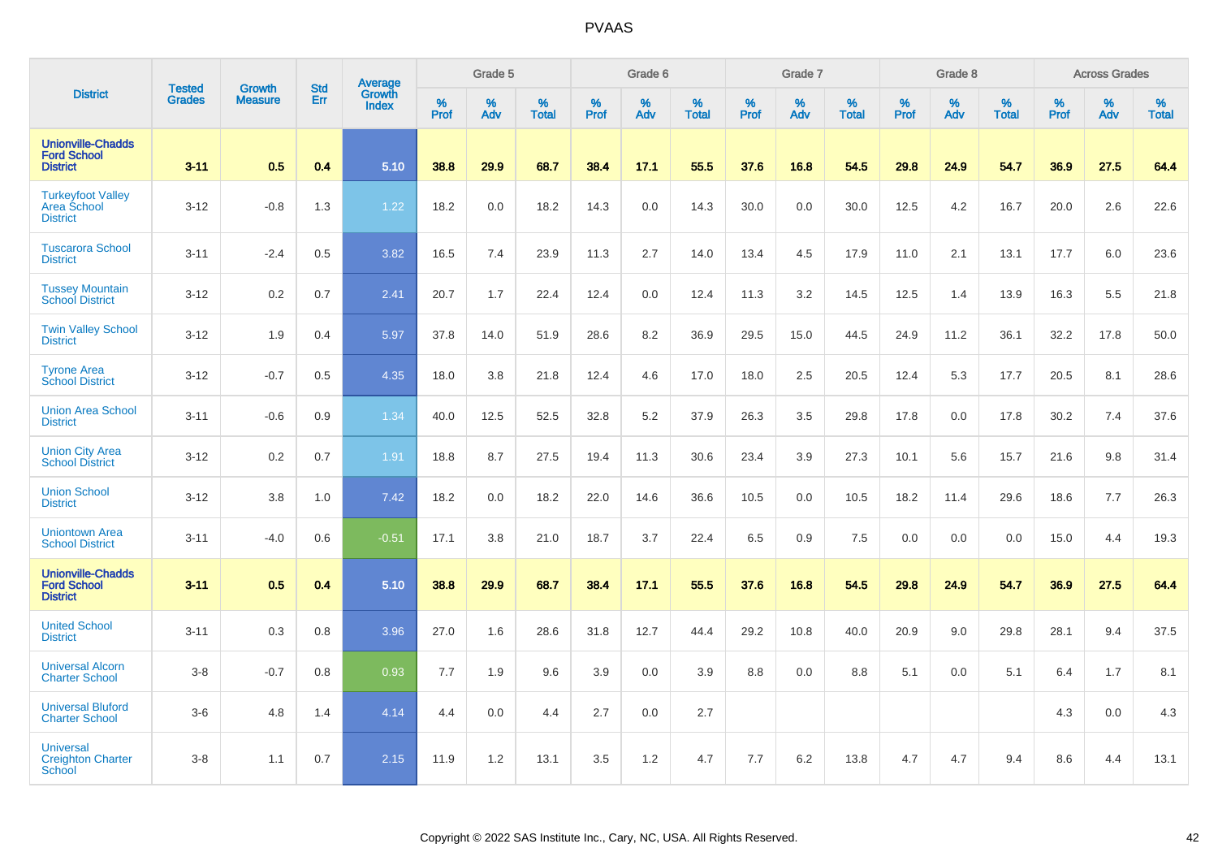| District | Tested Grades | Growth Measure | Std Err | Average Growth Index | Grade 5 | | | Grade 6 | | | Grade 7 | | | Grade 8 | | | Across Grades | | |
|---|---|---|---|---|---|---|---|---|---|---|---|---|---|---|---|---|---|---|---|
| | | | | | % Prof | % Adv | % Total | % Prof | % Adv | % Total | % Prof | % Adv | % Total | % Prof | % Adv | % Total | % Prof | % Adv | % Total |
| **Unionville-Chadds Ford School District** | **3-11** | **0.5** | **0.4** | **5.10** | **38.8** | **29.9** | **68.7** | **38.4** | **17.1** | **55.5** | **37.6** | **16.8** | **54.5** | **29.8** | **24.9** | **54.7** | **36.9** | **27.5** | **64.4** |
| Turkeyfoot Valley Area School District | 3-12 | -0.8 | 1.3 | 1.22 | 18.2 | 0.0 | 18.2 | 14.3 | 0.0 | 14.3 | 30.0 | 0.0 | 30.0 | 12.5 | 4.2 | 16.7 | 20.0 | 2.6 | 22.6 |
| Tuscarora School District | 3-11 | -2.4 | 0.5 | 3.82 | 16.5 | 7.4 | 23.9 | 11.3 | 2.7 | 14.0 | 13.4 | 4.5 | 17.9 | 11.0 | 2.1 | 13.1 | 17.7 | 6.0 | 23.6 |
| Tussey Mountain School District | 3-12 | 0.2 | 0.7 | 2.41 | 20.7 | 1.7 | 22.4 | 12.4 | 0.0 | 12.4 | 11.3 | 3.2 | 14.5 | 12.5 | 1.4 | 13.9 | 16.3 | 5.5 | 21.8 |
| Twin Valley School District | 3-12 | 1.9 | 0.4 | 5.97 | 37.8 | 14.0 | 51.9 | 28.6 | 8.2 | 36.9 | 29.5 | 15.0 | 44.5 | 24.9 | 11.2 | 36.1 | 32.2 | 17.8 | 50.0 |
| Tyrone Area School District | 3-12 | -0.7 | 0.5 | 4.35 | 18.0 | 3.8 | 21.8 | 12.4 | 4.6 | 17.0 | 18.0 | 2.5 | 20.5 | 12.4 | 5.3 | 17.7 | 20.5 | 8.1 | 28.6 |
| Union Area School District | 3-11 | -0.6 | 0.9 | 1.34 | 40.0 | 12.5 | 52.5 | 32.8 | 5.2 | 37.9 | 26.3 | 3.5 | 29.8 | 17.8 | 0.0 | 17.8 | 30.2 | 7.4 | 37.6 |
| Union City Area School District | 3-12 | 0.2 | 0.7 | 1.91 | 18.8 | 8.7 | 27.5 | 19.4 | 11.3 | 30.6 | 23.4 | 3.9 | 27.3 | 10.1 | 5.6 | 15.7 | 21.6 | 9.8 | 31.4 |
| Union School District | 3-12 | 3.8 | 1.0 | 7.42 | 18.2 | 0.0 | 18.2 | 22.0 | 14.6 | 36.6 | 10.5 | 0.0 | 10.5 | 18.2 | 11.4 | 29.6 | 18.6 | 7.7 | 26.3 |
| Uniontown Area School District | 3-11 | -4.0 | 0.6 | -0.51 | 17.1 | 3.8 | 21.0 | 18.7 | 3.7 | 22.4 | 6.5 | 0.9 | 7.5 | 0.0 | 0.0 | 0.0 | 15.0 | 4.4 | 19.3 |
| **Unionville-Chadds Ford School District** | **3-11** | **0.5** | **0.4** | **5.10** | **38.8** | **29.9** | **68.7** | **38.4** | **17.1** | **55.5** | **37.6** | **16.8** | **54.5** | **29.8** | **24.9** | **54.7** | **36.9** | **27.5** | **64.4** |
| United School District | 3-11 | 0.3 | 0.8 | 3.96 | 27.0 | 1.6 | 28.6 | 31.8 | 12.7 | 44.4 | 29.2 | 10.8 | 40.0 | 20.9 | 9.0 | 29.8 | 28.1 | 9.4 | 37.5 |
| Universal Alcorn Charter School | 3-8 | -0.7 | 0.8 | 0.93 | 7.7 | 1.9 | 9.6 | 3.9 | 0.0 | 3.9 | 8.8 | 0.0 | 8.8 | 5.1 | 0.0 | 5.1 | 6.4 | 1.7 | 8.1 |
| Universal Bluford Charter School | 3-6 | 4.8 | 1.4 | 4.14 | 4.4 | 0.0 | 4.4 | 2.7 | 0.0 | 2.7 | | | | | | | 4.3 | 0.0 | 4.3 |
| Universal Creighton Charter School | 3-8 | 1.1 | 0.7 | 2.15 | 11.9 | 1.2 | 13.1 | 3.5 | 1.2 | 4.7 | 7.7 | 6.2 | 13.8 | 4.7 | 4.7 | 9.4 | 8.6 | 4.4 | 13.1 |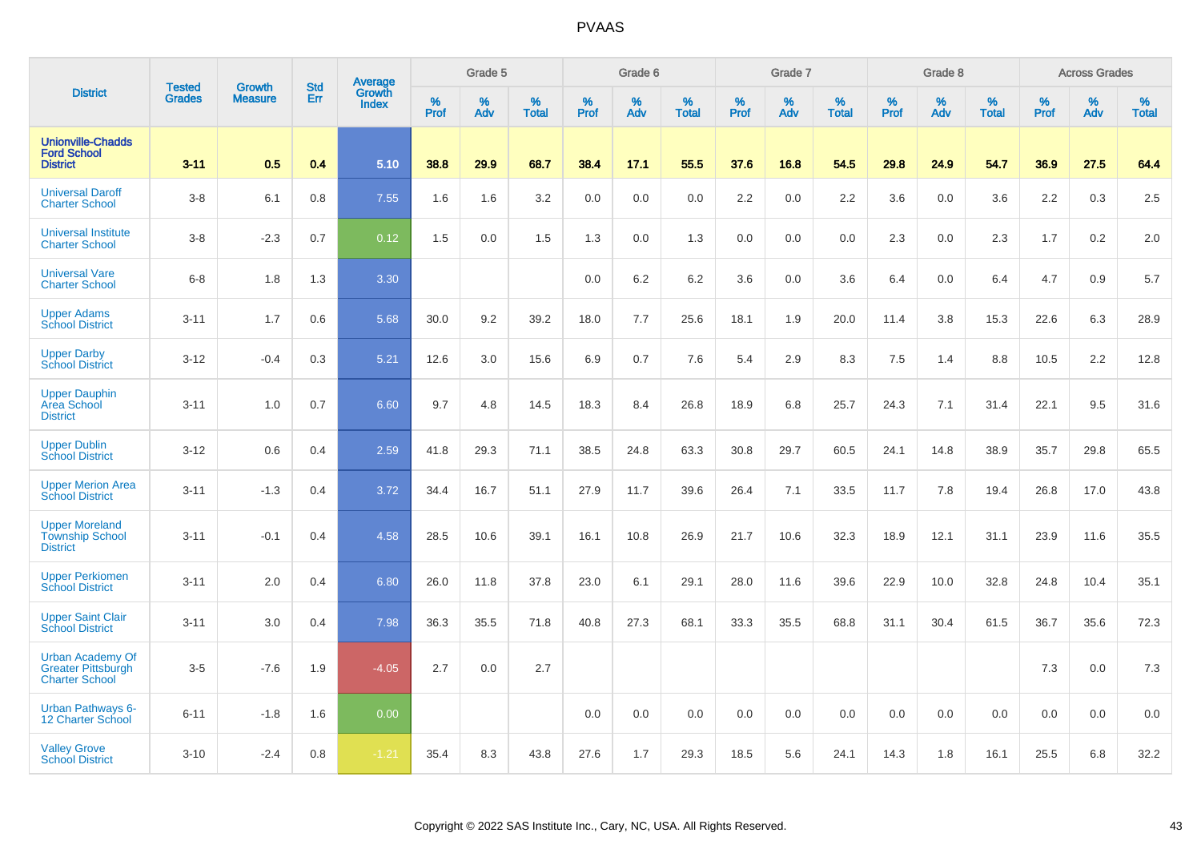# PVAAS

| District | Tested Grades | Growth Measure | Std Err | Average Growth Index | Grade 5 | | | Grade 6 | | | Grade 7 | | | Grade 8 | | | Across Grades | | |
|---|---|---|---|---|---|---|---|---|---|---|---|---|---|---|---|---|---|---|---|
| | | | | | % Prof | % Adv | % Total | % Prof | % Adv | % Total | % Prof | % Adv | % Total | % Prof | % Adv | % Total | % Prof | % Adv | % Total |
| **Unionville-Chadds Ford School District** | **3-11** | **0.5** | **0.4** | **5.10** | **38.8** | **29.9** | **68.7** | **38.4** | **17.1** | **55.5** | **37.6** | **16.8** | **54.5** | **29.8** | **24.9** | **54.7** | **36.9** | **27.5** | **64.4** |
| Universal Daroff Charter School | 3-8 | 6.1 | 0.8 | 7.55 | 1.6 | 1.6 | 3.2 | 0.0 | 0.0 | 0.0 | 2.2 | 0.0 | 2.2 | 3.6 | 0.0 | 3.6 | 2.2 | 0.3 | 2.5 |
| Universal Institute Charter School | 3-8 | -2.3 | 0.7 | 0.12 | 1.5 | 0.0 | 1.5 | 1.3 | 0.0 | 1.3 | 0.0 | 0.0 | 0.0 | 2.3 | 0.0 | 2.3 | 1.7 | 0.2 | 2.0 |
| Universal Vare Charter School | 6-8 | 1.8 | 1.3 | 3.30 | | | | 0.0 | 6.2 | 6.2 | 3.6 | 0.0 | 3.6 | 6.4 | 0.0 | 6.4 | 4.7 | 0.9 | 5.7 |
| Upper Adams School District | 3-11 | 1.7 | 0.6 | 5.68 | 30.0 | 9.2 | 39.2 | 18.0 | 7.7 | 25.6 | 18.1 | 1.9 | 20.0 | 11.4 | 3.8 | 15.3 | 22.6 | 6.3 | 28.9 |
| Upper Darby School District | 3-12 | -0.4 | 0.3 | 5.21 | 12.6 | 3.0 | 15.6 | 6.9 | 0.7 | 7.6 | 5.4 | 2.9 | 8.3 | 7.5 | 1.4 | 8.8 | 10.5 | 2.2 | 12.8 |
| Upper Dauphin Area School District | 3-11 | 1.0 | 0.7 | 6.60 | 9.7 | 4.8 | 14.5 | 18.3 | 8.4 | 26.8 | 18.9 | 6.8 | 25.7 | 24.3 | 7.1 | 31.4 | 22.1 | 9.5 | 31.6 |
| Upper Dublin School District | 3-12 | 0.6 | 0.4 | 2.59 | 41.8 | 29.3 | 71.1 | 38.5 | 24.8 | 63.3 | 30.8 | 29.7 | 60.5 | 24.1 | 14.8 | 38.9 | 35.7 | 29.8 | 65.5 |
| Upper Merion Area School District | 3-11 | -1.3 | 0.4 | 3.72 | 34.4 | 16.7 | 51.1 | 27.9 | 11.7 | 39.6 | 26.4 | 7.1 | 33.5 | 11.7 | 7.8 | 19.4 | 26.8 | 17.0 | 43.8 |
| Upper Moreland Township School District | 3-11 | -0.1 | 0.4 | 4.58 | 28.5 | 10.6 | 39.1 | 16.1 | 10.8 | 26.9 | 21.7 | 10.6 | 32.3 | 18.9 | 12.1 | 31.1 | 23.9 | 11.6 | 35.5 |
| Upper Perkiomen School District | 3-11 | 2.0 | 0.4 | 6.80 | 26.0 | 11.8 | 37.8 | 23.0 | 6.1 | 29.1 | 28.0 | 11.6 | 39.6 | 22.9 | 10.0 | 32.8 | 24.8 | 10.4 | 35.1 |
| Upper Saint Clair School District | 3-11 | 3.0 | 0.4 | 7.98 | 36.3 | 35.5 | 71.8 | 40.8 | 27.3 | 68.1 | 33.3 | 35.5 | 68.8 | 31.1 | 30.4 | 61.5 | 36.7 | 35.6 | 72.3 |
| Urban Academy Of Greater Pittsburgh Charter School | 3-5 | -7.6 | 1.9 | -4.05 | 2.7 | 0.0 | 2.7 | | | | | | | | | | 7.3 | 0.0 | 7.3 |
| Urban Pathways 6-12 Charter School | 6-11 | -1.8 | 1.6 | 0.00 | | | | 0.0 | 0.0 | 0.0 | 0.0 | 0.0 | 0.0 | 0.0 | 0.0 | 0.0 | 0.0 | 0.0 | 0.0 |
| Valley Grove School District | 3-10 | -2.4 | 0.8 | -1.21 | 35.4 | 8.3 | 43.8 | 27.6 | 1.7 | 29.3 | 18.5 | 5.6 | 24.1 | 14.3 | 1.8 | 16.1 | 25.5 | 6.8 | 32.2 |

Copyright © 2022 SAS Institute Inc., Cary, NC, USA. All Rights Reserved.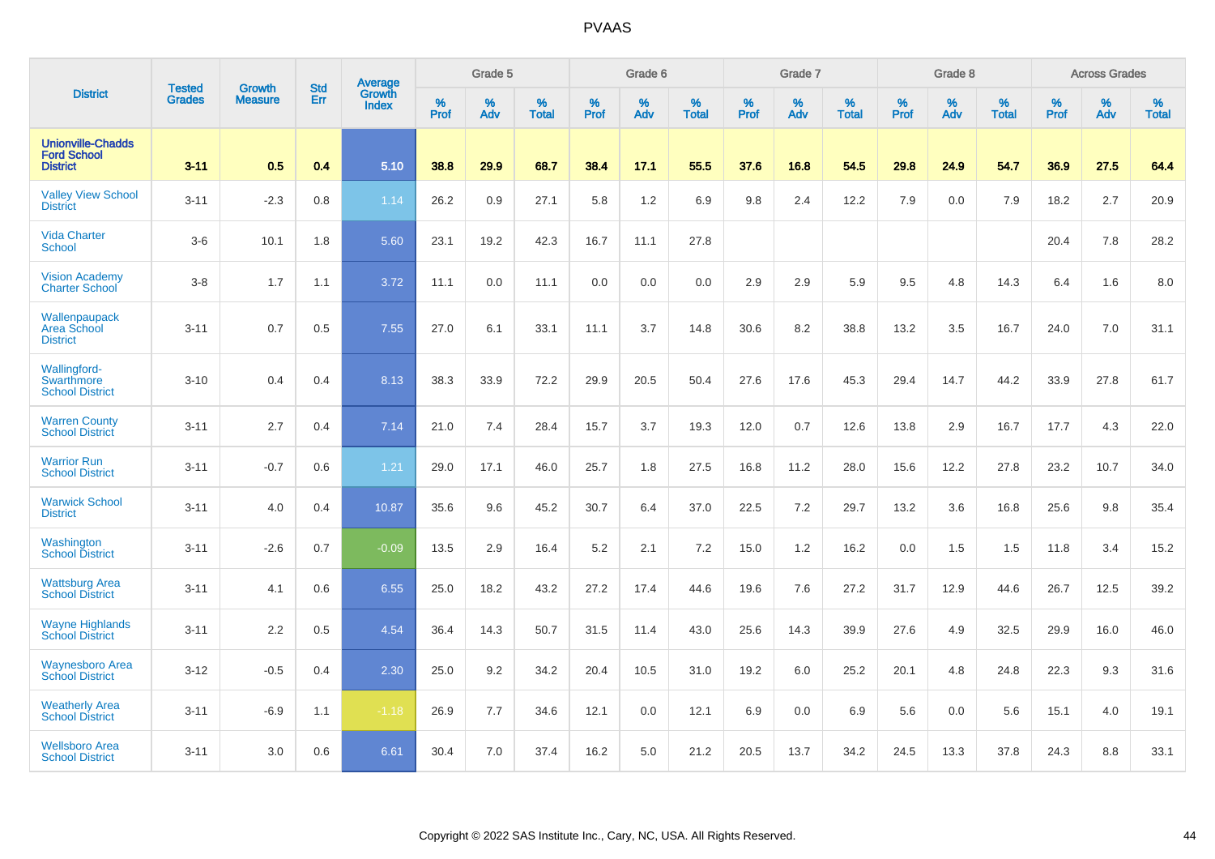| District | Tested Grades | Growth Measure | Std Err | Average Growth Index | Grade 5 | | | Grade 6 | | | Grade 7 | | | Grade 8 | | | Across Grades | | |
|---|---|---|---|---|---|---|---|---|---|---|---|---|---|---|---|---|---|---|---|
| | | | | | % Prof | % Adv | % Total | % Prof | % Adv | % Total | % Prof | % Adv | % Total | % Prof | % Adv | % Total | % Prof | % Adv | % Total |
| **Unionville-Chadds Ford School District** | **3-11** | **0.5** | **0.4** | **5.10** | **38.8** | **29.9** | **68.7** | **38.4** | **17.1** | **55.5** | **37.6** | **16.8** | **54.5** | **29.8** | **24.9** | **54.7** | **36.9** | **27.5** | **64.4** |
| Valley View School District | 3-11 | -2.3 | 0.8 | 1.14 | 26.2 | 0.9 | 27.1 | 5.8 | 1.2 | 6.9 | 9.8 | 2.4 | 12.2 | 7.9 | 0.0 | 7.9 | 18.2 | 2.7 | 20.9 |
| Vida Charter School | 3-6 | 10.1 | 1.8 | 5.60 | 23.1 | 19.2 | 42.3 | 16.7 | 11.1 | 27.8 | | | | | | | 20.4 | 7.8 | 28.2 |
| Vision Academy Charter School | 3-8 | 1.7 | 1.1 | 3.72 | 11.1 | 0.0 | 11.1 | 0.0 | 0.0 | 0.0 | 2.9 | 2.9 | 5.9 | 9.5 | 4.8 | 14.3 | 6.4 | 1.6 | 8.0 |
| Wallenpaupack Area School District | 3-11 | 0.7 | 0.5 | 7.55 | 27.0 | 6.1 | 33.1 | 11.1 | 3.7 | 14.8 | 30.6 | 8.2 | 38.8 | 13.2 | 3.5 | 16.7 | 24.0 | 7.0 | 31.1 |
| Wallingford-Swarthmore School District | 3-10 | 0.4 | 0.4 | 8.13 | 38.3 | 33.9 | 72.2 | 29.9 | 20.5 | 50.4 | 27.6 | 17.6 | 45.3 | 29.4 | 14.7 | 44.2 | 33.9 | 27.8 | 61.7 |
| Warren County School District | 3-11 | 2.7 | 0.4 | 7.14 | 21.0 | 7.4 | 28.4 | 15.7 | 3.7 | 19.3 | 12.0 | 0.7 | 12.6 | 13.8 | 2.9 | 16.7 | 17.7 | 4.3 | 22.0 |
| Warrior Run School District | 3-11 | -0.7 | 0.6 | 1.21 | 29.0 | 17.1 | 46.0 | 25.7 | 1.8 | 27.5 | 16.8 | 11.2 | 28.0 | 15.6 | 12.2 | 27.8 | 23.2 | 10.7 | 34.0 |
| Warwick School District | 3-11 | 4.0 | 0.4 | 10.87 | 35.6 | 9.6 | 45.2 | 30.7 | 6.4 | 37.0 | 22.5 | 7.2 | 29.7 | 13.2 | 3.6 | 16.8 | 25.6 | 9.8 | 35.4 |
| Washington School District | 3-11 | -2.6 | 0.7 | -0.09 | 13.5 | 2.9 | 16.4 | 5.2 | 2.1 | 7.2 | 15.0 | 1.2 | 16.2 | 0.0 | 1.5 | 1.5 | 11.8 | 3.4 | 15.2 |
| Wattsburg Area School District | 3-11 | 4.1 | 0.6 | 6.55 | 25.0 | 18.2 | 43.2 | 27.2 | 17.4 | 44.6 | 19.6 | 7.6 | 27.2 | 31.7 | 12.9 | 44.6 | 26.7 | 12.5 | 39.2 |
| Wayne Highlands School District | 3-11 | 2.2 | 0.5 | 4.54 | 36.4 | 14.3 | 50.7 | 31.5 | 11.4 | 43.0 | 25.6 | 14.3 | 39.9 | 27.6 | 4.9 | 32.5 | 29.9 | 16.0 | 46.0 |
| Waynesboro Area School District | 3-12 | -0.5 | 0.4 | 2.30 | 25.0 | 9.2 | 34.2 | 20.4 | 10.5 | 31.0 | 19.2 | 6.0 | 25.2 | 20.1 | 4.8 | 24.8 | 22.3 | 9.3 | 31.6 |
| Weatherly Area School District | 3-11 | -6.9 | 1.1 | -1.18 | 26.9 | 7.7 | 34.6 | 12.1 | 0.0 | 12.1 | 6.9 | 0.0 | 6.9 | 5.6 | 0.0 | 5.6 | 15.1 | 4.0 | 19.1 |
| Wellsboro Area School District | 3-11 | 3.0 | 0.6 | 6.61 | 30.4 | 7.0 | 37.4 | 16.2 | 5.0 | 21.2 | 20.5 | 13.7 | 34.2 | 24.5 | 13.3 | 37.8 | 24.3 | 8.8 | 33.1 |

Copyright © 2022 SAS Institute Inc., Cary, NC, USA. All Rights Reserved.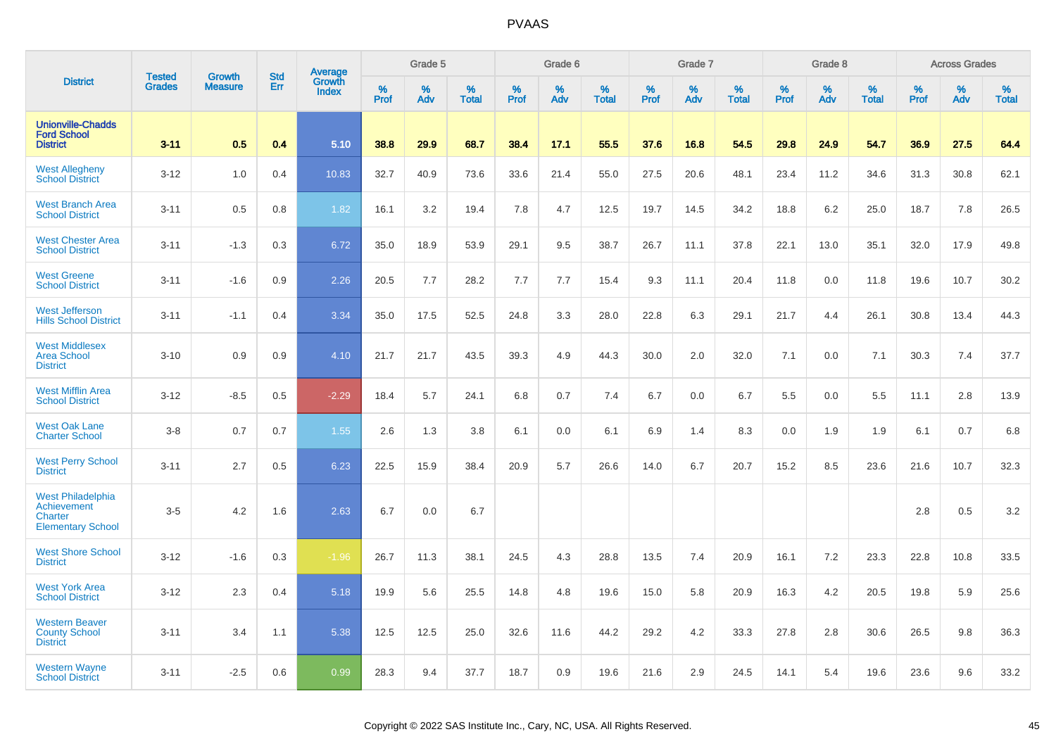# PVAAS

| District | Tested Grades | Growth Measure | Std Err | Average Growth Index | Grade 5 | | | Grade 6 | | | Grade 7 | | | Grade 8 | | | Across Grades | | |
|---|---|---|---|---|---|---|---|---|---|---|---|---|---|---|---|---|---|---|---|
| | | | | | % Prof | % Adv | % Total | % Prof | % Adv | % Total | % Prof | % Adv | % Total | % Prof | % Adv | % Total | % Prof | % Adv | % Total |
| **Unionville-Chadds Ford School District** | **3-11** | **0.5** | **0.4** | **5.10** | **38.8** | **29.9** | **68.7** | **38.4** | **17.1** | **55.5** | **37.6** | **16.8** | **54.5** | **29.8** | **24.9** | **54.7** | **36.9** | **27.5** | **64.4** |
| West Allegheny School District | 3-12 | 1.0 | 0.4 | 10.83 | 32.7 | 40.9 | 73.6 | 33.6 | 21.4 | 55.0 | 27.5 | 20.6 | 48.1 | 23.4 | 11.2 | 34.6 | 31.3 | 30.8 | 62.1 |
| West Branch Area School District | 3-11 | 0.5 | 0.8 | 1.82 | 16.1 | 3.2 | 19.4 | 7.8 | 4.7 | 12.5 | 19.7 | 14.5 | 34.2 | 18.8 | 6.2 | 25.0 | 18.7 | 7.8 | 26.5 |
| West Chester Area School District | 3-11 | -1.3 | 0.3 | 6.72 | 35.0 | 18.9 | 53.9 | 29.1 | 9.5 | 38.7 | 26.7 | 11.1 | 37.8 | 22.1 | 13.0 | 35.1 | 32.0 | 17.9 | 49.8 |
| West Greene School District | 3-11 | -1.6 | 0.9 | 2.26 | 20.5 | 7.7 | 28.2 | 7.7 | 7.7 | 15.4 | 9.3 | 11.1 | 20.4 | 11.8 | 0.0 | 11.8 | 19.6 | 10.7 | 30.2 |
| West Jefferson Hills School District | 3-11 | -1.1 | 0.4 | 3.34 | 35.0 | 17.5 | 52.5 | 24.8 | 3.3 | 28.0 | 22.8 | 6.3 | 29.1 | 21.7 | 4.4 | 26.1 | 30.8 | 13.4 | 44.3 |
| West Middlesex Area School District | 3-10 | 0.9 | 0.9 | 4.10 | 21.7 | 21.7 | 43.5 | 39.3 | 4.9 | 44.3 | 30.0 | 2.0 | 32.0 | 7.1 | 0.0 | 7.1 | 30.3 | 7.4 | 37.7 |
| West Mifflin Area School District | 3-12 | -8.5 | 0.5 | -2.29 | 18.4 | 5.7 | 24.1 | 6.8 | 0.7 | 7.4 | 6.7 | 0.0 | 6.7 | 5.5 | 0.0 | 5.5 | 11.1 | 2.8 | 13.9 |
| West Oak Lane Charter School | 3-8 | 0.7 | 0.7 | 1.55 | 2.6 | 1.3 | 3.8 | 6.1 | 0.0 | 6.1 | 6.9 | 1.4 | 8.3 | 0.0 | 1.9 | 1.9 | 6.1 | 0.7 | 6.8 |
| West Perry School District | 3-11 | 2.7 | 0.5 | 6.23 | 22.5 | 15.9 | 38.4 | 20.9 | 5.7 | 26.6 | 14.0 | 6.7 | 20.7 | 15.2 | 8.5 | 23.6 | 21.6 | 10.7 | 32.3 |
| West Philadelphia Achievement Charter Elementary School | 3-5 | 4.2 | 1.6 | 2.63 | 6.7 | 0.0 | 6.7 | | | | | | | | | | 2.8 | 0.5 | 3.2 |
| West Shore School District | 3-12 | -1.6 | 0.3 | -1.96 | 26.7 | 11.3 | 38.1 | 24.5 | 4.3 | 28.8 | 13.5 | 7.4 | 20.9 | 16.1 | 7.2 | 23.3 | 22.8 | 10.8 | 33.5 |
| West York Area School District | 3-12 | 2.3 | 0.4 | 5.18 | 19.9 | 5.6 | 25.5 | 14.8 | 4.8 | 19.6 | 15.0 | 5.8 | 20.9 | 16.3 | 4.2 | 20.5 | 19.8 | 5.9 | 25.6 |
| Western Beaver County School District | 3-11 | 3.4 | 1.1 | 5.38 | 12.5 | 12.5 | 25.0 | 32.6 | 11.6 | 44.2 | 29.2 | 4.2 | 33.3 | 27.8 | 2.8 | 30.6 | 26.5 | 9.8 | 36.3 |
| Western Wayne School District | 3-11 | -2.5 | 0.6 | 0.99 | 28.3 | 9.4 | 37.7 | 18.7 | 0.9 | 19.6 | 21.6 | 2.9 | 24.5 | 14.1 | 5.4 | 19.6 | 23.6 | 9.6 | 33.2 |

Copyright © 2022 SAS Institute Inc., Cary, NC, USA. All Rights Reserved.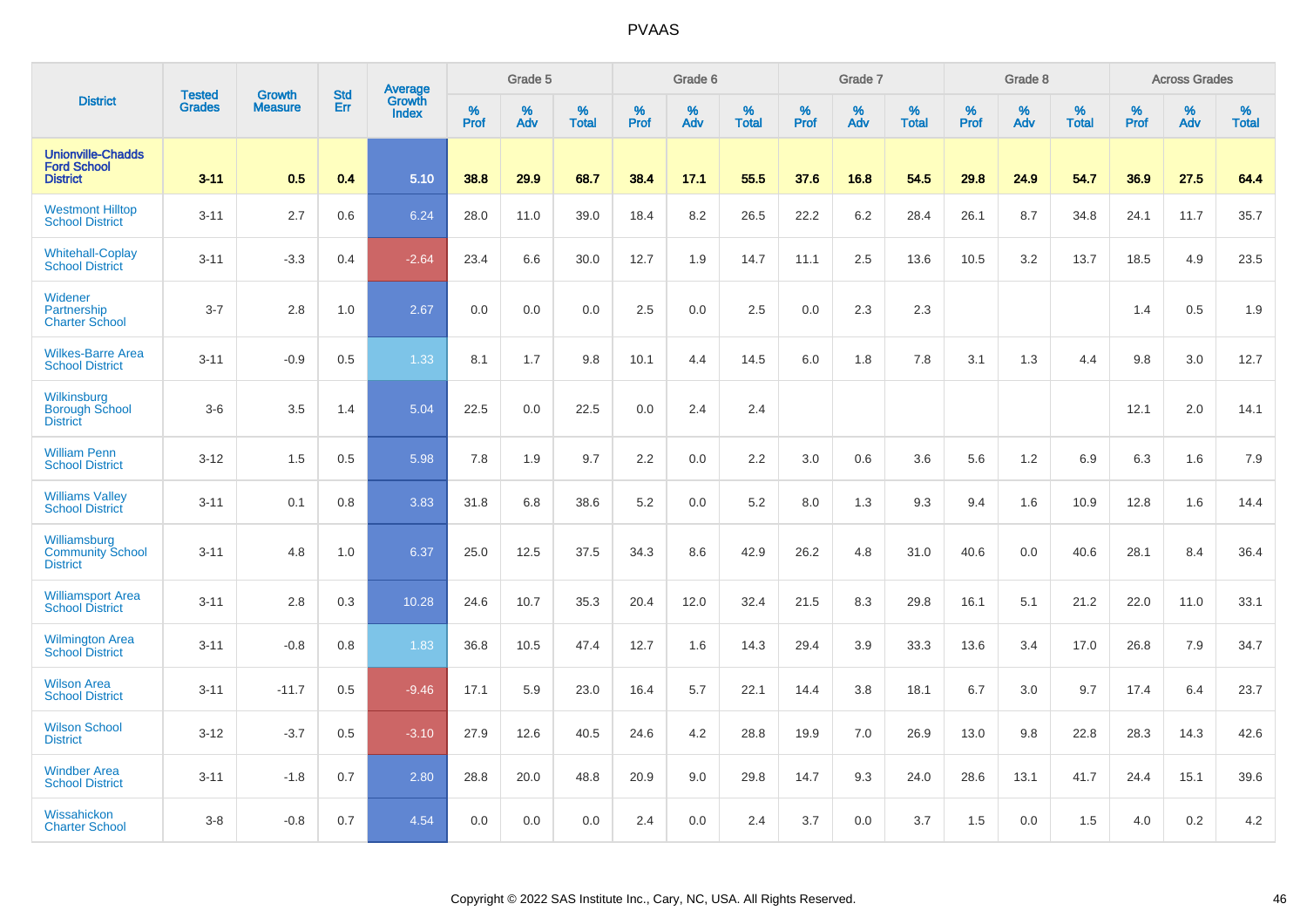# PVAAS

| District | Tested Grades | Growth Measure | Std Err | Average Growth Index | Grade 5 | | | Grade 6 | | | Grade 7 | | | Grade 8 | | | Across Grades | | |
|---|---|---|---|---|---|---|---|---|---|---|---|---|---|---|---|---|---|---|---|
| | | | | | % Prof | % Adv | % Total | % Prof | % Adv | % Total | % Prof | % Adv | % Total | % Prof | % Adv | % Total | % Prof | % Adv | % Total |
| **Unionville-Chadds Ford School District** | **3-11** | **0.5** | **0.4** | **5.10** | **38.8** | **29.9** | **68.7** | **38.4** | **17.1** | **55.5** | **37.6** | **16.8** | **54.5** | **29.8** | **24.9** | **54.7** | **36.9** | **27.5** | **64.4** |
| Westmont Hilltop School District | 3-11 | 2.7 | 0.6 | 6.24 | 28.0 | 11.0 | 39.0 | 18.4 | 8.2 | 26.5 | 22.2 | 6.2 | 28.4 | 26.1 | 8.7 | 34.8 | 24.1 | 11.7 | 35.7 |
| Whitehall-Coplay School District | 3-11 | -3.3 | 0.4 | -2.64 | 23.4 | 6.6 | 30.0 | 12.7 | 1.9 | 14.7 | 11.1 | 2.5 | 13.6 | 10.5 | 3.2 | 13.7 | 18.5 | 4.9 | 23.5 |
| Widener Partnership Charter School | 3-7 | 2.8 | 1.0 | 2.67 | 0.0 | 0.0 | 0.0 | 2.5 | 0.0 | 2.5 | 0.0 | 2.3 | 2.3 | | | | 1.4 | 0.5 | 1.9 |
| Wilkes-Barre Area School District | 3-11 | -0.9 | 0.5 | 1.33 | 8.1 | 1.7 | 9.8 | 10.1 | 4.4 | 14.5 | 6.0 | 1.8 | 7.8 | 3.1 | 1.3 | 4.4 | 9.8 | 3.0 | 12.7 |
| Wilkinsburg Borough School District | 3-6 | 3.5 | 1.4 | 5.04 | 22.5 | 0.0 | 22.5 | 0.0 | 2.4 | 2.4 | | | | | | | 12.1 | 2.0 | 14.1 |
| William Penn School District | 3-12 | 1.5 | 0.5 | 5.98 | 7.8 | 1.9 | 9.7 | 2.2 | 0.0 | 2.2 | 3.0 | 0.6 | 3.6 | 5.6 | 1.2 | 6.9 | 6.3 | 1.6 | 7.9 |
| Williams Valley School District | 3-11 | 0.1 | 0.8 | 3.83 | 31.8 | 6.8 | 38.6 | 5.2 | 0.0 | 5.2 | 8.0 | 1.3 | 9.3 | 9.4 | 1.6 | 10.9 | 12.8 | 1.6 | 14.4 |
| Williamsburg Community School District | 3-11 | 4.8 | 1.0 | 6.37 | 25.0 | 12.5 | 37.5 | 34.3 | 8.6 | 42.9 | 26.2 | 4.8 | 31.0 | 40.6 | 0.0 | 40.6 | 28.1 | 8.4 | 36.4 |
| Williamsport Area School District | 3-11 | 2.8 | 0.3 | 10.28 | 24.6 | 10.7 | 35.3 | 20.4 | 12.0 | 32.4 | 21.5 | 8.3 | 29.8 | 16.1 | 5.1 | 21.2 | 22.0 | 11.0 | 33.1 |
| Wilmington Area School District | 3-11 | -0.8 | 0.8 | 1.83 | 36.8 | 10.5 | 47.4 | 12.7 | 1.6 | 14.3 | 29.4 | 3.9 | 33.3 | 13.6 | 3.4 | 17.0 | 26.8 | 7.9 | 34.7 |
| Wilson Area School District | 3-11 | -11.7 | 0.5 | -9.46 | 17.1 | 5.9 | 23.0 | 16.4 | 5.7 | 22.1 | 14.4 | 3.8 | 18.1 | 6.7 | 3.0 | 9.7 | 17.4 | 6.4 | 23.7 |
| Wilson School District | 3-12 | -3.7 | 0.5 | -3.10 | 27.9 | 12.6 | 40.5 | 24.6 | 4.2 | 28.8 | 19.9 | 7.0 | 26.9 | 13.0 | 9.8 | 22.8 | 28.3 | 14.3 | 42.6 |
| Windber Area School District | 3-11 | -1.8 | 0.7 | 2.80 | 28.8 | 20.0 | 48.8 | 20.9 | 9.0 | 29.8 | 14.7 | 9.3 | 24.0 | 28.6 | 13.1 | 41.7 | 24.4 | 15.1 | 39.6 |
| Wissahickon Charter School | 3-8 | -0.8 | 0.7 | 4.54 | 0.0 | 0.0 | 0.0 | 2.4 | 0.0 | 2.4 | 3.7 | 0.0 | 3.7 | 1.5 | 0.0 | 1.5 | 4.0 | 0.2 | 4.2 |

Copyright © 2022 SAS Institute Inc., Cary, NC, USA. All Rights Reserved.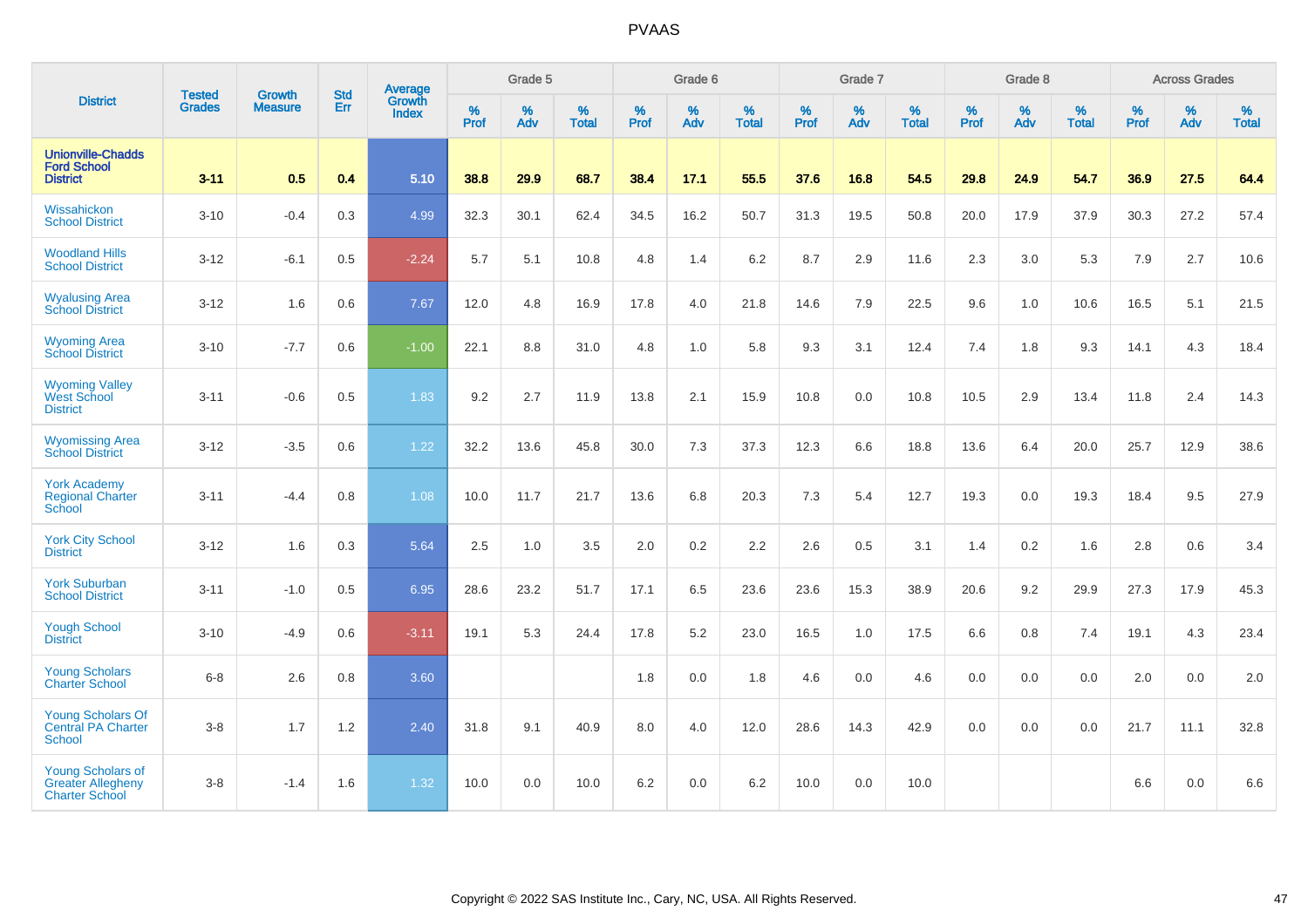| District | Tested Grades | Growth Measure | Std Err | Average Growth Index | Grade 5 | | | Grade 6 | | | Grade 7 | | | Grade 8 | | | Across Grades | | |
|---|---|---|---|---|---|---|---|---|---|---|---|---|---|---|---|---|---|---|---|
| | | | | | % Prof | % Adv | % Total | % Prof | % Adv | % Total | % Prof | % Adv | % Total | % Prof | % Adv | % Total | % Prof | % Adv | % Total |
| **Unionville-Chadds Ford School District** | **3-11** | **0.5** | **0.4** | **5.10** | **38.8** | **29.9** | **68.7** | **38.4** | **17.1** | **55.5** | **37.6** | **16.8** | **54.5** | **29.8** | **24.9** | **54.7** | **36.9** | **27.5** | **64.4** |
| Wissahickon School District | 3-10 | -0.4 | 0.3 | 4.99 | 32.3 | 30.1 | 62.4 | 34.5 | 16.2 | 50.7 | 31.3 | 19.5 | 50.8 | 20.0 | 17.9 | 37.9 | 30.3 | 27.2 | 57.4 |
| Woodland Hills School District | 3-12 | -6.1 | 0.5 | -2.24 | 5.7 | 5.1 | 10.8 | 4.8 | 1.4 | 6.2 | 8.7 | 2.9 | 11.6 | 2.3 | 3.0 | 5.3 | 7.9 | 2.7 | 10.6 |
| Wyalusing Area School District | 3-12 | 1.6 | 0.6 | 7.67 | 12.0 | 4.8 | 16.9 | 17.8 | 4.0 | 21.8 | 14.6 | 7.9 | 22.5 | 9.6 | 1.0 | 10.6 | 16.5 | 5.1 | 21.5 |
| Wyoming Area School District | 3-10 | -7.7 | 0.6 | -1.00 | 22.1 | 8.8 | 31.0 | 4.8 | 1.0 | 5.8 | 9.3 | 3.1 | 12.4 | 7.4 | 1.8 | 9.3 | 14.1 | 4.3 | 18.4 |
| Wyoming Valley West School District | 3-11 | -0.6 | 0.5 | 1.83 | 9.2 | 2.7 | 11.9 | 13.8 | 2.1 | 15.9 | 10.8 | 0.0 | 10.8 | 10.5 | 2.9 | 13.4 | 11.8 | 2.4 | 14.3 |
| Wyomissing Area School District | 3-12 | -3.5 | 0.6 | 1.22 | 32.2 | 13.6 | 45.8 | 30.0 | 7.3 | 37.3 | 12.3 | 6.6 | 18.8 | 13.6 | 6.4 | 20.0 | 25.7 | 12.9 | 38.6 |
| York Academy Regional Charter School | 3-11 | -4.4 | 0.8 | 1.08 | 10.0 | 11.7 | 21.7 | 13.6 | 6.8 | 20.3 | 7.3 | 5.4 | 12.7 | 19.3 | 0.0 | 19.3 | 18.4 | 9.5 | 27.9 |
| York City School District | 3-12 | 1.6 | 0.3 | 5.64 | 2.5 | 1.0 | 3.5 | 2.0 | 0.2 | 2.2 | 2.6 | 0.5 | 3.1 | 1.4 | 0.2 | 1.6 | 2.8 | 0.6 | 3.4 |
| York Suburban School District | 3-11 | -1.0 | 0.5 | 6.95 | 28.6 | 23.2 | 51.7 | 17.1 | 6.5 | 23.6 | 23.6 | 15.3 | 38.9 | 20.6 | 9.2 | 29.9 | 27.3 | 17.9 | 45.3 |
| Yough School District | 3-10 | -4.9 | 0.6 | -3.11 | 19.1 | 5.3 | 24.4 | 17.8 | 5.2 | 23.0 | 16.5 | 1.0 | 17.5 | 6.6 | 0.8 | 7.4 | 19.1 | 4.3 | 23.4 |
| Young Scholars Charter School | 6-8 | 2.6 | 0.8 | 3.60 | | | | 1.8 | 0.0 | 1.8 | 4.6 | 0.0 | 4.6 | 0.0 | 0.0 | 0.0 | 2.0 | 0.0 | 2.0 |
| Young Scholars Of Central PA Charter School | 3-8 | 1.7 | 1.2 | 2.40 | 31.8 | 9.1 | 40.9 | 8.0 | 4.0 | 12.0 | 28.6 | 14.3 | 42.9 | 0.0 | 0.0 | 0.0 | 21.7 | 11.1 | 32.8 |
| Young Scholars of Greater Allegheny Charter School | 3-8 | -1.4 | 1.6 | 1.32 | 10.0 | 0.0 | 10.0 | 6.2 | 0.0 | 6.2 | 10.0 | 0.0 | 10.0 | | | | 6.6 | 0.0 | 6.6 |

Copyright © 2022 SAS Institute Inc., Cary, NC, USA. All Rights Reserved.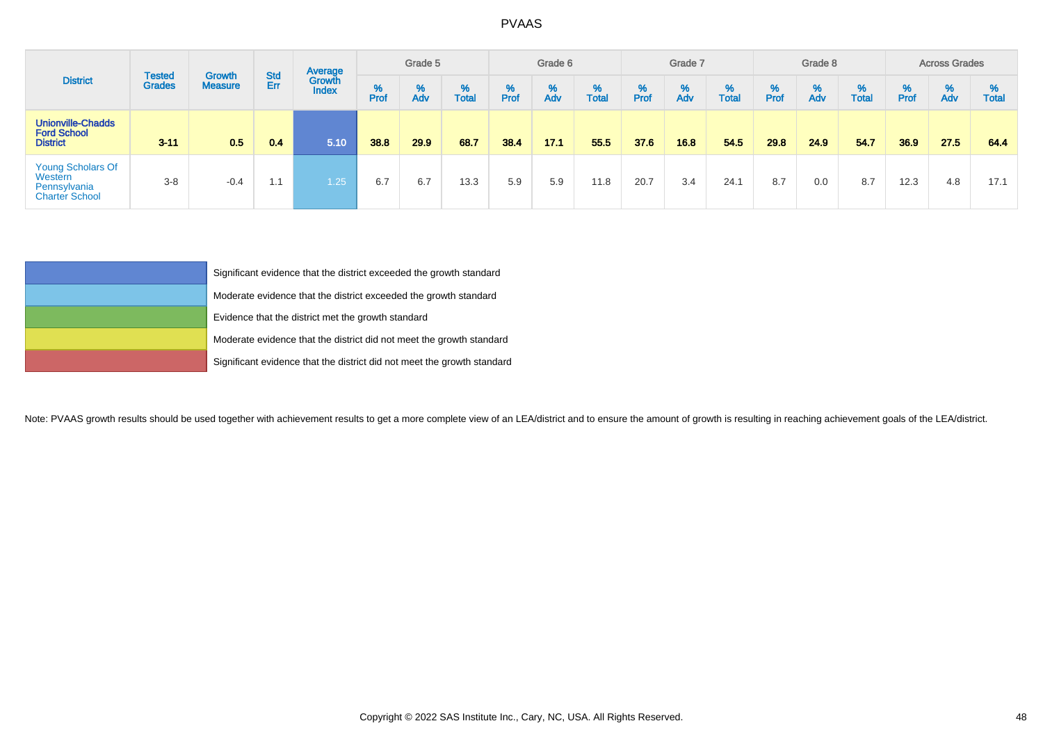# PVAAS

| District | Tested Grades | Growth Measure | Std Err | Average Growth Index | Grade 5 | | | Grade 6 | | | Grade 7 | | | Grade 8 | | | Across Grades | | |
|---|---|---|---|---|---|---|---|---|---|---|---|---|---|---|---|---|---|---|---|
| | | | | | % Prof | % Adv | % Total | % Prof | % Adv | % Total | % Prof | % Adv | % Total | % Prof | % Adv | % Total | % Prof | % Adv | % Total |
| **Unionville-Chadds Ford School District** | **3-11** | **0.5** | **0.4** | **5.10** | **38.8** | **29.9** | **68.7** | **38.4** | **17.1** | **55.5** | **37.6** | **16.8** | **54.5** | **29.8** | **24.9** | **54.7** | **36.9** | **27.5** | **64.4** |
| Young Scholars Of Western Pennsylvania Charter School | 3-8 | -0.4 | 1.1 | 1.25 | 6.7 | 6.7 | 13.3 | 5.9 | 5.9 | 11.8 | 20.7 | 3.4 | 24.1 | 8.7 | 0.0 | 8.7 | 12.3 | 4.8 | 17.1 |

Significant evidence that the district exceeded the growth standard

Moderate evidence that the district exceeded the growth standard

Evidence that the district met the growth standard

Moderate evidence that the district did not meet the growth standard

Significant evidence that the district did not meet the growth standard

Note: PVAAS growth results should be used together with achievement results to get a more complete view of an LEA/district and to ensure the amount of growth is resulting in reaching achievement goals of the LEA/district.

Copyright © 2022 SAS Institute Inc., Cary, NC, USA. All Rights Reserved.